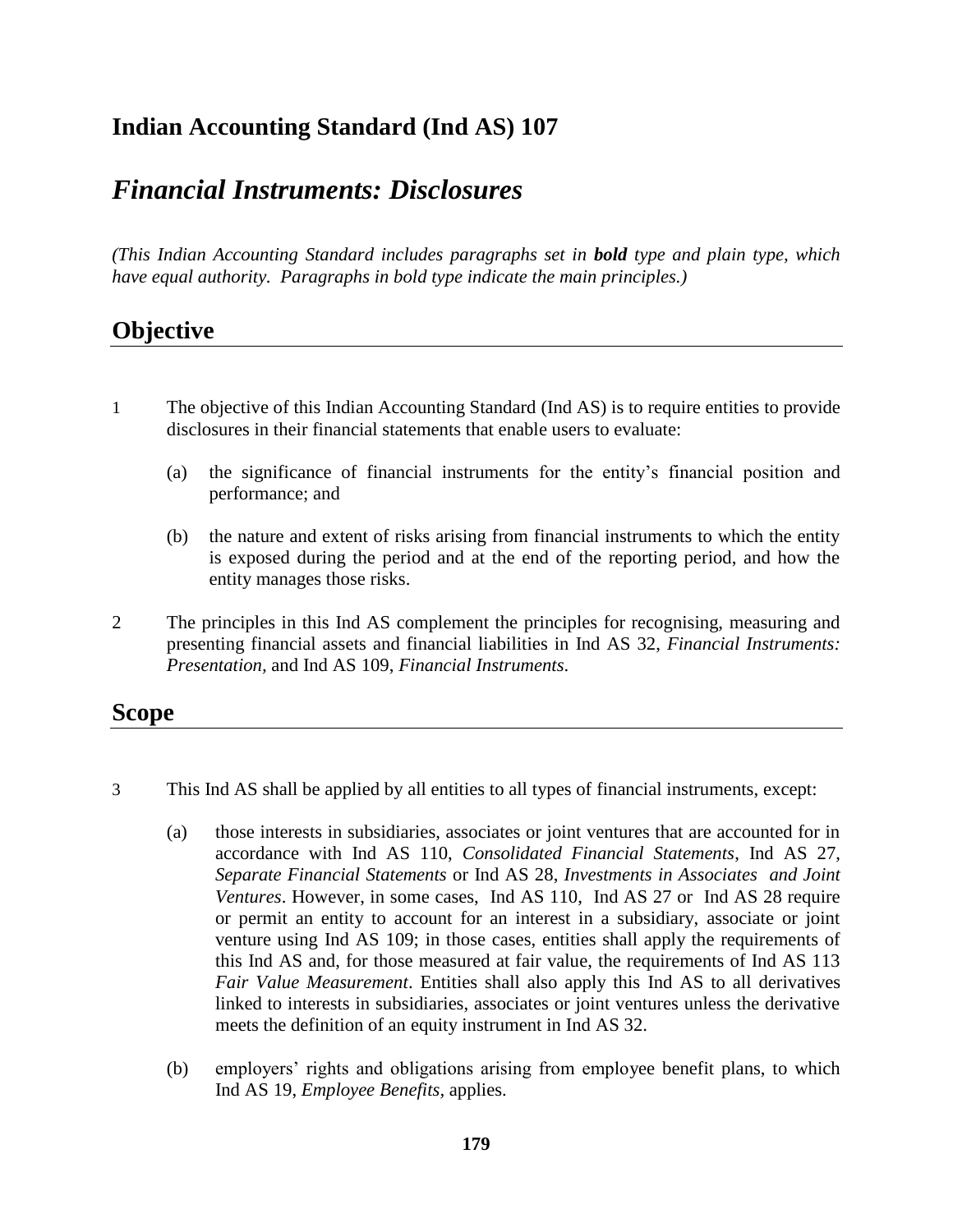# Indian Accounting Standard (Ind AS) 107

## *Financial Instruments: Disclosures*

*(This Indian Accounting Standard includes paragraphs set in* ***bold*** *type and plain type, which have equal authority. Paragraphs in bold type indicate the main principles.)*

## Objective

1 The objective of this Indian Accounting Standard (Ind AS) is to require entities to provide disclosures in their financial statements that enable users to evaluate:

(a) the significance of financial instruments for the entity's financial position and performance; and

(b) the nature and extent of risks arising from financial instruments to which the entity is exposed during the period and at the end of the reporting period, and how the entity manages those risks.

2 The principles in this Ind AS complement the principles for recognising, measuring and presenting financial assets and financial liabilities in Ind AS 32, *Financial Instruments: Presentation,* and Ind AS 109, *Financial Instruments*.

## Scope

3 This Ind AS shall be applied by all entities to all types of financial instruments, except:

(a) those interests in subsidiaries, associates or joint ventures that are accounted for in accordance with Ind AS 110, *Consolidated Financial Statements*, Ind AS 27, *Separate Financial Statements* or Ind AS 28, *Investments in Associates and Joint Ventures*. However, in some cases, Ind AS 110, Ind AS 27 or Ind AS 28 require or permit an entity to account for an interest in a subsidiary, associate or joint venture using Ind AS 109; in those cases, entities shall apply the requirements of this Ind AS and, for those measured at fair value, the requirements of Ind AS 113 *Fair Value Measurement*. Entities shall also apply this Ind AS to all derivatives linked to interests in subsidiaries, associates or joint ventures unless the derivative meets the definition of an equity instrument in Ind AS 32.

(b) employers' rights and obligations arising from employee benefit plans, to which Ind AS 19, *Employee Benefits*, applies.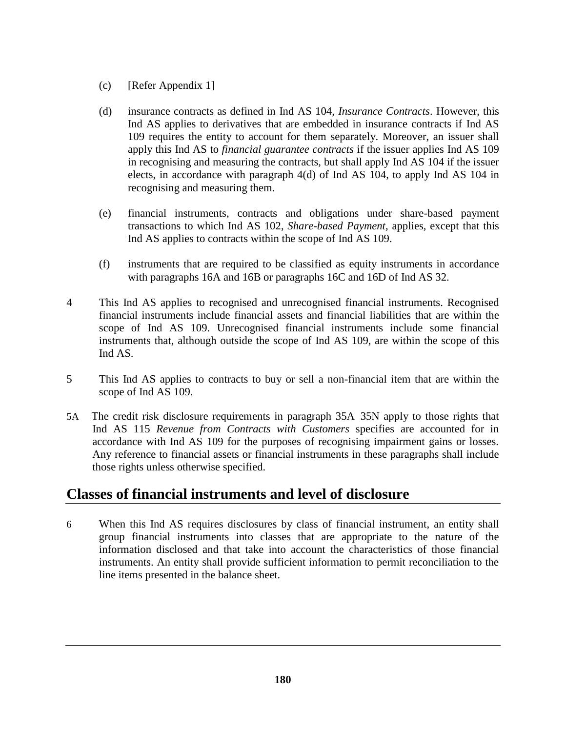(c) [Refer Appendix 1]

(d) insurance contracts as defined in Ind AS 104, *Insurance Contracts*. However, this Ind AS applies to derivatives that are embedded in insurance contracts if Ind AS 109 requires the entity to account for them separately. Moreover, an issuer shall apply this Ind AS to *financial guarantee contracts* if the issuer applies Ind AS 109 in recognising and measuring the contracts, but shall apply Ind AS 104 if the issuer elects, in accordance with paragraph 4(d) of Ind AS 104, to apply Ind AS 104 in recognising and measuring them.

(e) financial instruments, contracts and obligations under share-based payment transactions to which Ind AS 102, *Share-based Payment,* applies, except that this Ind AS applies to contracts within the scope of Ind AS 109.

(f) instruments that are required to be classified as equity instruments in accordance with paragraphs 16A and 16B or paragraphs 16C and 16D of Ind AS 32.

4 This Ind AS applies to recognised and unrecognised financial instruments. Recognised financial instruments include financial assets and financial liabilities that are within the scope of Ind AS 109. Unrecognised financial instruments include some financial instruments that, although outside the scope of Ind AS 109, are within the scope of this Ind AS.

5 This Ind AS applies to contracts to buy or sell a non-financial item that are within the scope of Ind AS 109.

5A The credit risk disclosure requirements in paragraph 35A–35N apply to those rights that Ind AS 115 *Revenue from Contracts with Customers* specifies are accounted for in accordance with Ind AS 109 for the purposes of recognising impairment gains or losses. Any reference to financial assets or financial instruments in these paragraphs shall include those rights unless otherwise specified.

## Classes of financial instruments and level of disclosure

6 When this Ind AS requires disclosures by class of financial instrument, an entity shall group financial instruments into classes that are appropriate to the nature of the information disclosed and that take into account the characteristics of those financial instruments. An entity shall provide sufficient information to permit reconciliation to the line items presented in the balance sheet.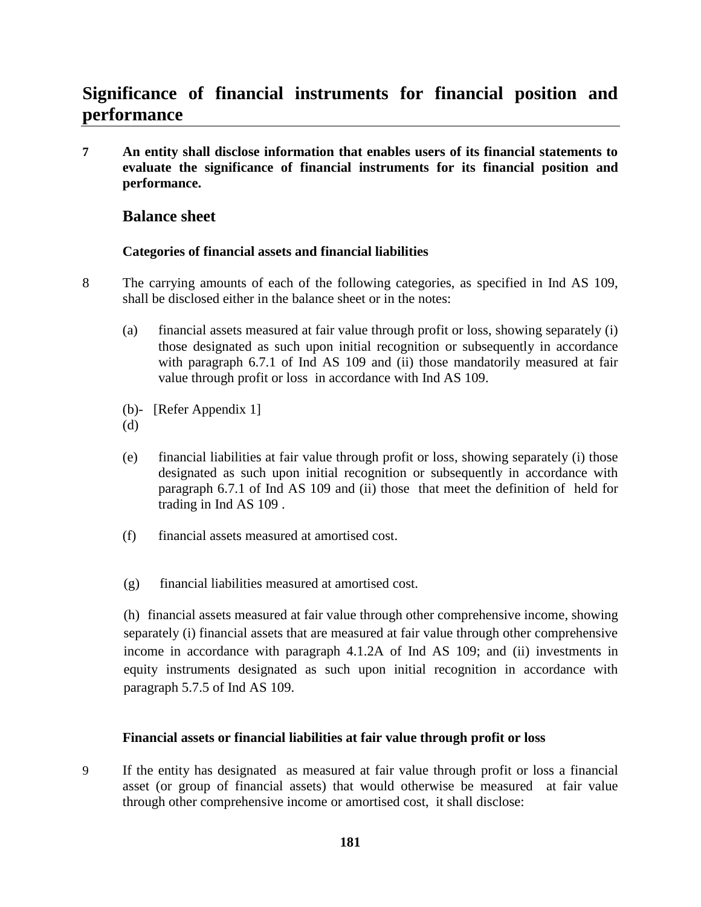## Significance of financial instruments for financial position and performance

**7 An entity shall disclose information that enables users of its financial statements to evaluate the significance of financial instruments for its financial position and performance.**

### Balance sheet

#### Categories of financial assets and financial liabilities

8 The carrying amounts of each of the following categories, as specified in Ind AS 109, shall be disclosed either in the balance sheet or in the notes:

(a) financial assets measured at fair value through profit or loss, showing separately (i) those designated as such upon initial recognition or subsequently in accordance with paragraph 6.7.1 of Ind AS 109 and (ii) those mandatorily measured at fair value through profit or loss in accordance with Ind AS 109.

(b)-(d) [Refer Appendix 1]

(e) financial liabilities at fair value through profit or loss, showing separately (i) those designated as such upon initial recognition or subsequently in accordance with paragraph 6.7.1 of Ind AS 109 and (ii) those that meet the definition of held for trading in Ind AS 109 .

(f) financial assets measured at amortised cost.

(g) financial liabilities measured at amortised cost.

(h) financial assets measured at fair value through other comprehensive income, showing separately (i) financial assets that are measured at fair value through other comprehensive income in accordance with paragraph 4.1.2A of Ind AS 109; and (ii) investments in equity instruments designated as such upon initial recognition in accordance with paragraph 5.7.5 of Ind AS 109.

#### Financial assets or financial liabilities at fair value through profit or loss

9 If the entity has designated as measured at fair value through profit or loss a financial asset (or group of financial assets) that would otherwise be measured at fair value through other comprehensive income or amortised cost, it shall disclose: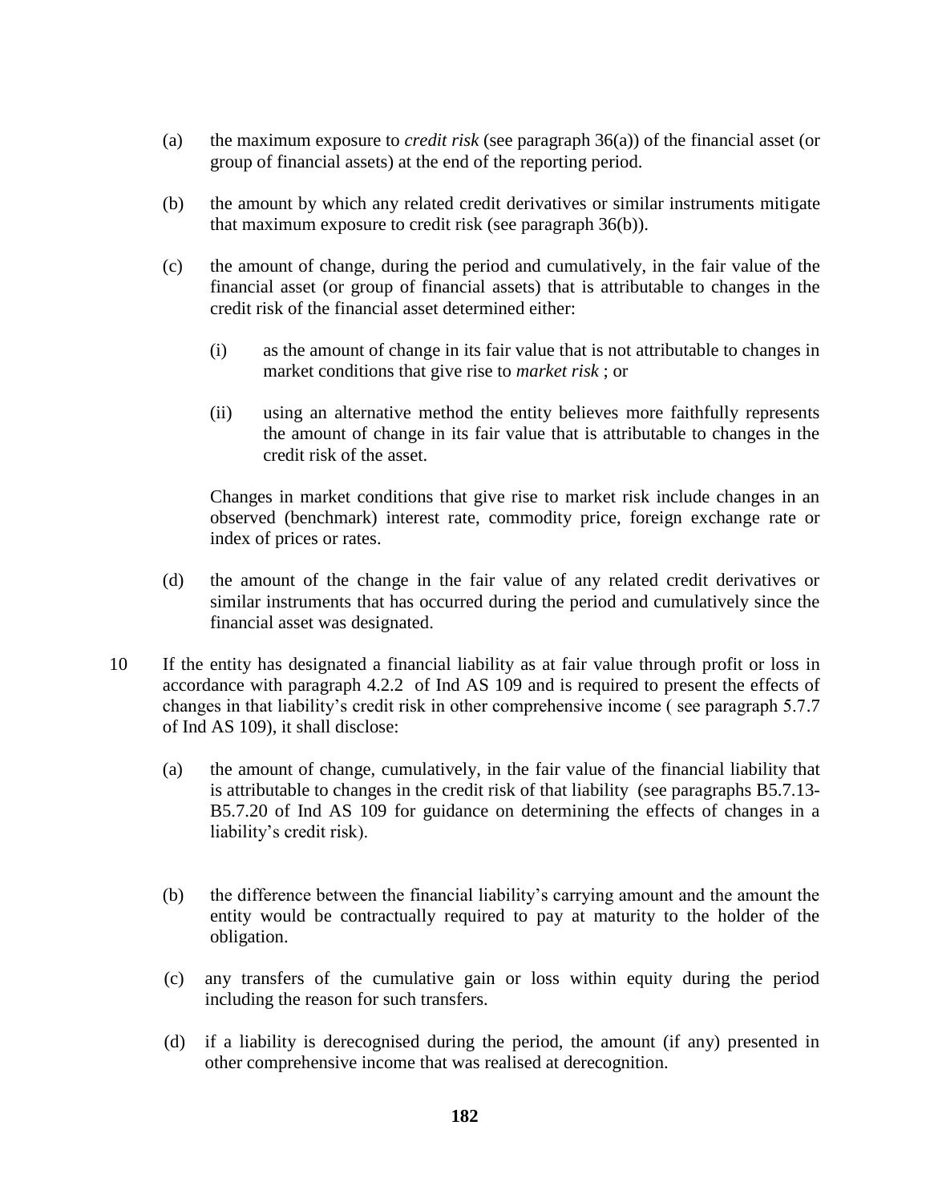(a) the maximum exposure to *credit risk* (see paragraph 36(a)) of the financial asset (or group of financial assets) at the end of the reporting period.

(b) the amount by which any related credit derivatives or similar instruments mitigate that maximum exposure to credit risk (see paragraph 36(b)).

(c) the amount of change, during the period and cumulatively, in the fair value of the financial asset (or group of financial assets) that is attributable to changes in the credit risk of the financial asset determined either:

   (i) as the amount of change in its fair value that is not attributable to changes in market conditions that give rise to *market risk* ; or

   (ii) using an alternative method the entity believes more faithfully represents the amount of change in its fair value that is attributable to changes in the credit risk of the asset.

   Changes in market conditions that give rise to market risk include changes in an observed (benchmark) interest rate, commodity price, foreign exchange rate or index of prices or rates.

(d) the amount of the change in the fair value of any related credit derivatives or similar instruments that has occurred during the period and cumulatively since the financial asset was designated.

10 If the entity has designated a financial liability as at fair value through profit or loss in accordance with paragraph 4.2.2 of Ind AS 109 and is required to present the effects of changes in that liability's credit risk in other comprehensive income ( see paragraph 5.7.7 of Ind AS 109), it shall disclose:

(a) the amount of change, cumulatively, in the fair value of the financial liability that is attributable to changes in the credit risk of that liability (see paragraphs B5.7.13-B5.7.20 of Ind AS 109 for guidance on determining the effects of changes in a liability's credit risk).

(b) the difference between the financial liability's carrying amount and the amount the entity would be contractually required to pay at maturity to the holder of the obligation.

(c) any transfers of the cumulative gain or loss within equity during the period including the reason for such transfers.

(d) if a liability is derecognised during the period, the amount (if any) presented in other comprehensive income that was realised at derecognition.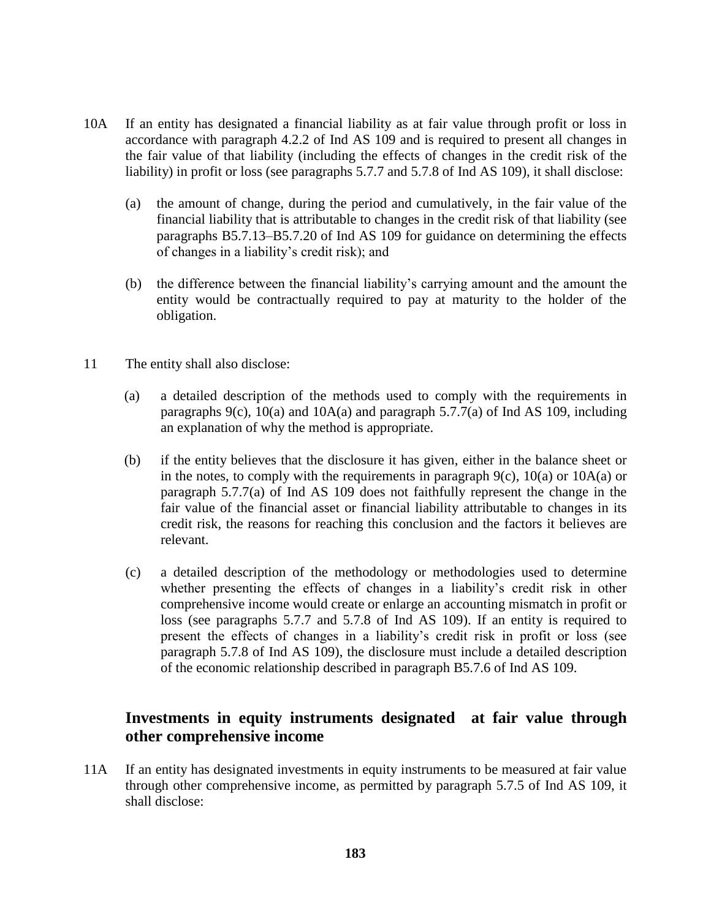10A If an entity has designated a financial liability as at fair value through profit or loss in accordance with paragraph 4.2.2 of Ind AS 109 and is required to present all changes in the fair value of that liability (including the effects of changes in the credit risk of the liability) in profit or loss (see paragraphs 5.7.7 and 5.7.8 of Ind AS 109), it shall disclose:

(a) the amount of change, during the period and cumulatively, in the fair value of the financial liability that is attributable to changes in the credit risk of that liability (see paragraphs B5.7.13–B5.7.20 of Ind AS 109 for guidance on determining the effects of changes in a liability's credit risk); and

(b) the difference between the financial liability's carrying amount and the amount the entity would be contractually required to pay at maturity to the holder of the obligation.

11 The entity shall also disclose:

(a) a detailed description of the methods used to comply with the requirements in paragraphs 9(c), 10(a) and 10A(a) and paragraph 5.7.7(a) of Ind AS 109, including an explanation of why the method is appropriate.

(b) if the entity believes that the disclosure it has given, either in the balance sheet or in the notes, to comply with the requirements in paragraph 9(c), 10(a) or 10A(a) or paragraph 5.7.7(a) of Ind AS 109 does not faithfully represent the change in the fair value of the financial asset or financial liability attributable to changes in its credit risk, the reasons for reaching this conclusion and the factors it believes are relevant.

(c) a detailed description of the methodology or methodologies used to determine whether presenting the effects of changes in a liability's credit risk in other comprehensive income would create or enlarge an accounting mismatch in profit or loss (see paragraphs 5.7.7 and 5.7.8 of Ind AS 109). If an entity is required to present the effects of changes in a liability's credit risk in profit or loss (see paragraph 5.7.8 of Ind AS 109), the disclosure must include a detailed description of the economic relationship described in paragraph B5.7.6 of Ind AS 109.

## Investments in equity instruments designated at fair value through other comprehensive income

11A If an entity has designated investments in equity instruments to be measured at fair value through other comprehensive income, as permitted by paragraph 5.7.5 of Ind AS 109, it shall disclose: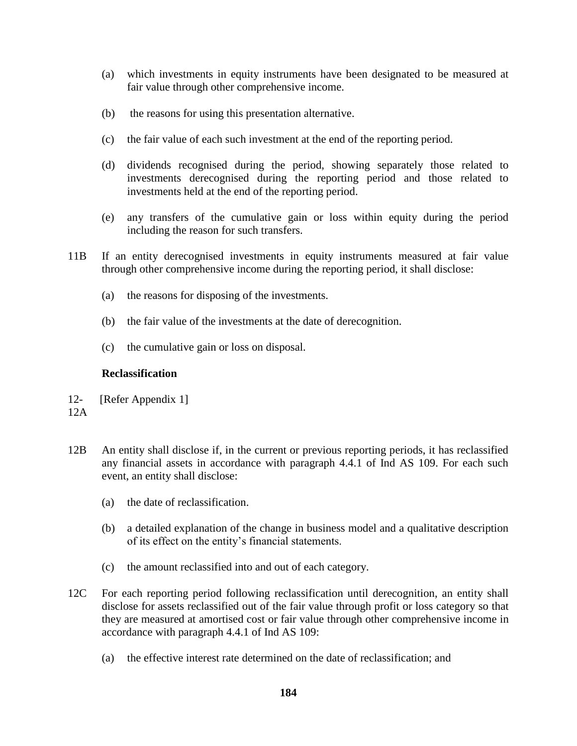(a) which investments in equity instruments have been designated to be measured at fair value through other comprehensive income.

(b) the reasons for using this presentation alternative.

(c) the fair value of each such investment at the end of the reporting period.

(d) dividends recognised during the period, showing separately those related to investments derecognised during the reporting period and those related to investments held at the end of the reporting period.

(e) any transfers of the cumulative gain or loss within equity during the period including the reason for such transfers.

11B If an entity derecognised investments in equity instruments measured at fair value through other comprehensive income during the reporting period, it shall disclose:

(a) the reasons for disposing of the investments.

(b) the fair value of the investments at the date of derecognition.

(c) the cumulative gain or loss on disposal.

**Reclassification**

12-12A [Refer Appendix 1]

12B An entity shall disclose if, in the current or previous reporting periods, it has reclassified any financial assets in accordance with paragraph 4.4.1 of Ind AS 109. For each such event, an entity shall disclose:

(a) the date of reclassification.

(b) a detailed explanation of the change in business model and a qualitative description of its effect on the entity's financial statements.

(c) the amount reclassified into and out of each category.

12C For each reporting period following reclassification until derecognition, an entity shall disclose for assets reclassified out of the fair value through profit or loss category so that they are measured at amortised cost or fair value through other comprehensive income in accordance with paragraph 4.4.1 of Ind AS 109:

(a) the effective interest rate determined on the date of reclassification; and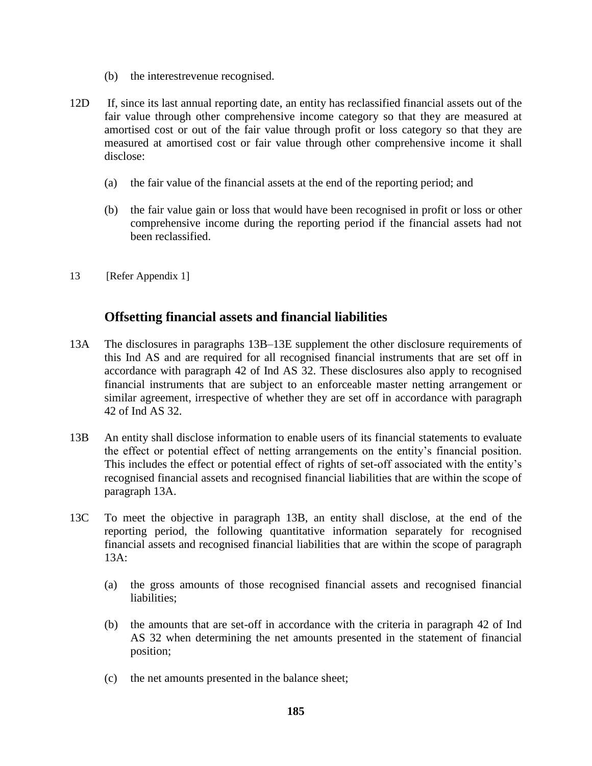(b) the interestrevenue recognised.

12D If, since its last annual reporting date, an entity has reclassified financial assets out of the fair value through other comprehensive income category so that they are measured at amortised cost or out of the fair value through profit or loss category so that they are measured at amortised cost or fair value through other comprehensive income it shall disclose:

(a) the fair value of the financial assets at the end of the reporting period; and

(b) the fair value gain or loss that would have been recognised in profit or loss or other comprehensive income during the reporting period if the financial assets had not been reclassified.

13 [Refer Appendix 1]

## Offsetting financial assets and financial liabilities

13A The disclosures in paragraphs 13B–13E supplement the other disclosure requirements of this Ind AS and are required for all recognised financial instruments that are set off in accordance with paragraph 42 of Ind AS 32. These disclosures also apply to recognised financial instruments that are subject to an enforceable master netting arrangement or similar agreement, irrespective of whether they are set off in accordance with paragraph 42 of Ind AS 32.

13B An entity shall disclose information to enable users of its financial statements to evaluate the effect or potential effect of netting arrangements on the entity's financial position. This includes the effect or potential effect of rights of set-off associated with the entity's recognised financial assets and recognised financial liabilities that are within the scope of paragraph 13A.

13C To meet the objective in paragraph 13B, an entity shall disclose, at the end of the reporting period, the following quantitative information separately for recognised financial assets and recognised financial liabilities that are within the scope of paragraph 13A:

(a) the gross amounts of those recognised financial assets and recognised financial liabilities;

(b) the amounts that are set-off in accordance with the criteria in paragraph 42 of Ind AS 32 when determining the net amounts presented in the statement of financial position;

(c) the net amounts presented in the balance sheet;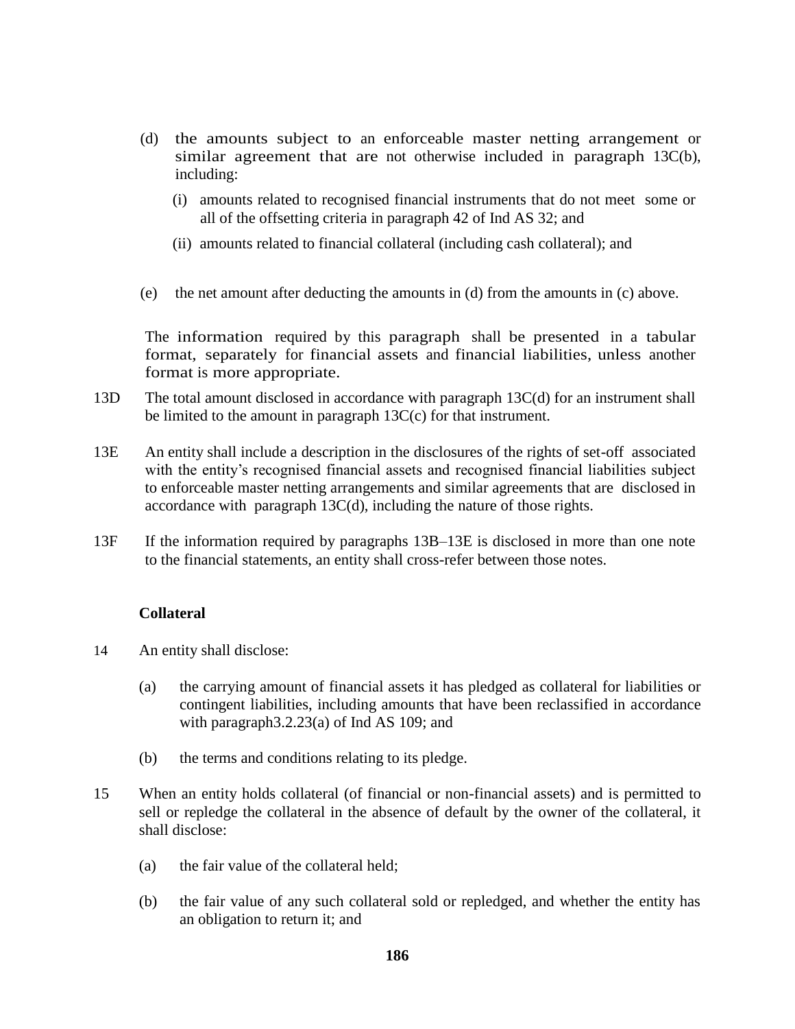(d) the amounts subject to an enforceable master netting arrangement or similar agreement that are not otherwise included in paragraph 13C(b), including:

   (i) amounts related to recognised financial instruments that do not meet some or all of the offsetting criteria in paragraph 42 of Ind AS 32; and

   (ii) amounts related to financial collateral (including cash collateral); and

(e) the net amount after deducting the amounts in (d) from the amounts in (c) above.

The information required by this paragraph shall be presented in a tabular format, separately for financial assets and financial liabilities, unless another format is more appropriate.

13D The total amount disclosed in accordance with paragraph 13C(d) for an instrument shall be limited to the amount in paragraph 13C(c) for that instrument.

13E An entity shall include a description in the disclosures of the rights of set-off associated with the entity's recognised financial assets and recognised financial liabilities subject to enforceable master netting arrangements and similar agreements that are disclosed in accordance with paragraph 13C(d), including the nature of those rights.

13F If the information required by paragraphs 13B–13E is disclosed in more than one note to the financial statements, an entity shall cross-refer between those notes.

### Collateral

14 An entity shall disclose:

(a) the carrying amount of financial assets it has pledged as collateral for liabilities or contingent liabilities, including amounts that have been reclassified in accordance with paragraph3.2.23(a) of Ind AS 109; and

(b) the terms and conditions relating to its pledge.

15 When an entity holds collateral (of financial or non-financial assets) and is permitted to sell or repledge the collateral in the absence of default by the owner of the collateral, it shall disclose:

(a) the fair value of the collateral held;

(b) the fair value of any such collateral sold or repledged, and whether the entity has an obligation to return it; and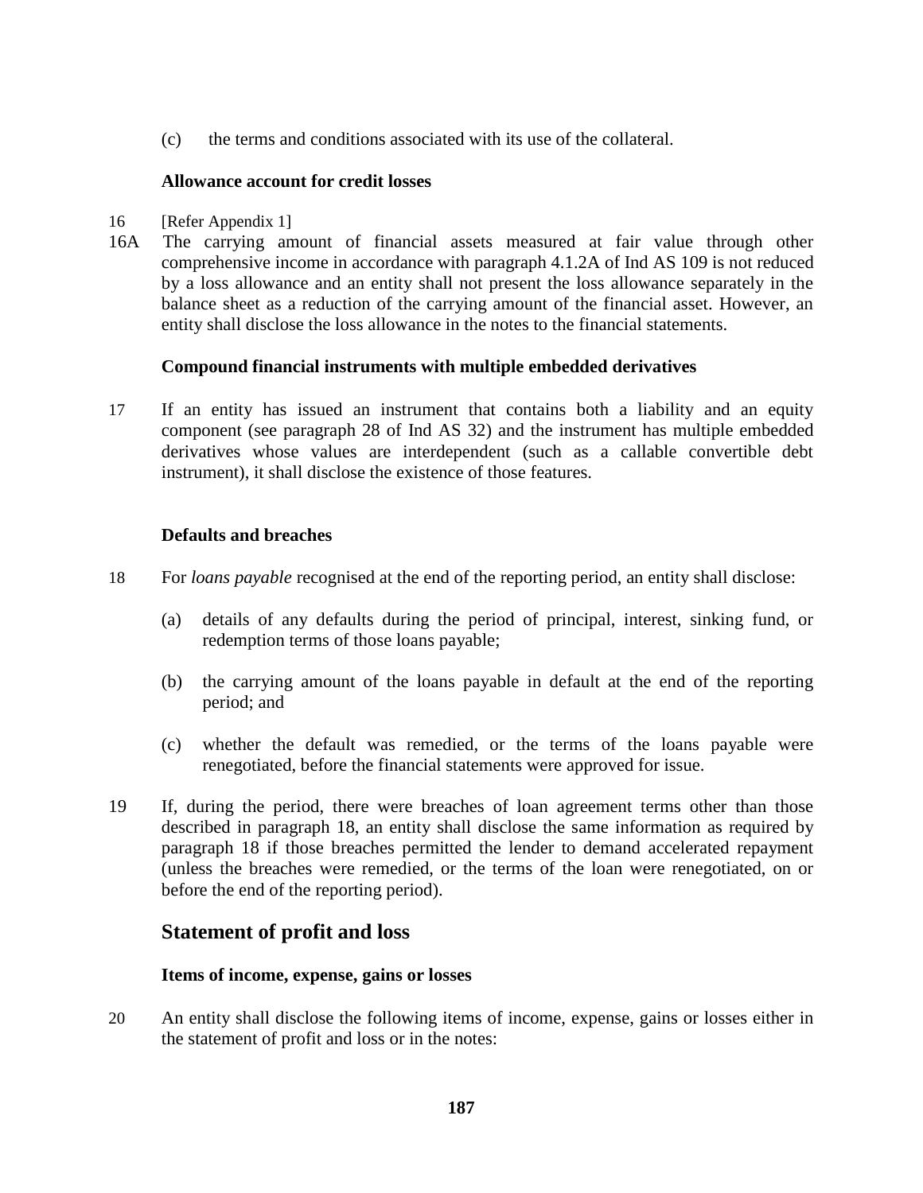(c) the terms and conditions associated with its use of the collateral.

### Allowance account for credit losses

16 [Refer Appendix 1]

16A The carrying amount of financial assets measured at fair value through other comprehensive income in accordance with paragraph 4.1.2A of Ind AS 109 is not reduced by a loss allowance and an entity shall not present the loss allowance separately in the balance sheet as a reduction of the carrying amount of the financial asset. However, an entity shall disclose the loss allowance in the notes to the financial statements.

### Compound financial instruments with multiple embedded derivatives

17 If an entity has issued an instrument that contains both a liability and an equity component (see paragraph 28 of Ind AS 32) and the instrument has multiple embedded derivatives whose values are interdependent (such as a callable convertible debt instrument), it shall disclose the existence of those features.

### Defaults and breaches

18 For *loans payable* recognised at the end of the reporting period, an entity shall disclose:

(a) details of any defaults during the period of principal, interest, sinking fund, or redemption terms of those loans payable;

(b) the carrying amount of the loans payable in default at the end of the reporting period; and

(c) whether the default was remedied, or the terms of the loans payable were renegotiated, before the financial statements were approved for issue.

19 If, during the period, there were breaches of loan agreement terms other than those described in paragraph 18, an entity shall disclose the same information as required by paragraph 18 if those breaches permitted the lender to demand accelerated repayment (unless the breaches were remedied, or the terms of the loan were renegotiated, on or before the end of the reporting period).

## Statement of profit and loss

### Items of income, expense, gains or losses

20 An entity shall disclose the following items of income, expense, gains or losses either in the statement of profit and loss or in the notes: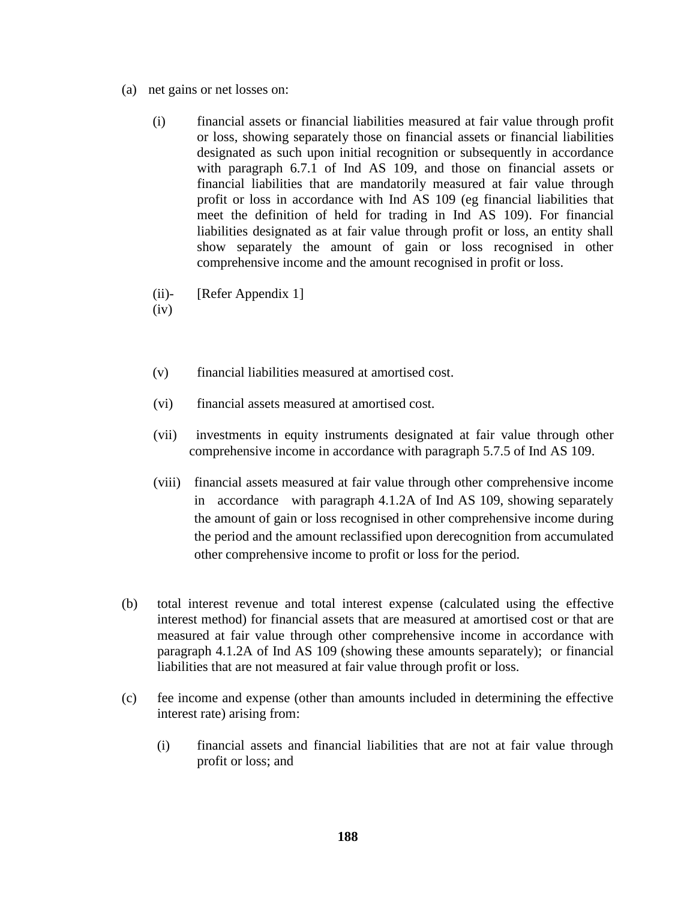(a) net gains or net losses on:

  (i) financial assets or financial liabilities measured at fair value through profit or loss, showing separately those on financial assets or financial liabilities designated as such upon initial recognition or subsequently in accordance with paragraph 6.7.1 of Ind AS 109, and those on financial assets or financial liabilities that are mandatorily measured at fair value through profit or loss in accordance with Ind AS 109 (eg financial liabilities that meet the definition of held for trading in Ind AS 109). For financial liabilities designated as at fair value through profit or loss, an entity shall show separately the amount of gain or loss recognised in other comprehensive income and the amount recognised in profit or loss.

  (ii)-(iv) [Refer Appendix 1]

  (v) financial liabilities measured at amortised cost.

  (vi) financial assets measured at amortised cost.

  (vii) investments in equity instruments designated at fair value through other comprehensive income in accordance with paragraph 5.7.5 of Ind AS 109.

  (viii) financial assets measured at fair value through other comprehensive income in accordance with paragraph 4.1.2A of Ind AS 109, showing separately the amount of gain or loss recognised in other comprehensive income during the period and the amount reclassified upon derecognition from accumulated other comprehensive income to profit or loss for the period.

(b) total interest revenue and total interest expense (calculated using the effective interest method) for financial assets that are measured at amortised cost or that are measured at fair value through other comprehensive income in accordance with paragraph 4.1.2A of Ind AS 109 (showing these amounts separately); or financial liabilities that are not measured at fair value through profit or loss.

(c) fee income and expense (other than amounts included in determining the effective interest rate) arising from:

  (i) financial assets and financial liabilities that are not at fair value through profit or loss; and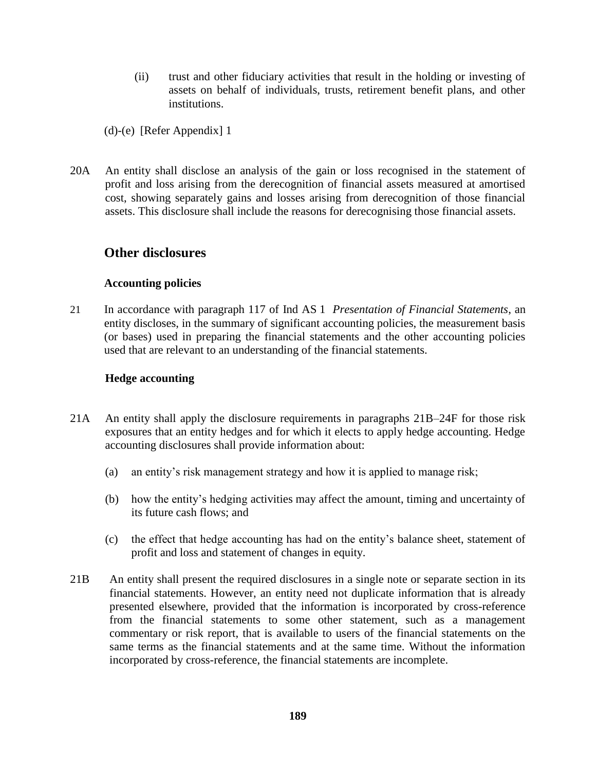(ii) trust and other fiduciary activities that result in the holding or investing of assets on behalf of individuals, trusts, retirement benefit plans, and other institutions.

(d)-(e) [Refer Appendix] 1

20A An entity shall disclose an analysis of the gain or loss recognised in the statement of profit and loss arising from the derecognition of financial assets measured at amortised cost, showing separately gains and losses arising from derecognition of those financial assets. This disclosure shall include the reasons for derecognising those financial assets.

## Other disclosures

### Accounting policies

21 In accordance with paragraph 117 of Ind AS 1 *Presentation of Financial Statements*, an entity discloses, in the summary of significant accounting policies, the measurement basis (or bases) used in preparing the financial statements and the other accounting policies used that are relevant to an understanding of the financial statements.

### Hedge accounting

21A An entity shall apply the disclosure requirements in paragraphs 21B–24F for those risk exposures that an entity hedges and for which it elects to apply hedge accounting. Hedge accounting disclosures shall provide information about:

(a) an entity's risk management strategy and how it is applied to manage risk;

(b) how the entity's hedging activities may affect the amount, timing and uncertainty of its future cash flows; and

(c) the effect that hedge accounting has had on the entity's balance sheet, statement of profit and loss and statement of changes in equity.

21B An entity shall present the required disclosures in a single note or separate section in its financial statements. However, an entity need not duplicate information that is already presented elsewhere, provided that the information is incorporated by cross-reference from the financial statements to some other statement, such as a management commentary or risk report, that is available to users of the financial statements on the same terms as the financial statements and at the same time. Without the information incorporated by cross-reference, the financial statements are incomplete.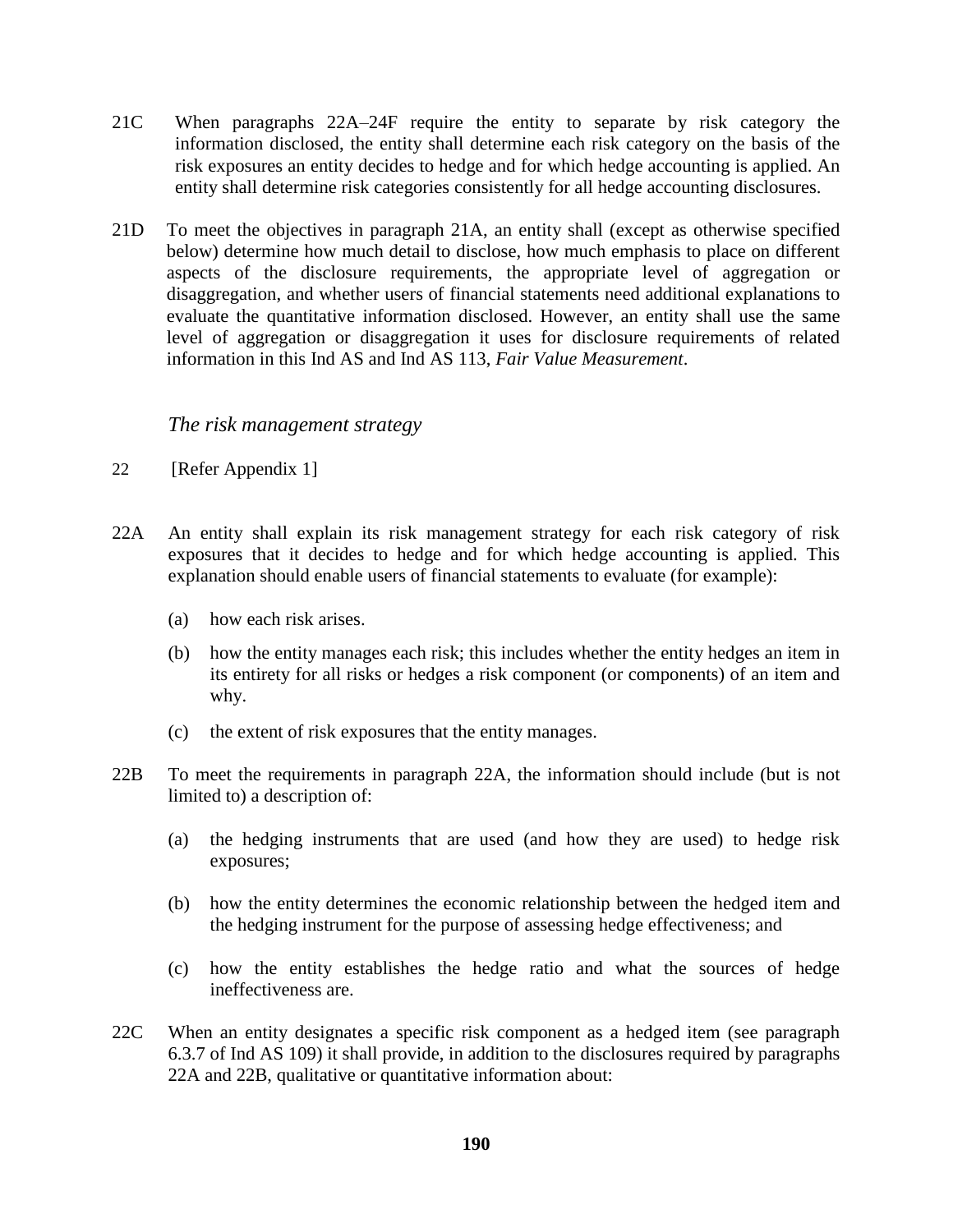21C When paragraphs 22A–24F require the entity to separate by risk category the information disclosed, the entity shall determine each risk category on the basis of the risk exposures an entity decides to hedge and for which hedge accounting is applied. An entity shall determine risk categories consistently for all hedge accounting disclosures.

21D To meet the objectives in paragraph 21A, an entity shall (except as otherwise specified below) determine how much detail to disclose, how much emphasis to place on different aspects of the disclosure requirements, the appropriate level of aggregation or disaggregation, and whether users of financial statements need additional explanations to evaluate the quantitative information disclosed. However, an entity shall use the same level of aggregation or disaggregation it uses for disclosure requirements of related information in this Ind AS and Ind AS 113, *Fair Value Measurement*.

### *The risk management strategy*

22 [Refer Appendix 1]

22A An entity shall explain its risk management strategy for each risk category of risk exposures that it decides to hedge and for which hedge accounting is applied. This explanation should enable users of financial statements to evaluate (for example):

(a) how each risk arises.

(b) how the entity manages each risk; this includes whether the entity hedges an item in its entirety for all risks or hedges a risk component (or components) of an item and why.

(c) the extent of risk exposures that the entity manages.

22B To meet the requirements in paragraph 22A, the information should include (but is not limited to) a description of:

(a) the hedging instruments that are used (and how they are used) to hedge risk exposures;

(b) how the entity determines the economic relationship between the hedged item and the hedging instrument for the purpose of assessing hedge effectiveness; and

(c) how the entity establishes the hedge ratio and what the sources of hedge ineffectiveness are.

22C When an entity designates a specific risk component as a hedged item (see paragraph 6.3.7 of Ind AS 109) it shall provide, in addition to the disclosures required by paragraphs 22A and 22B, qualitative or quantitative information about: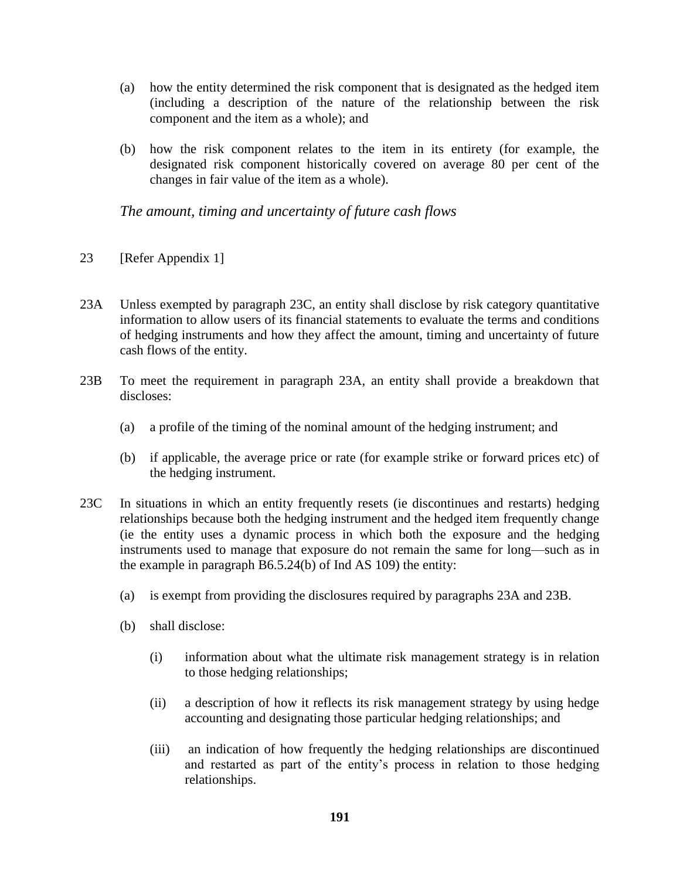(a) how the entity determined the risk component that is designated as the hedged item (including a description of the nature of the relationship between the risk component and the item as a whole); and

(b) how the risk component relates to the item in its entirety (for example, the designated risk component historically covered on average 80 per cent of the changes in fair value of the item as a whole).

*The amount, timing and uncertainty of future cash flows*

23 [Refer Appendix 1]

23A Unless exempted by paragraph 23C, an entity shall disclose by risk category quantitative information to allow users of its financial statements to evaluate the terms and conditions of hedging instruments and how they affect the amount, timing and uncertainty of future cash flows of the entity.

23B To meet the requirement in paragraph 23A, an entity shall provide a breakdown that discloses:

(a) a profile of the timing of the nominal amount of the hedging instrument; and

(b) if applicable, the average price or rate (for example strike or forward prices etc) of the hedging instrument.

23C In situations in which an entity frequently resets (ie discontinues and restarts) hedging relationships because both the hedging instrument and the hedged item frequently change (ie the entity uses a dynamic process in which both the exposure and the hedging instruments used to manage that exposure do not remain the same for long—such as in the example in paragraph B6.5.24(b) of Ind AS 109) the entity:

(a) is exempt from providing the disclosures required by paragraphs 23A and 23B.

(b) shall disclose:

(i) information about what the ultimate risk management strategy is in relation to those hedging relationships;

(ii) a description of how it reflects its risk management strategy by using hedge accounting and designating those particular hedging relationships; and

(iii) an indication of how frequently the hedging relationships are discontinued and restarted as part of the entity's process in relation to those hedging relationships.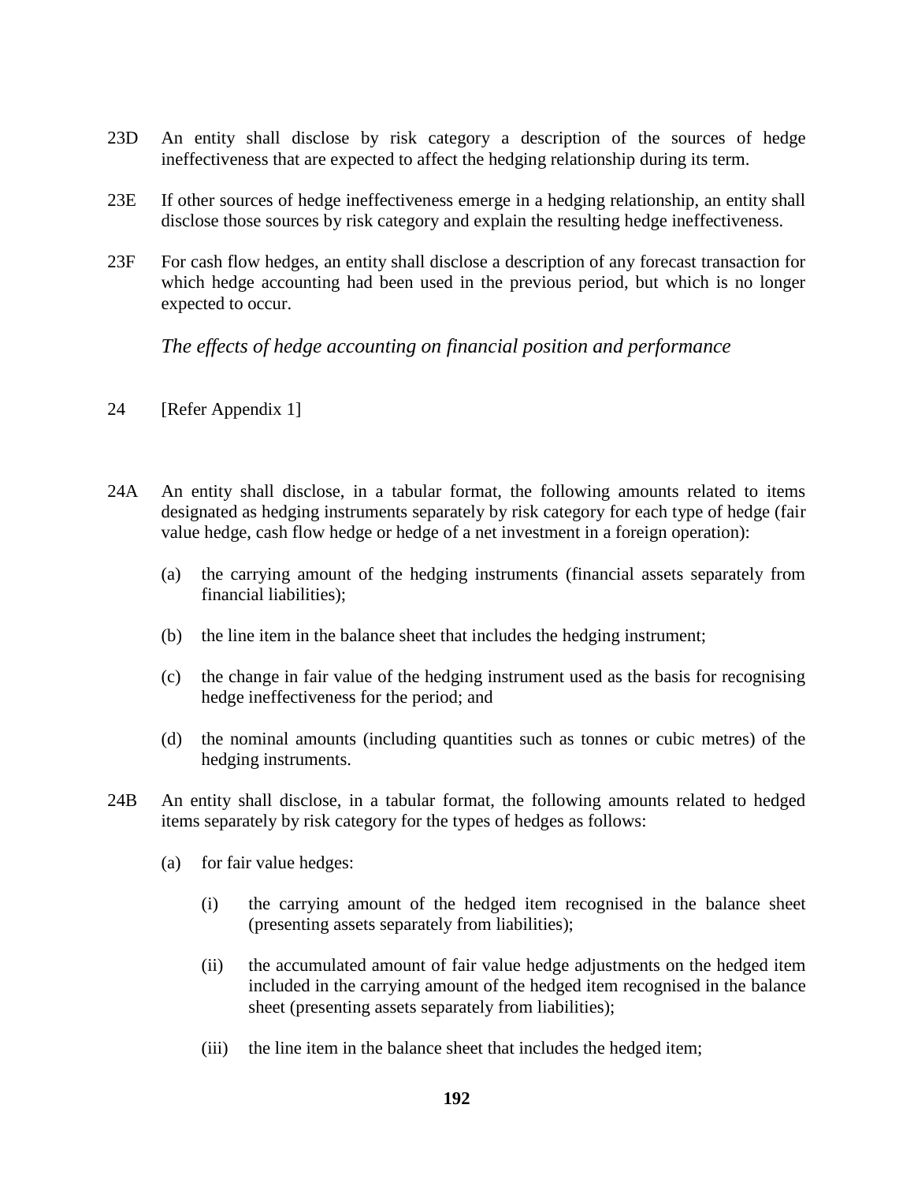23D An entity shall disclose by risk category a description of the sources of hedge ineffectiveness that are expected to affect the hedging relationship during its term.

23E If other sources of hedge ineffectiveness emerge in a hedging relationship, an entity shall disclose those sources by risk category and explain the resulting hedge ineffectiveness.

23F For cash flow hedges, an entity shall disclose a description of any forecast transaction for which hedge accounting had been used in the previous period, but which is no longer expected to occur.

*The effects of hedge accounting on financial position and performance*

24 [Refer Appendix 1]

24A An entity shall disclose, in a tabular format, the following amounts related to items designated as hedging instruments separately by risk category for each type of hedge (fair value hedge, cash flow hedge or hedge of a net investment in a foreign operation):

(a) the carrying amount of the hedging instruments (financial assets separately from financial liabilities);

(b) the line item in the balance sheet that includes the hedging instrument;

(c) the change in fair value of the hedging instrument used as the basis for recognising hedge ineffectiveness for the period; and

(d) the nominal amounts (including quantities such as tonnes or cubic metres) of the hedging instruments.

24B An entity shall disclose, in a tabular format, the following amounts related to hedged items separately by risk category for the types of hedges as follows:

(a) for fair value hedges:

(i) the carrying amount of the hedged item recognised in the balance sheet (presenting assets separately from liabilities);

(ii) the accumulated amount of fair value hedge adjustments on the hedged item included in the carrying amount of the hedged item recognised in the balance sheet (presenting assets separately from liabilities);

(iii) the line item in the balance sheet that includes the hedged item;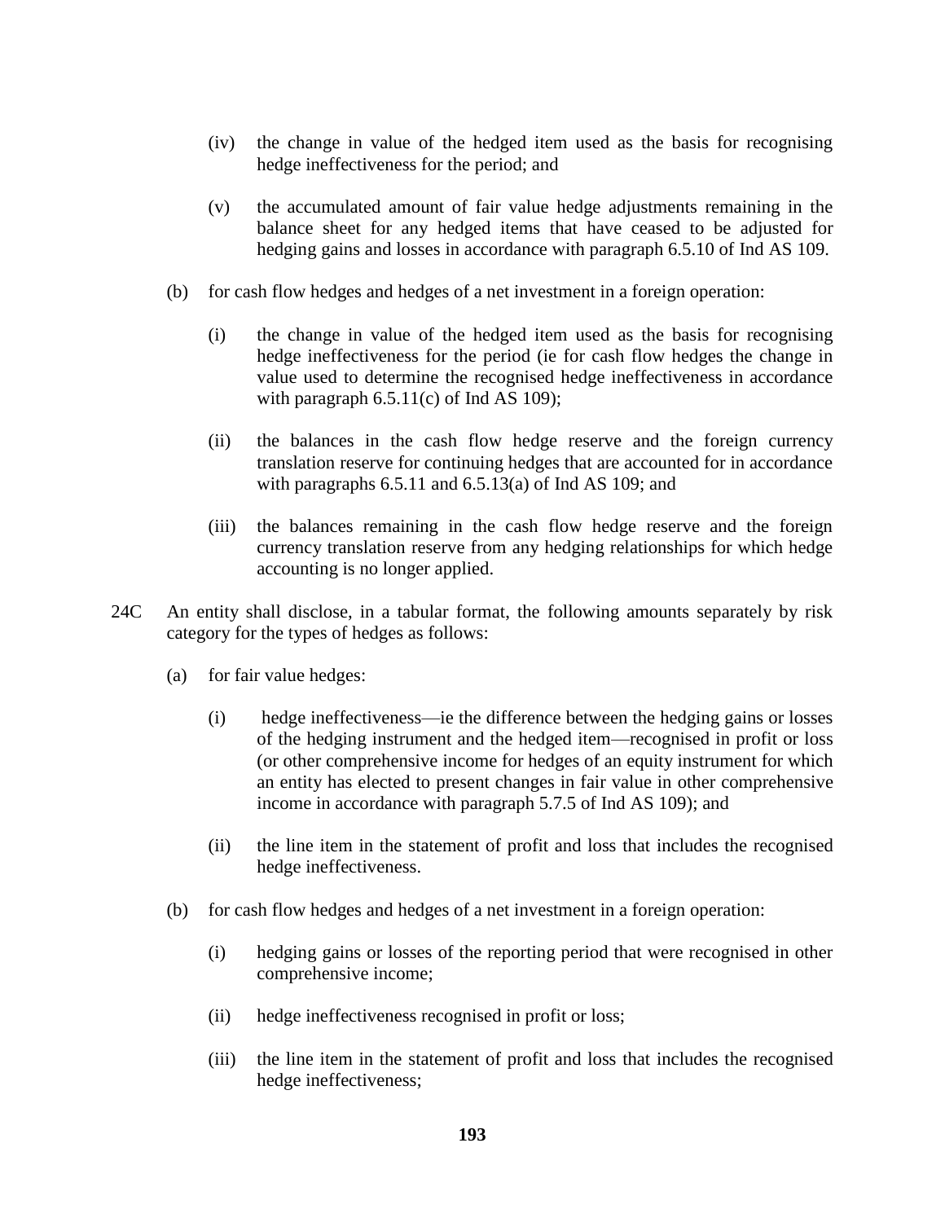(iv) the change in value of the hedged item used as the basis for recognising hedge ineffectiveness for the period; and

(v) the accumulated amount of fair value hedge adjustments remaining in the balance sheet for any hedged items that have ceased to be adjusted for hedging gains and losses in accordance with paragraph 6.5.10 of Ind AS 109.

(b) for cash flow hedges and hedges of a net investment in a foreign operation:

(i) the change in value of the hedged item used as the basis for recognising hedge ineffectiveness for the period (ie for cash flow hedges the change in value used to determine the recognised hedge ineffectiveness in accordance with paragraph 6.5.11(c) of Ind AS 109);

(ii) the balances in the cash flow hedge reserve and the foreign currency translation reserve for continuing hedges that are accounted for in accordance with paragraphs 6.5.11 and 6.5.13(a) of Ind AS 109; and

(iii) the balances remaining in the cash flow hedge reserve and the foreign currency translation reserve from any hedging relationships for which hedge accounting is no longer applied.

24C An entity shall disclose, in a tabular format, the following amounts separately by risk category for the types of hedges as follows:

(a) for fair value hedges:

(i) hedge ineffectiveness—ie the difference between the hedging gains or losses of the hedging instrument and the hedged item—recognised in profit or loss (or other comprehensive income for hedges of an equity instrument for which an entity has elected to present changes in fair value in other comprehensive income in accordance with paragraph 5.7.5 of Ind AS 109); and

(ii) the line item in the statement of profit and loss that includes the recognised hedge ineffectiveness.

(b) for cash flow hedges and hedges of a net investment in a foreign operation:

(i) hedging gains or losses of the reporting period that were recognised in other comprehensive income;

(ii) hedge ineffectiveness recognised in profit or loss;

(iii) the line item in the statement of profit and loss that includes the recognised hedge ineffectiveness;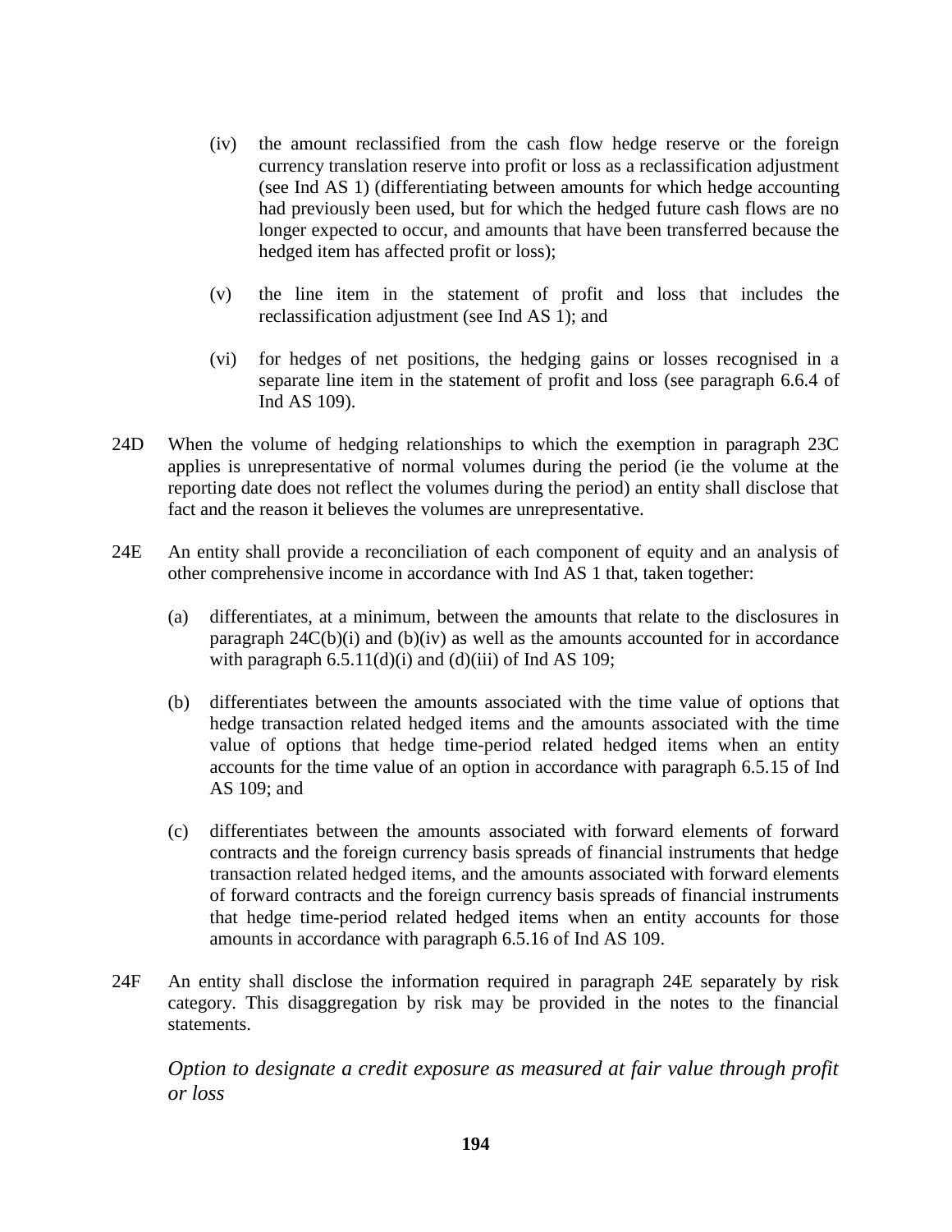(iv) the amount reclassified from the cash flow hedge reserve or the foreign currency translation reserve into profit or loss as a reclassification adjustment (see Ind AS 1) (differentiating between amounts for which hedge accounting had previously been used, but for which the hedged future cash flows are no longer expected to occur, and amounts that have been transferred because the hedged item has affected profit or loss);

(v) the line item in the statement of profit and loss that includes the reclassification adjustment (see Ind AS 1); and

(vi) for hedges of net positions, the hedging gains or losses recognised in a separate line item in the statement of profit and loss (see paragraph 6.6.4 of Ind AS 109).

24D When the volume of hedging relationships to which the exemption in paragraph 23C applies is unrepresentative of normal volumes during the period (ie the volume at the reporting date does not reflect the volumes during the period) an entity shall disclose that fact and the reason it believes the volumes are unrepresentative.

24E An entity shall provide a reconciliation of each component of equity and an analysis of other comprehensive income in accordance with Ind AS 1 that, taken together:

(a) differentiates, at a minimum, between the amounts that relate to the disclosures in paragraph 24C(b)(i) and (b)(iv) as well as the amounts accounted for in accordance with paragraph 6.5.11(d)(i) and (d)(iii) of Ind AS 109;

(b) differentiates between the amounts associated with the time value of options that hedge transaction related hedged items and the amounts associated with the time value of options that hedge time-period related hedged items when an entity accounts for the time value of an option in accordance with paragraph 6.5.15 of Ind AS 109; and

(c) differentiates between the amounts associated with forward elements of forward contracts and the foreign currency basis spreads of financial instruments that hedge transaction related hedged items, and the amounts associated with forward elements of forward contracts and the foreign currency basis spreads of financial instruments that hedge time-period related hedged items when an entity accounts for those amounts in accordance with paragraph 6.5.16 of Ind AS 109.

24F An entity shall disclose the information required in paragraph 24E separately by risk category. This disaggregation by risk may be provided in the notes to the financial statements.

*Option to designate a credit exposure as measured at fair value through profit or loss*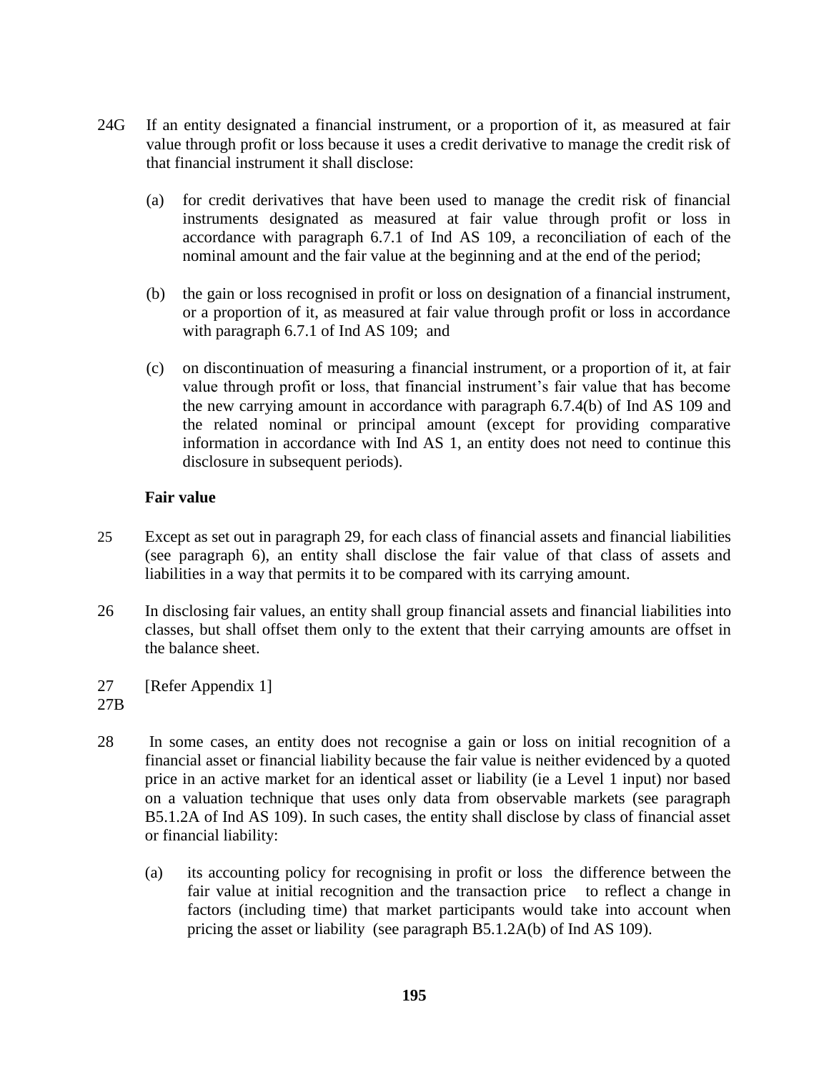24G If an entity designated a financial instrument, or a proportion of it, as measured at fair value through profit or loss because it uses a credit derivative to manage the credit risk of that financial instrument it shall disclose:

(a) for credit derivatives that have been used to manage the credit risk of financial instruments designated as measured at fair value through profit or loss in accordance with paragraph 6.7.1 of Ind AS 109, a reconciliation of each of the nominal amount and the fair value at the beginning and at the end of the period;

(b) the gain or loss recognised in profit or loss on designation of a financial instrument, or a proportion of it, as measured at fair value through profit or loss in accordance with paragraph 6.7.1 of Ind AS 109; and

(c) on discontinuation of measuring a financial instrument, or a proportion of it, at fair value through profit or loss, that financial instrument's fair value that has become the new carrying amount in accordance with paragraph 6.7.4(b) of Ind AS 109 and the related nominal or principal amount (except for providing comparative information in accordance with Ind AS 1, an entity does not need to continue this disclosure in subsequent periods).

**Fair value**

25 Except as set out in paragraph 29, for each class of financial assets and financial liabilities (see paragraph 6), an entity shall disclose the fair value of that class of assets and liabilities in a way that permits it to be compared with its carrying amount.

26 In disclosing fair values, an entity shall group financial assets and financial liabilities into classes, but shall offset them only to the extent that their carrying amounts are offset in the balance sheet.

27 [Refer Appendix 1]
27B

28 In some cases, an entity does not recognise a gain or loss on initial recognition of a financial asset or financial liability because the fair value is neither evidenced by a quoted price in an active market for an identical asset or liability (ie a Level 1 input) nor based on a valuation technique that uses only data from observable markets (see paragraph B5.1.2A of Ind AS 109). In such cases, the entity shall disclose by class of financial asset or financial liability:

(a) its accounting policy for recognising in profit or loss the difference between the fair value at initial recognition and the transaction price to reflect a change in factors (including time) that market participants would take into account when pricing the asset or liability (see paragraph B5.1.2A(b) of Ind AS 109).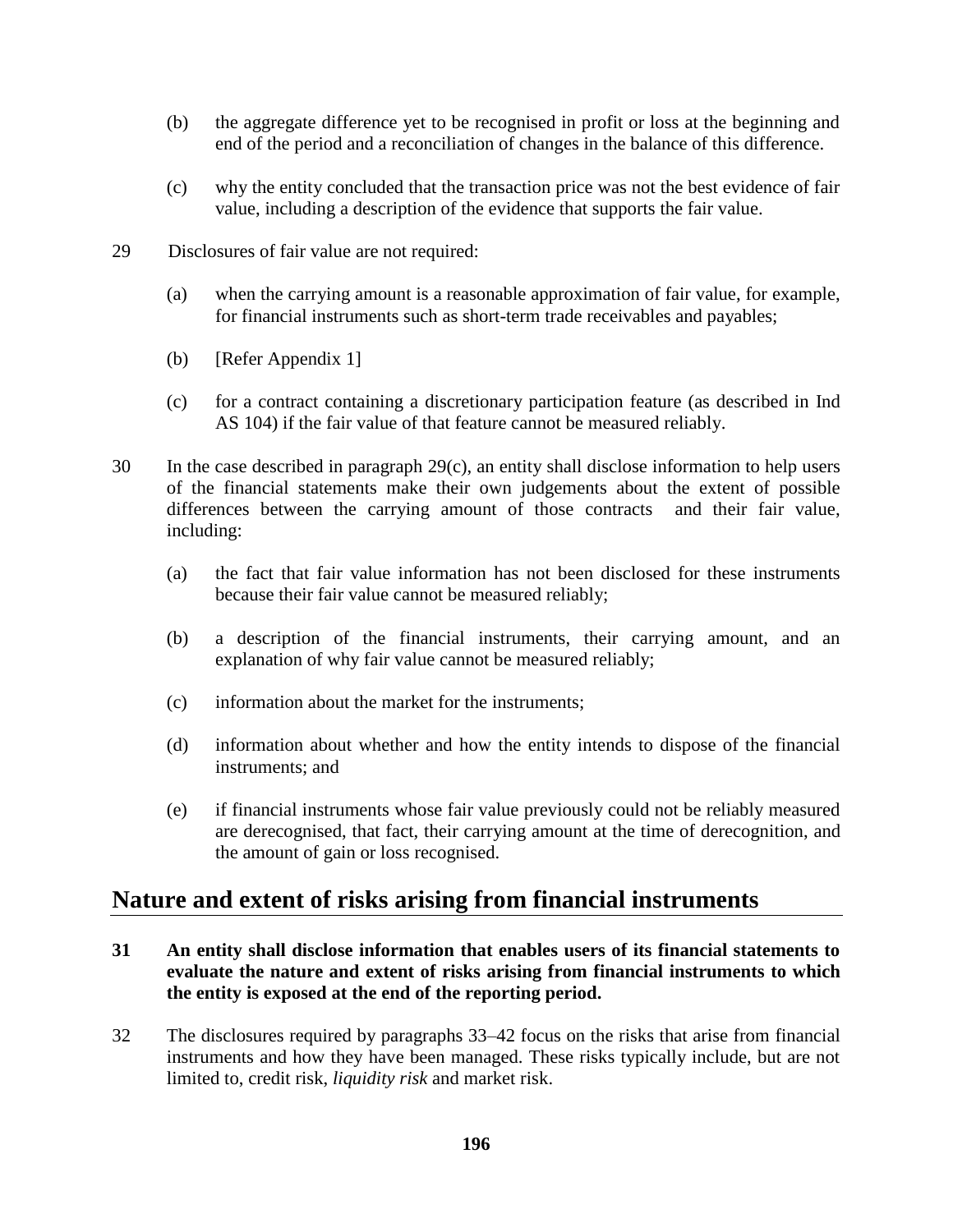(b) the aggregate difference yet to be recognised in profit or loss at the beginning and end of the period and a reconciliation of changes in the balance of this difference.

(c) why the entity concluded that the transaction price was not the best evidence of fair value, including a description of the evidence that supports the fair value.

29 Disclosures of fair value are not required:

(a) when the carrying amount is a reasonable approximation of fair value, for example, for financial instruments such as short-term trade receivables and payables;

(b) [Refer Appendix 1]

(c) for a contract containing a discretionary participation feature (as described in Ind AS 104) if the fair value of that feature cannot be measured reliably.

30 In the case described in paragraph 29(c), an entity shall disclose information to help users of the financial statements make their own judgements about the extent of possible differences between the carrying amount of those contracts and their fair value, including:

(a) the fact that fair value information has not been disclosed for these instruments because their fair value cannot be measured reliably;

(b) a description of the financial instruments, their carrying amount, and an explanation of why fair value cannot be measured reliably;

(c) information about the market for the instruments;

(d) information about whether and how the entity intends to dispose of the financial instruments; and

(e) if financial instruments whose fair value previously could not be reliably measured are derecognised, that fact, their carrying amount at the time of derecognition, and the amount of gain or loss recognised.

## Nature and extent of risks arising from financial instruments

**31 An entity shall disclose information that enables users of its financial statements to evaluate the nature and extent of risks arising from financial instruments to which the entity is exposed at the end of the reporting period.**

32 The disclosures required by paragraphs 33–42 focus on the risks that arise from financial instruments and how they have been managed. These risks typically include, but are not limited to, credit risk, *liquidity risk* and market risk.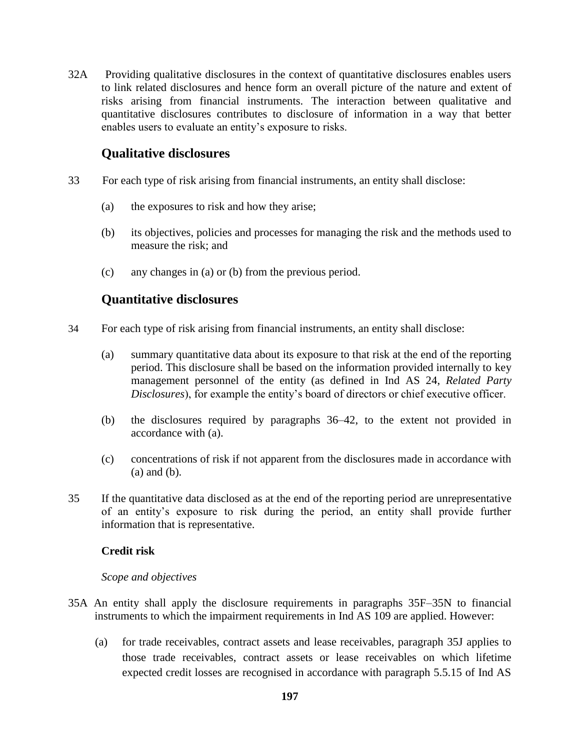32A Providing qualitative disclosures in the context of quantitative disclosures enables users to link related disclosures and hence form an overall picture of the nature and extent of risks arising from financial instruments. The interaction between qualitative and quantitative disclosures contributes to disclosure of information in a way that better enables users to evaluate an entity's exposure to risks.

## Qualitative disclosures

33 For each type of risk arising from financial instruments, an entity shall disclose:

(a) the exposures to risk and how they arise;

(b) its objectives, policies and processes for managing the risk and the methods used to measure the risk; and

(c) any changes in (a) or (b) from the previous period.

## Quantitative disclosures

34 For each type of risk arising from financial instruments, an entity shall disclose:

(a) summary quantitative data about its exposure to that risk at the end of the reporting period. This disclosure shall be based on the information provided internally to key management personnel of the entity (as defined in Ind AS 24, *Related Party Disclosures*), for example the entity's board of directors or chief executive officer.

(b) the disclosures required by paragraphs 36–42, to the extent not provided in accordance with (a).

(c) concentrations of risk if not apparent from the disclosures made in accordance with (a) and (b).

35 If the quantitative data disclosed as at the end of the reporting period are unrepresentative of an entity's exposure to risk during the period, an entity shall provide further information that is representative.

**Credit risk**

*Scope and objectives*

35A An entity shall apply the disclosure requirements in paragraphs 35F–35N to financial instruments to which the impairment requirements in Ind AS 109 are applied. However:

(a) for trade receivables, contract assets and lease receivables, paragraph 35J applies to those trade receivables, contract assets or lease receivables on which lifetime expected credit losses are recognised in accordance with paragraph 5.5.15 of Ind AS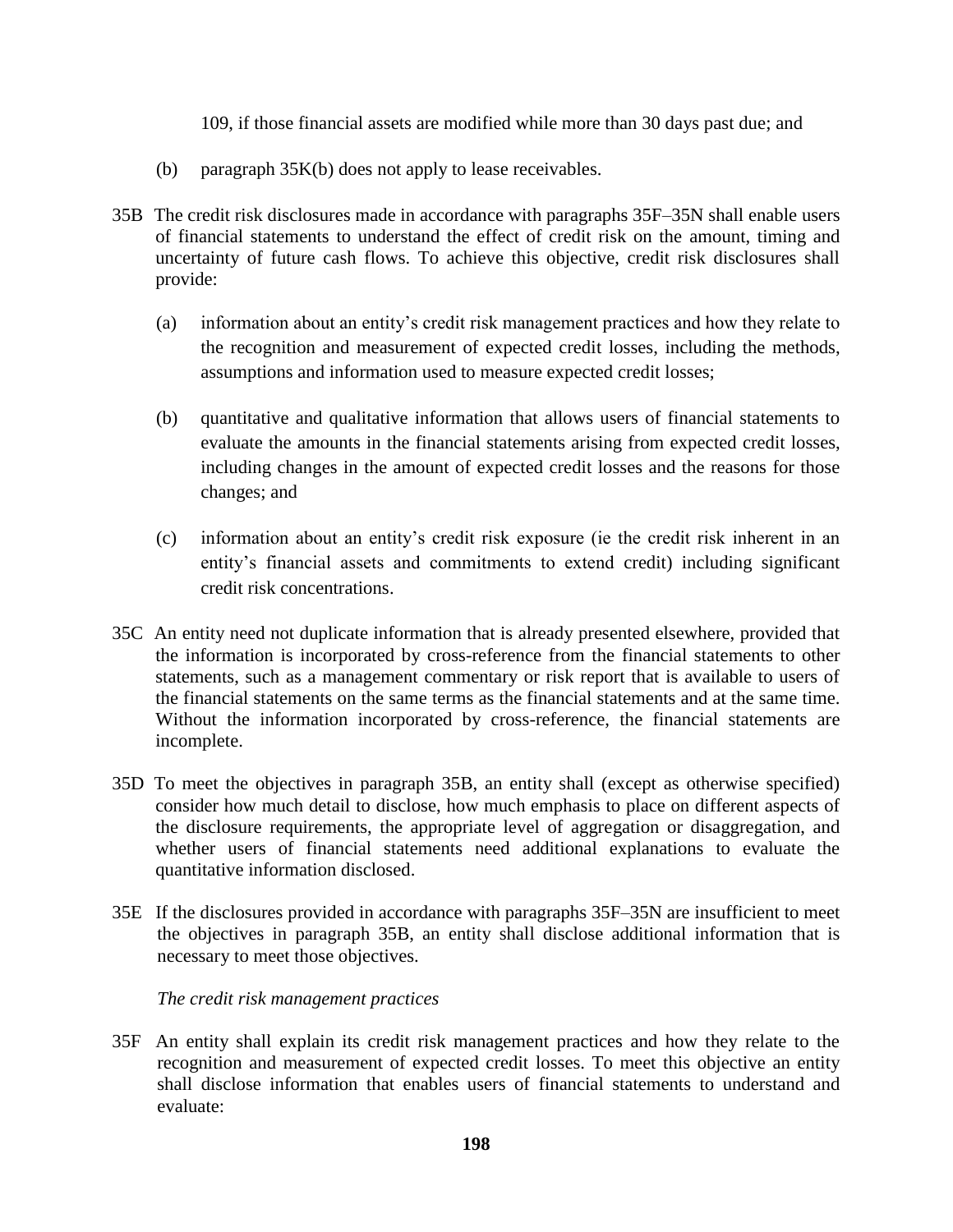109, if those financial assets are modified while more than 30 days past due; and

(b) paragraph 35K(b) does not apply to lease receivables.

35B The credit risk disclosures made in accordance with paragraphs 35F–35N shall enable users of financial statements to understand the effect of credit risk on the amount, timing and uncertainty of future cash flows. To achieve this objective, credit risk disclosures shall provide:

(a) information about an entity's credit risk management practices and how they relate to the recognition and measurement of expected credit losses, including the methods, assumptions and information used to measure expected credit losses;

(b) quantitative and qualitative information that allows users of financial statements to evaluate the amounts in the financial statements arising from expected credit losses, including changes in the amount of expected credit losses and the reasons for those changes; and

(c) information about an entity's credit risk exposure (ie the credit risk inherent in an entity's financial assets and commitments to extend credit) including significant credit risk concentrations.

35C An entity need not duplicate information that is already presented elsewhere, provided that the information is incorporated by cross-reference from the financial statements to other statements, such as a management commentary or risk report that is available to users of the financial statements on the same terms as the financial statements and at the same time. Without the information incorporated by cross-reference, the financial statements are incomplete.

35D To meet the objectives in paragraph 35B, an entity shall (except as otherwise specified) consider how much detail to disclose, how much emphasis to place on different aspects of the disclosure requirements, the appropriate level of aggregation or disaggregation, and whether users of financial statements need additional explanations to evaluate the quantitative information disclosed.

35E If the disclosures provided in accordance with paragraphs 35F–35N are insufficient to meet the objectives in paragraph 35B, an entity shall disclose additional information that is necessary to meet those objectives.

*The credit risk management practices*

35F An entity shall explain its credit risk management practices and how they relate to the recognition and measurement of expected credit losses. To meet this objective an entity shall disclose information that enables users of financial statements to understand and evaluate: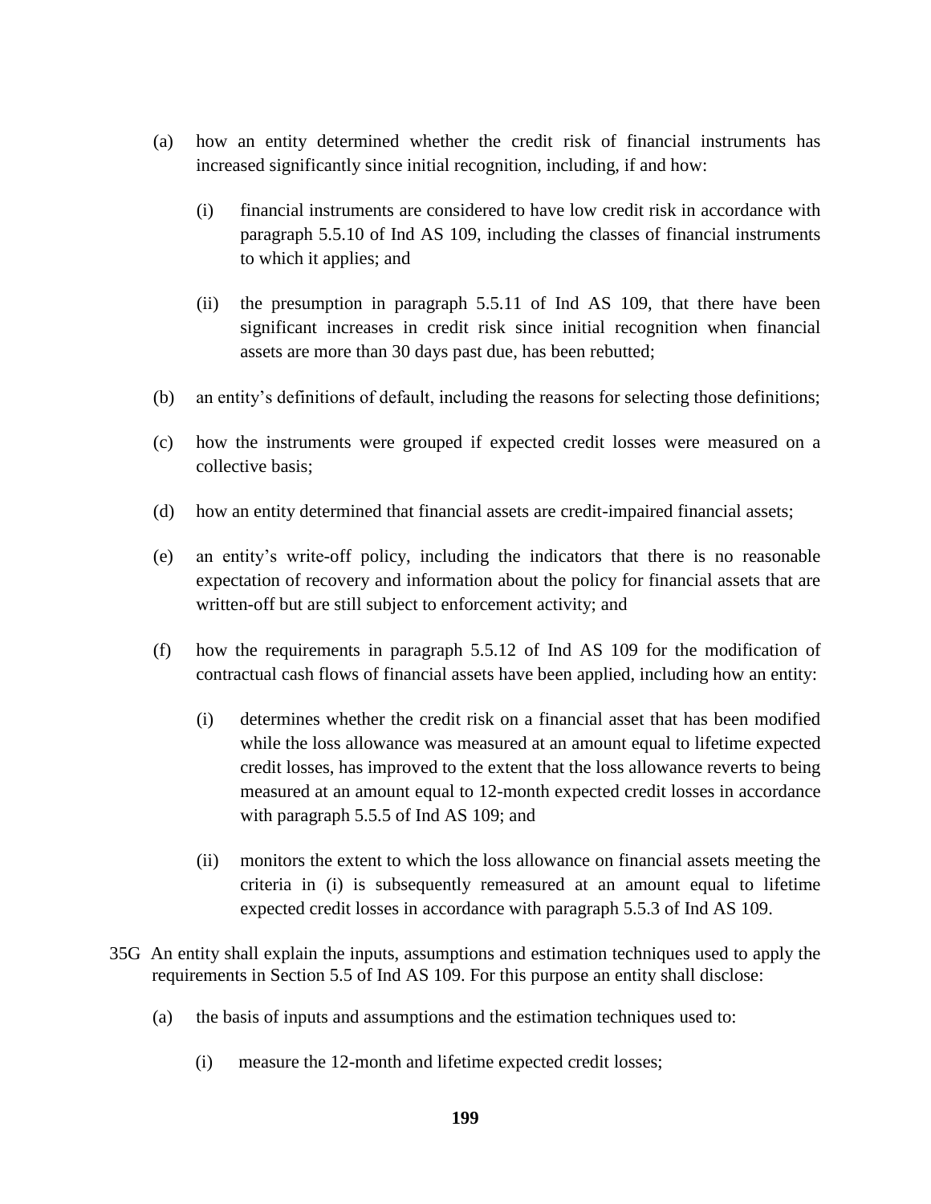(a) how an entity determined whether the credit risk of financial instruments has increased significantly since initial recognition, including, if and how:

  (i) financial instruments are considered to have low credit risk in accordance with paragraph 5.5.10 of Ind AS 109, including the classes of financial instruments to which it applies; and

  (ii) the presumption in paragraph 5.5.11 of Ind AS 109, that there have been significant increases in credit risk since initial recognition when financial assets are more than 30 days past due, has been rebutted;

(b) an entity's definitions of default, including the reasons for selecting those definitions;

(c) how the instruments were grouped if expected credit losses were measured on a collective basis;

(d) how an entity determined that financial assets are credit-impaired financial assets;

(e) an entity's write-off policy, including the indicators that there is no reasonable expectation of recovery and information about the policy for financial assets that are written-off but are still subject to enforcement activity; and

(f) how the requirements in paragraph 5.5.12 of Ind AS 109 for the modification of contractual cash flows of financial assets have been applied, including how an entity:

  (i) determines whether the credit risk on a financial asset that has been modified while the loss allowance was measured at an amount equal to lifetime expected credit losses, has improved to the extent that the loss allowance reverts to being measured at an amount equal to 12-month expected credit losses in accordance with paragraph 5.5.5 of Ind AS 109; and

  (ii) monitors the extent to which the loss allowance on financial assets meeting the criteria in (i) is subsequently remeasured at an amount equal to lifetime expected credit losses in accordance with paragraph 5.5.3 of Ind AS 109.

35G An entity shall explain the inputs, assumptions and estimation techniques used to apply the requirements in Section 5.5 of Ind AS 109. For this purpose an entity shall disclose:

(a) the basis of inputs and assumptions and the estimation techniques used to:

  (i) measure the 12-month and lifetime expected credit losses;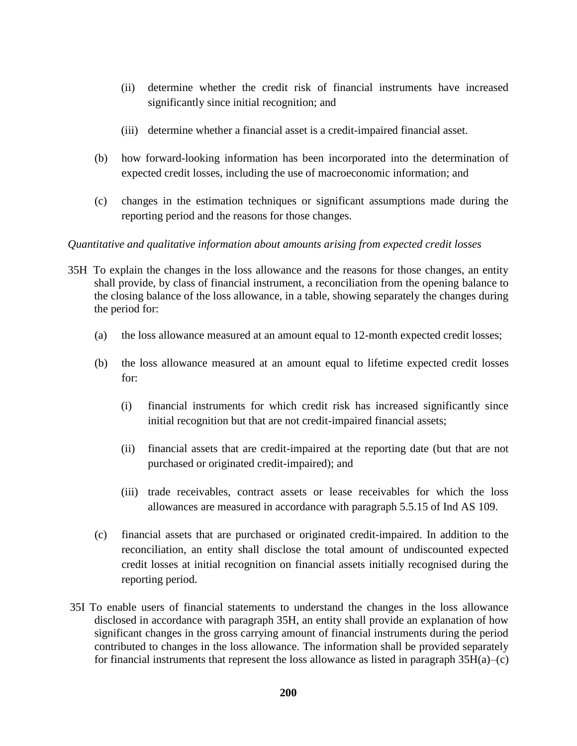(ii) determine whether the credit risk of financial instruments have increased significantly since initial recognition; and

(iii) determine whether a financial asset is a credit-impaired financial asset.

(b) how forward-looking information has been incorporated into the determination of expected credit losses, including the use of macroeconomic information; and

(c) changes in the estimation techniques or significant assumptions made during the reporting period and the reasons for those changes.

*Quantitative and qualitative information about amounts arising from expected credit losses*

35H To explain the changes in the loss allowance and the reasons for those changes, an entity shall provide, by class of financial instrument, a reconciliation from the opening balance to the closing balance of the loss allowance, in a table, showing separately the changes during the period for:

(a) the loss allowance measured at an amount equal to 12-month expected credit losses;

(b) the loss allowance measured at an amount equal to lifetime expected credit losses for:

(i) financial instruments for which credit risk has increased significantly since initial recognition but that are not credit-impaired financial assets;

(ii) financial assets that are credit-impaired at the reporting date (but that are not purchased or originated credit-impaired); and

(iii) trade receivables, contract assets or lease receivables for which the loss allowances are measured in accordance with paragraph 5.5.15 of Ind AS 109.

(c) financial assets that are purchased or originated credit-impaired. In addition to the reconciliation, an entity shall disclose the total amount of undiscounted expected credit losses at initial recognition on financial assets initially recognised during the reporting period.

35I To enable users of financial statements to understand the changes in the loss allowance disclosed in accordance with paragraph 35H, an entity shall provide an explanation of how significant changes in the gross carrying amount of financial instruments during the period contributed to changes in the loss allowance. The information shall be provided separately for financial instruments that represent the loss allowance as listed in paragraph 35H(a)–(c)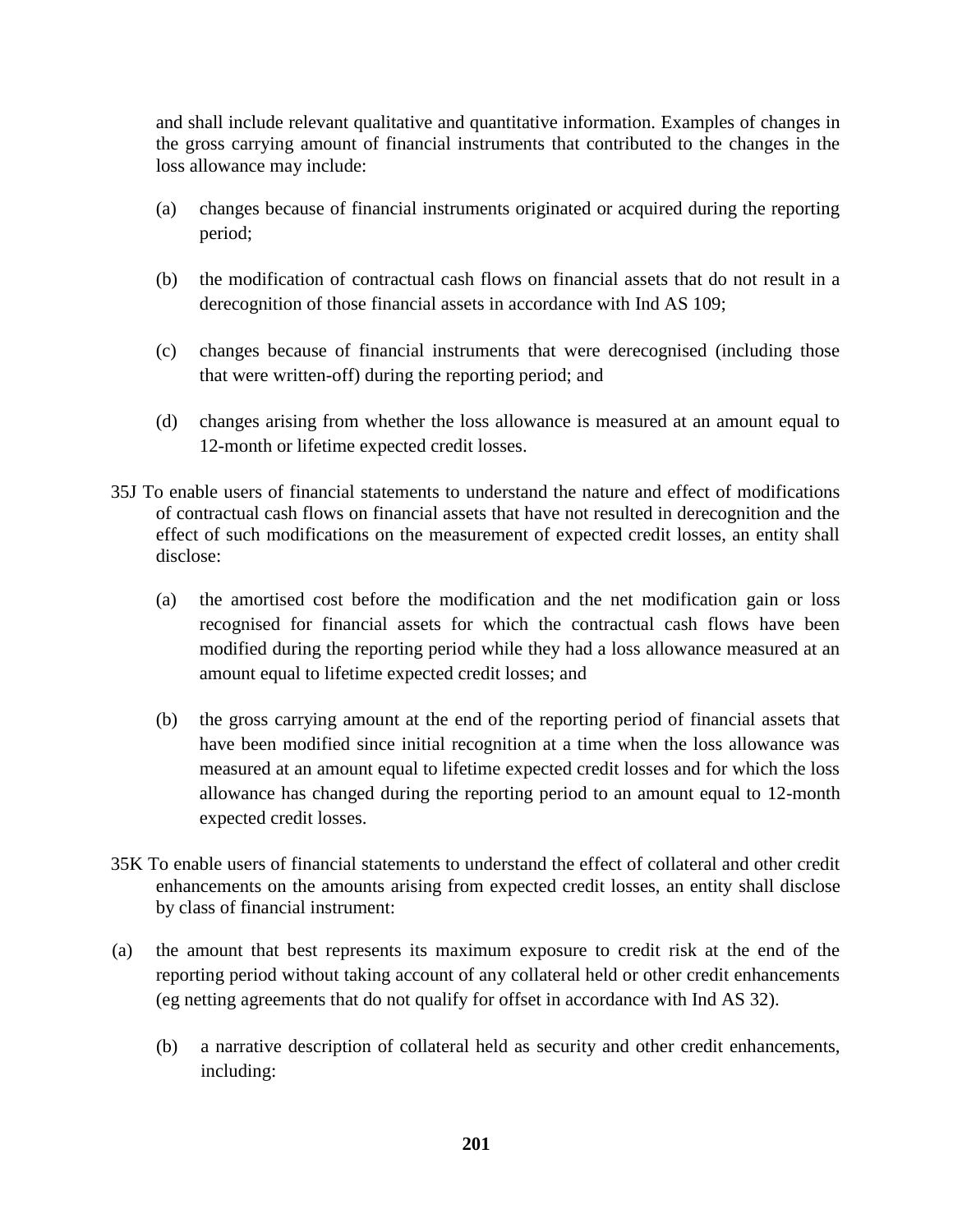and shall include relevant qualitative and quantitative information. Examples of changes in the gross carrying amount of financial instruments that contributed to the changes in the loss allowance may include:

(a) changes because of financial instruments originated or acquired during the reporting period;

(b) the modification of contractual cash flows on financial assets that do not result in a derecognition of those financial assets in accordance with Ind AS 109;

(c) changes because of financial instruments that were derecognised (including those that were written-off) during the reporting period; and

(d) changes arising from whether the loss allowance is measured at an amount equal to 12-month or lifetime expected credit losses.

35J To enable users of financial statements to understand the nature and effect of modifications of contractual cash flows on financial assets that have not resulted in derecognition and the effect of such modifications on the measurement of expected credit losses, an entity shall disclose:

(a) the amortised cost before the modification and the net modification gain or loss recognised for financial assets for which the contractual cash flows have been modified during the reporting period while they had a loss allowance measured at an amount equal to lifetime expected credit losses; and

(b) the gross carrying amount at the end of the reporting period of financial assets that have been modified since initial recognition at a time when the loss allowance was measured at an amount equal to lifetime expected credit losses and for which the loss allowance has changed during the reporting period to an amount equal to 12-month expected credit losses.

35K To enable users of financial statements to understand the effect of collateral and other credit enhancements on the amounts arising from expected credit losses, an entity shall disclose by class of financial instrument:

(a) the amount that best represents its maximum exposure to credit risk at the end of the reporting period without taking account of any collateral held or other credit enhancements (eg netting agreements that do not qualify for offset in accordance with Ind AS 32).

(b) a narrative description of collateral held as security and other credit enhancements, including: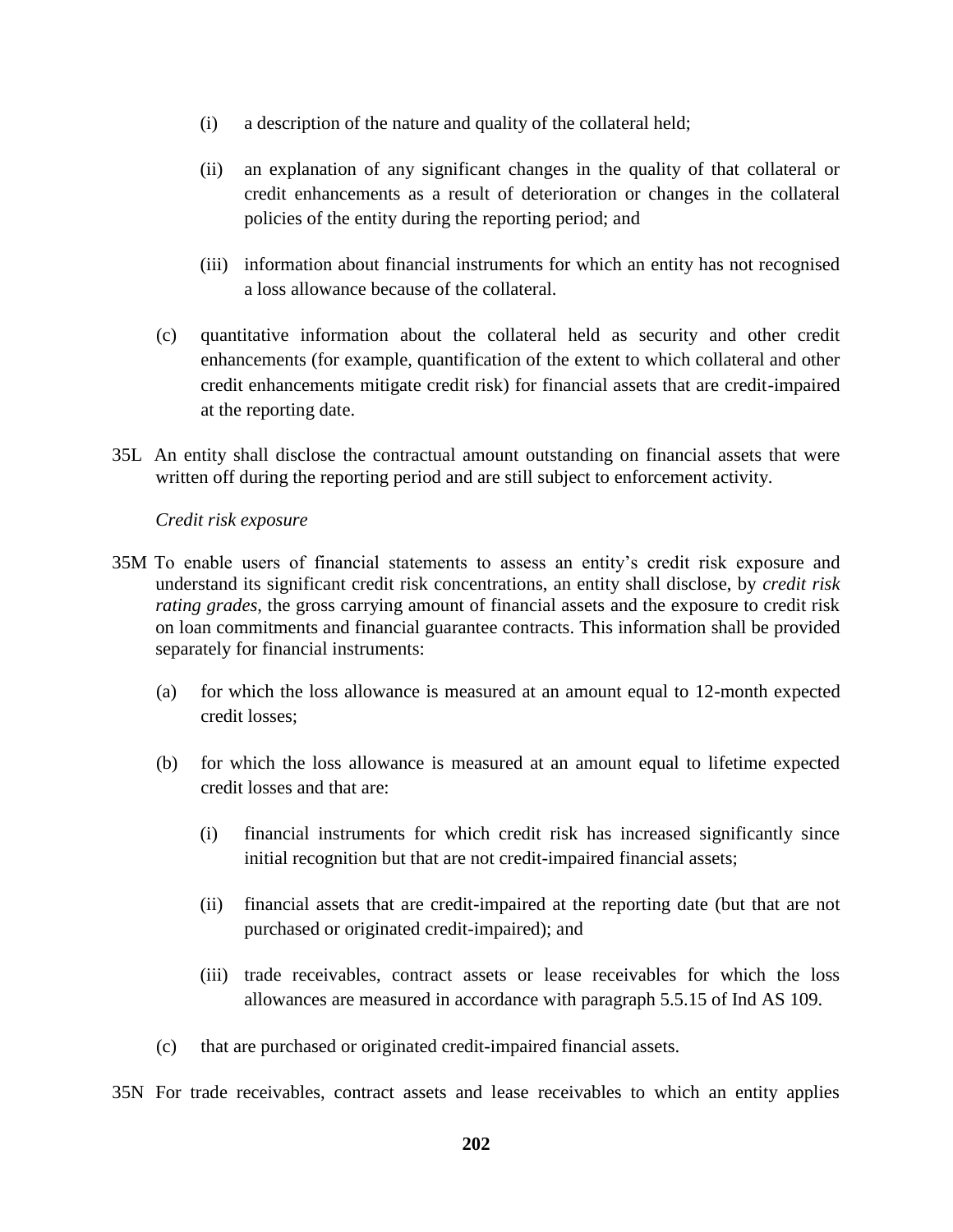(i) a description of the nature and quality of the collateral held;

(ii) an explanation of any significant changes in the quality of that collateral or credit enhancements as a result of deterioration or changes in the collateral policies of the entity during the reporting period; and

(iii) information about financial instruments for which an entity has not recognised a loss allowance because of the collateral.

(c) quantitative information about the collateral held as security and other credit enhancements (for example, quantification of the extent to which collateral and other credit enhancements mitigate credit risk) for financial assets that are credit-impaired at the reporting date.

35L An entity shall disclose the contractual amount outstanding on financial assets that were written off during the reporting period and are still subject to enforcement activity.

*Credit risk exposure*

35M To enable users of financial statements to assess an entity's credit risk exposure and understand its significant credit risk concentrations, an entity shall disclose, by *credit risk rating grades*, the gross carrying amount of financial assets and the exposure to credit risk on loan commitments and financial guarantee contracts. This information shall be provided separately for financial instruments:

(a) for which the loss allowance is measured at an amount equal to 12-month expected credit losses;

(b) for which the loss allowance is measured at an amount equal to lifetime expected credit losses and that are:

(i) financial instruments for which credit risk has increased significantly since initial recognition but that are not credit-impaired financial assets;

(ii) financial assets that are credit-impaired at the reporting date (but that are not purchased or originated credit-impaired); and

(iii) trade receivables, contract assets or lease receivables for which the loss allowances are measured in accordance with paragraph 5.5.15 of Ind AS 109.

(c) that are purchased or originated credit-impaired financial assets.

35N For trade receivables, contract assets and lease receivables to which an entity applies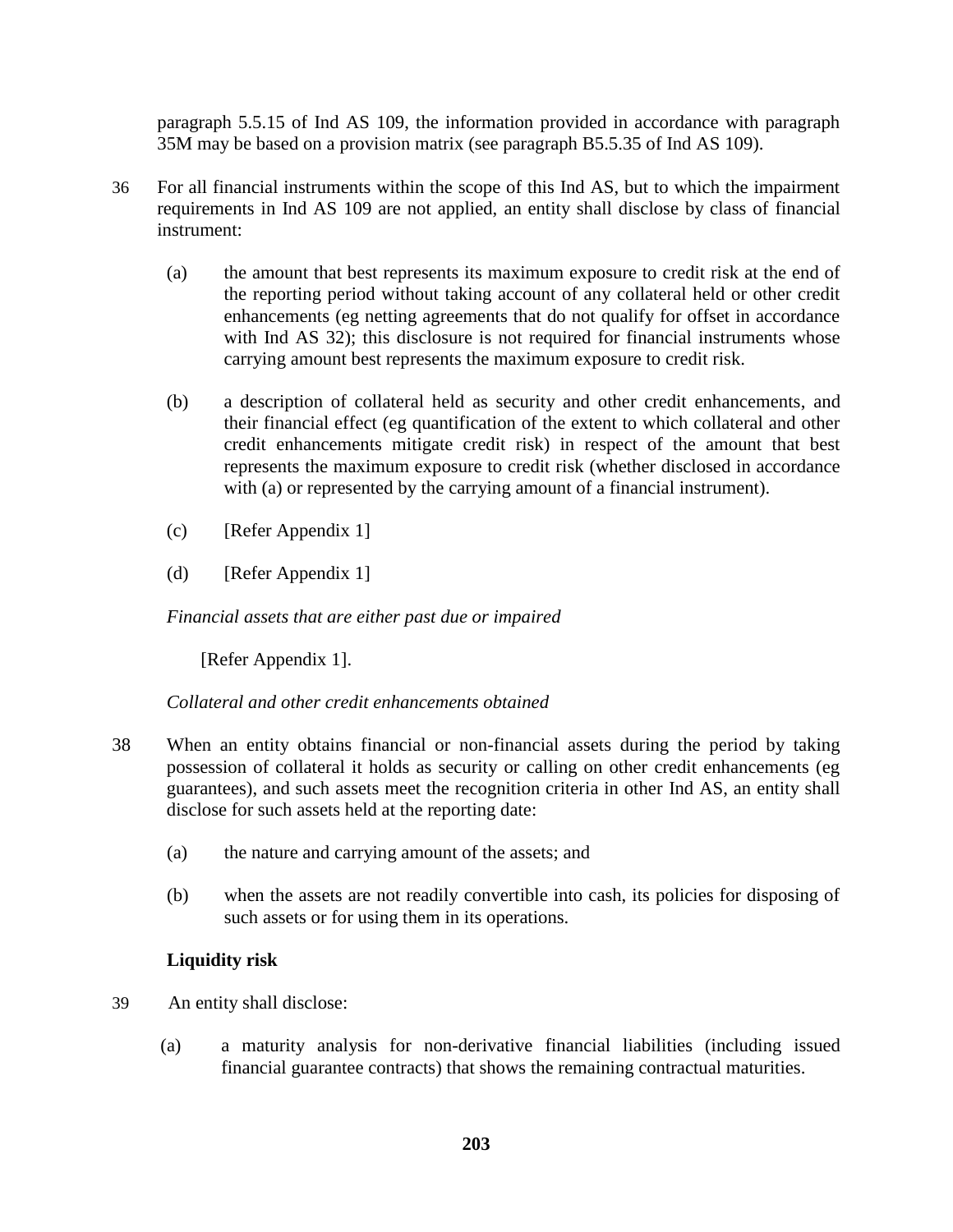paragraph 5.5.15 of Ind AS 109, the information provided in accordance with paragraph 35M may be based on a provision matrix (see paragraph B5.5.35 of Ind AS 109).

36 For all financial instruments within the scope of this Ind AS, but to which the impairment requirements in Ind AS 109 are not applied, an entity shall disclose by class of financial instrument:

(a) the amount that best represents its maximum exposure to credit risk at the end of the reporting period without taking account of any collateral held or other credit enhancements (eg netting agreements that do not qualify for offset in accordance with Ind AS 32); this disclosure is not required for financial instruments whose carrying amount best represents the maximum exposure to credit risk.

(b) a description of collateral held as security and other credit enhancements, and their financial effect (eg quantification of the extent to which collateral and other credit enhancements mitigate credit risk) in respect of the amount that best represents the maximum exposure to credit risk (whether disclosed in accordance with (a) or represented by the carrying amount of a financial instrument).

(c) [Refer Appendix 1]

(d) [Refer Appendix 1]

*Financial assets that are either past due or impaired*

[Refer Appendix 1].

*Collateral and other credit enhancements obtained*

38 When an entity obtains financial or non-financial assets during the period by taking possession of collateral it holds as security or calling on other credit enhancements (eg guarantees), and such assets meet the recognition criteria in other Ind AS, an entity shall disclose for such assets held at the reporting date:

(a) the nature and carrying amount of the assets; and

(b) when the assets are not readily convertible into cash, its policies for disposing of such assets or for using them in its operations.

**Liquidity risk**

39 An entity shall disclose:

(a) a maturity analysis for non-derivative financial liabilities (including issued financial guarantee contracts) that shows the remaining contractual maturities.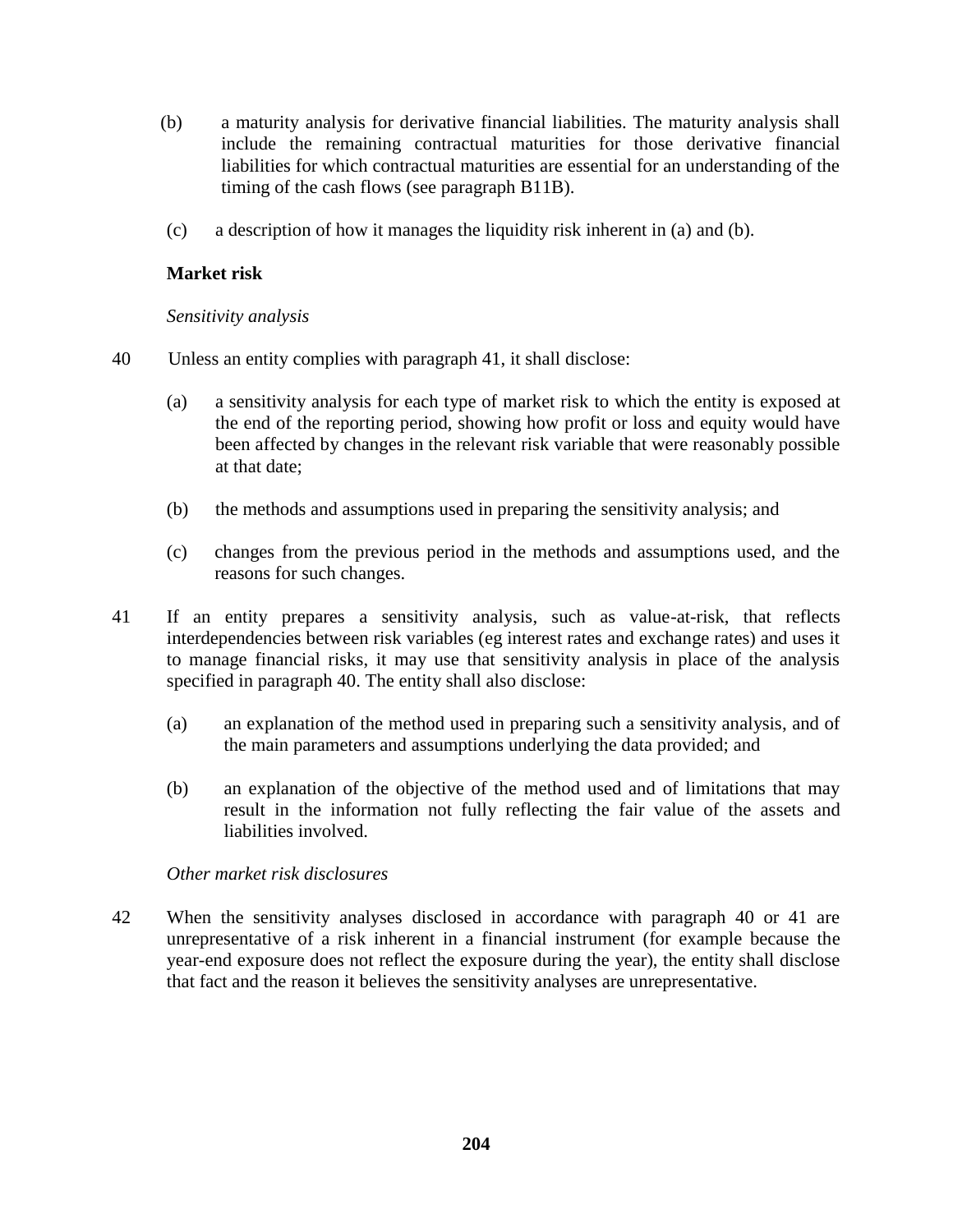(b) a maturity analysis for derivative financial liabilities. The maturity analysis shall include the remaining contractual maturities for those derivative financial liabilities for which contractual maturities are essential for an understanding of the timing of the cash flows (see paragraph B11B).

(c) a description of how it manages the liquidity risk inherent in (a) and (b).

**Market risk**

*Sensitivity analysis*

40 Unless an entity complies with paragraph 41, it shall disclose:

(a) a sensitivity analysis for each type of market risk to which the entity is exposed at the end of the reporting period, showing how profit or loss and equity would have been affected by changes in the relevant risk variable that were reasonably possible at that date;

(b) the methods and assumptions used in preparing the sensitivity analysis; and

(c) changes from the previous period in the methods and assumptions used, and the reasons for such changes.

41 If an entity prepares a sensitivity analysis, such as value-at-risk, that reflects interdependencies between risk variables (eg interest rates and exchange rates) and uses it to manage financial risks, it may use that sensitivity analysis in place of the analysis specified in paragraph 40. The entity shall also disclose:

(a) an explanation of the method used in preparing such a sensitivity analysis, and of the main parameters and assumptions underlying the data provided; and

(b) an explanation of the objective of the method used and of limitations that may result in the information not fully reflecting the fair value of the assets and liabilities involved.

*Other market risk disclosures*

42 When the sensitivity analyses disclosed in accordance with paragraph 40 or 41 are unrepresentative of a risk inherent in a financial instrument (for example because the year-end exposure does not reflect the exposure during the year), the entity shall disclose that fact and the reason it believes the sensitivity analyses are unrepresentative.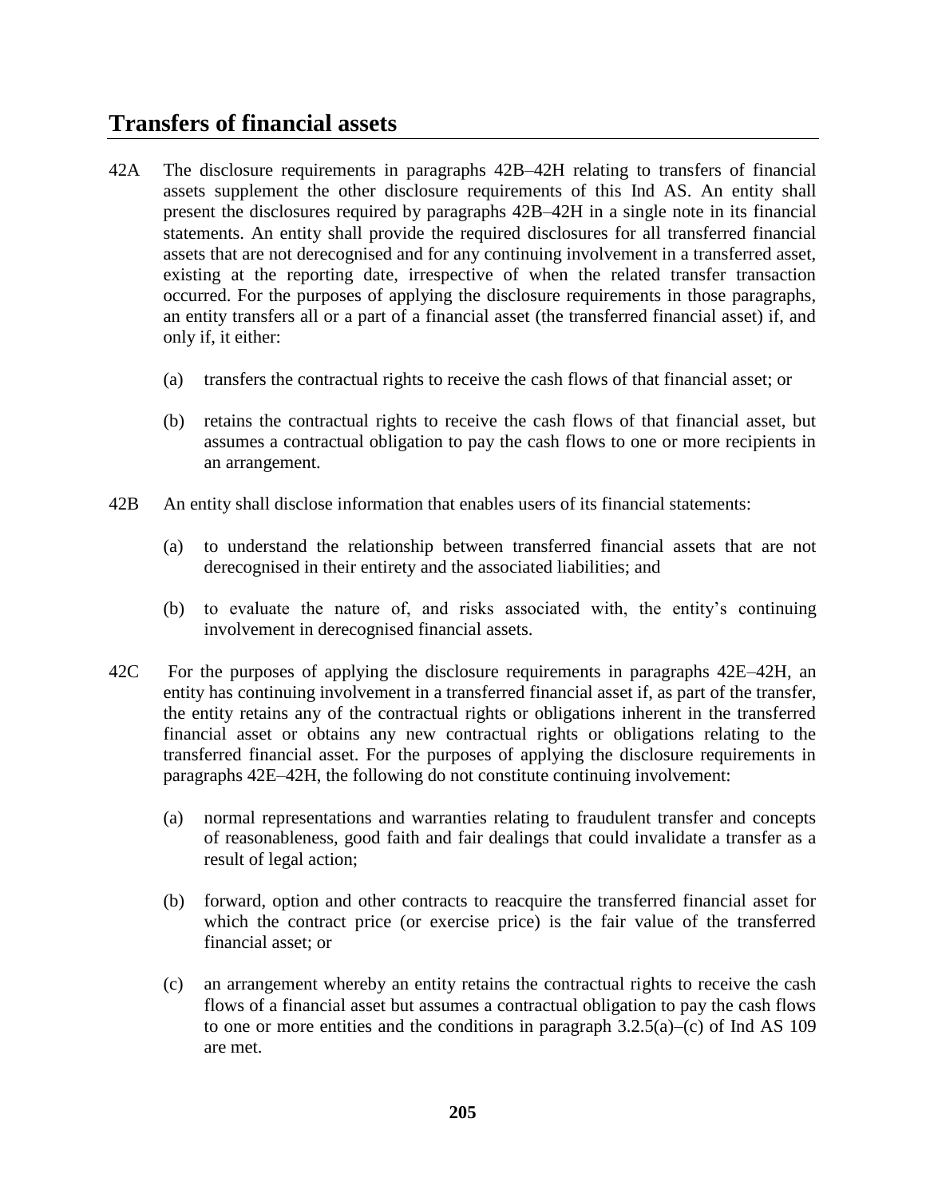## Transfers of financial assets

42A The disclosure requirements in paragraphs 42B–42H relating to transfers of financial assets supplement the other disclosure requirements of this Ind AS. An entity shall present the disclosures required by paragraphs 42B–42H in a single note in its financial statements. An entity shall provide the required disclosures for all transferred financial assets that are not derecognised and for any continuing involvement in a transferred asset, existing at the reporting date, irrespective of when the related transfer transaction occurred. For the purposes of applying the disclosure requirements in those paragraphs, an entity transfers all or a part of a financial asset (the transferred financial asset) if, and only if, it either:

(a) transfers the contractual rights to receive the cash flows of that financial asset; or

(b) retains the contractual rights to receive the cash flows of that financial asset, but assumes a contractual obligation to pay the cash flows to one or more recipients in an arrangement.

42B An entity shall disclose information that enables users of its financial statements:

(a) to understand the relationship between transferred financial assets that are not derecognised in their entirety and the associated liabilities; and

(b) to evaluate the nature of, and risks associated with, the entity's continuing involvement in derecognised financial assets.

42C For the purposes of applying the disclosure requirements in paragraphs 42E–42H, an entity has continuing involvement in a transferred financial asset if, as part of the transfer, the entity retains any of the contractual rights or obligations inherent in the transferred financial asset or obtains any new contractual rights or obligations relating to the transferred financial asset. For the purposes of applying the disclosure requirements in paragraphs 42E–42H, the following do not constitute continuing involvement:

(a) normal representations and warranties relating to fraudulent transfer and concepts of reasonableness, good faith and fair dealings that could invalidate a transfer as a result of legal action;

(b) forward, option and other contracts to reacquire the transferred financial asset for which the contract price (or exercise price) is the fair value of the transferred financial asset; or

(c) an arrangement whereby an entity retains the contractual rights to receive the cash flows of a financial asset but assumes a contractual obligation to pay the cash flows to one or more entities and the conditions in paragraph 3.2.5(a)–(c) of Ind AS 109 are met.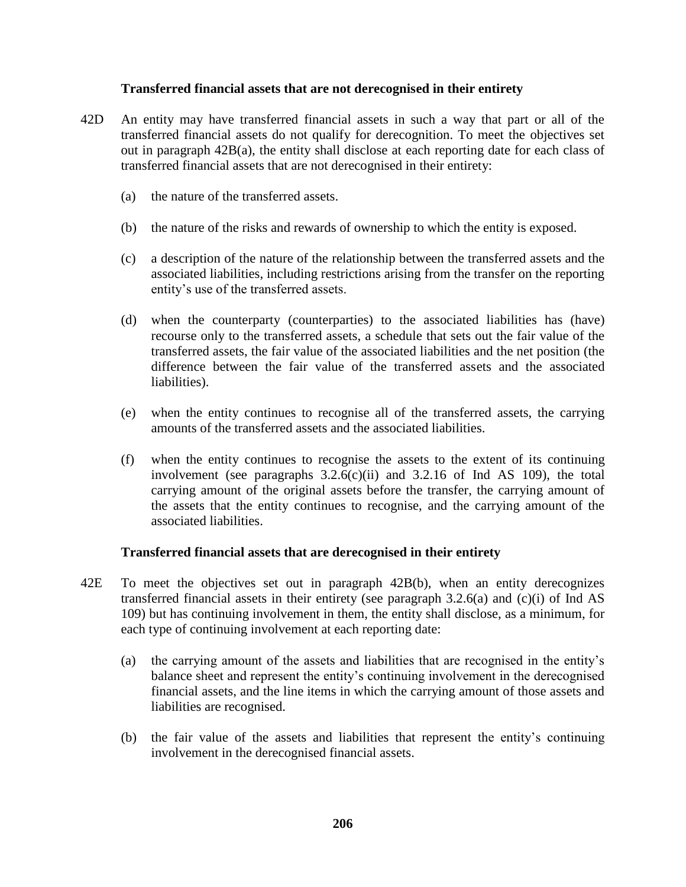### Transferred financial assets that are not derecognised in their entirety

42D An entity may have transferred financial assets in such a way that part or all of the transferred financial assets do not qualify for derecognition. To meet the objectives set out in paragraph 42B(a), the entity shall disclose at each reporting date for each class of transferred financial assets that are not derecognised in their entirety:

(a) the nature of the transferred assets.

(b) the nature of the risks and rewards of ownership to which the entity is exposed.

(c) a description of the nature of the relationship between the transferred assets and the associated liabilities, including restrictions arising from the transfer on the reporting entity's use of the transferred assets.

(d) when the counterparty (counterparties) to the associated liabilities has (have) recourse only to the transferred assets, a schedule that sets out the fair value of the transferred assets, the fair value of the associated liabilities and the net position (the difference between the fair value of the transferred assets and the associated liabilities).

(e) when the entity continues to recognise all of the transferred assets, the carrying amounts of the transferred assets and the associated liabilities.

(f) when the entity continues to recognise the assets to the extent of its continuing involvement (see paragraphs 3.2.6(c)(ii) and 3.2.16 of Ind AS 109), the total carrying amount of the original assets before the transfer, the carrying amount of the assets that the entity continues to recognise, and the carrying amount of the associated liabilities.

### Transferred financial assets that are derecognised in their entirety

42E To meet the objectives set out in paragraph 42B(b), when an entity derecognizes transferred financial assets in their entirety (see paragraph 3.2.6(a) and (c)(i) of Ind AS 109) but has continuing involvement in them, the entity shall disclose, as a minimum, for each type of continuing involvement at each reporting date:

(a) the carrying amount of the assets and liabilities that are recognised in the entity's balance sheet and represent the entity's continuing involvement in the derecognised financial assets, and the line items in which the carrying amount of those assets and liabilities are recognised.

(b) the fair value of the assets and liabilities that represent the entity's continuing involvement in the derecognised financial assets.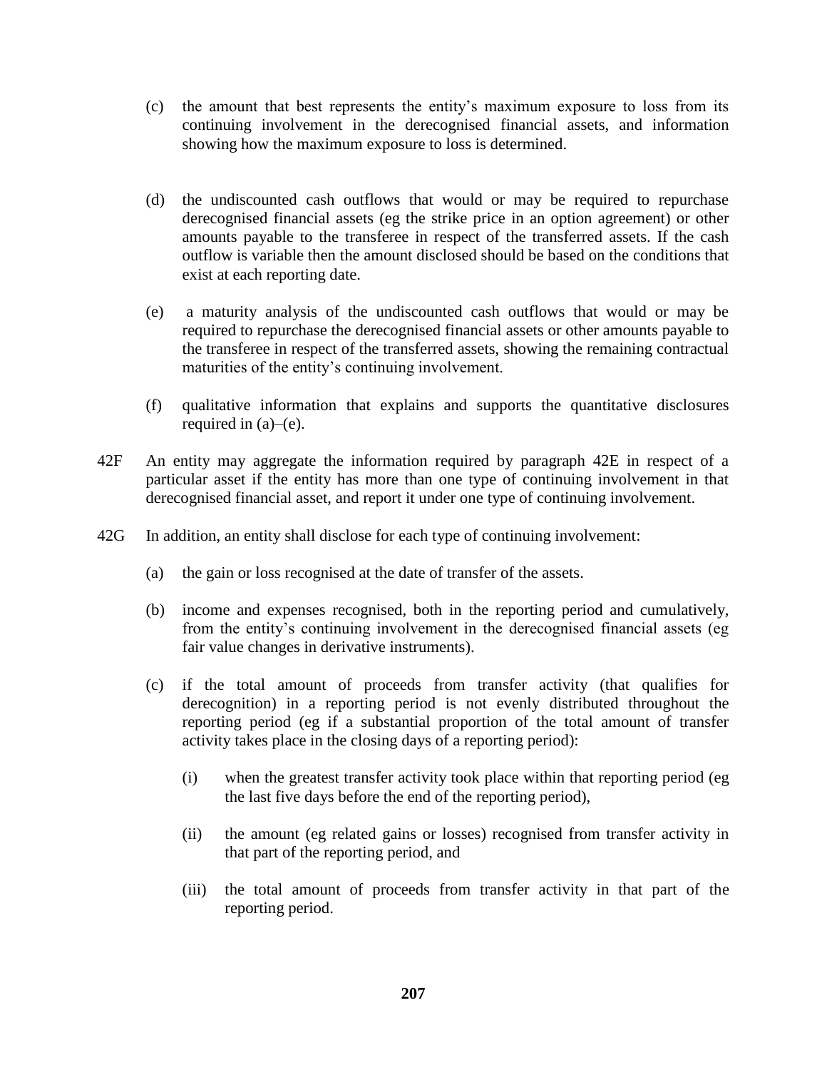(c) the amount that best represents the entity's maximum exposure to loss from its continuing involvement in the derecognised financial assets, and information showing how the maximum exposure to loss is determined.

(d) the undiscounted cash outflows that would or may be required to repurchase derecognised financial assets (eg the strike price in an option agreement) or other amounts payable to the transferee in respect of the transferred assets. If the cash outflow is variable then the amount disclosed should be based on the conditions that exist at each reporting date.

(e) a maturity analysis of the undiscounted cash outflows that would or may be required to repurchase the derecognised financial assets or other amounts payable to the transferee in respect of the transferred assets, showing the remaining contractual maturities of the entity's continuing involvement.

(f) qualitative information that explains and supports the quantitative disclosures required in (a)–(e).

42F An entity may aggregate the information required by paragraph 42E in respect of a particular asset if the entity has more than one type of continuing involvement in that derecognised financial asset, and report it under one type of continuing involvement.

42G In addition, an entity shall disclose for each type of continuing involvement:

(a) the gain or loss recognised at the date of transfer of the assets.

(b) income and expenses recognised, both in the reporting period and cumulatively, from the entity's continuing involvement in the derecognised financial assets (eg fair value changes in derivative instruments).

(c) if the total amount of proceeds from transfer activity (that qualifies for derecognition) in a reporting period is not evenly distributed throughout the reporting period (eg if a substantial proportion of the total amount of transfer activity takes place in the closing days of a reporting period):

  (i) when the greatest transfer activity took place within that reporting period (eg the last five days before the end of the reporting period),

  (ii) the amount (eg related gains or losses) recognised from transfer activity in that part of the reporting period, and

  (iii) the total amount of proceeds from transfer activity in that part of the reporting period.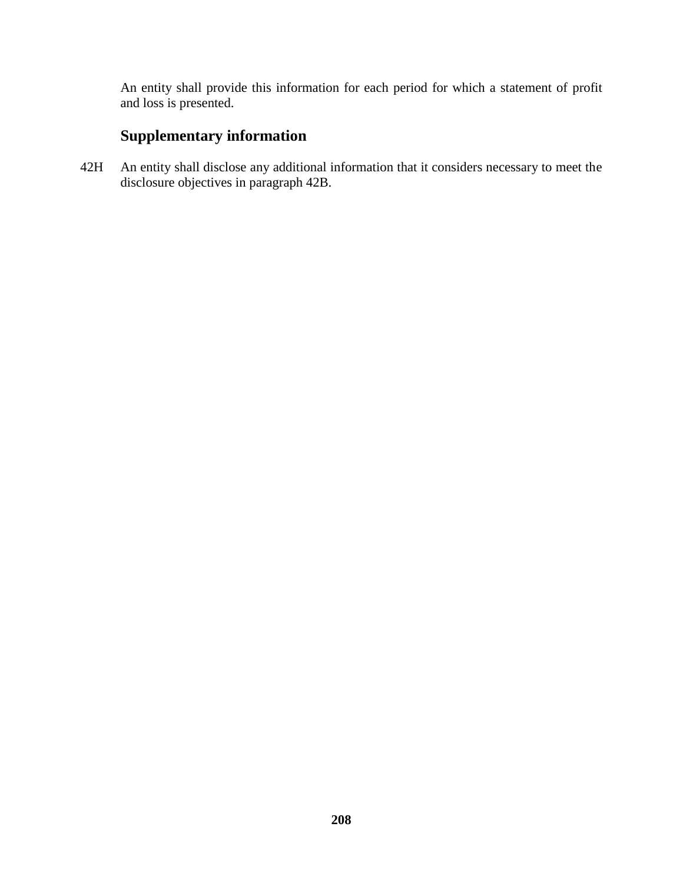An entity shall provide this information for each period for which a statement of profit and loss is presented.

### Supplementary information

42H An entity shall disclose any additional information that it considers necessary to meet the disclosure objectives in paragraph 42B.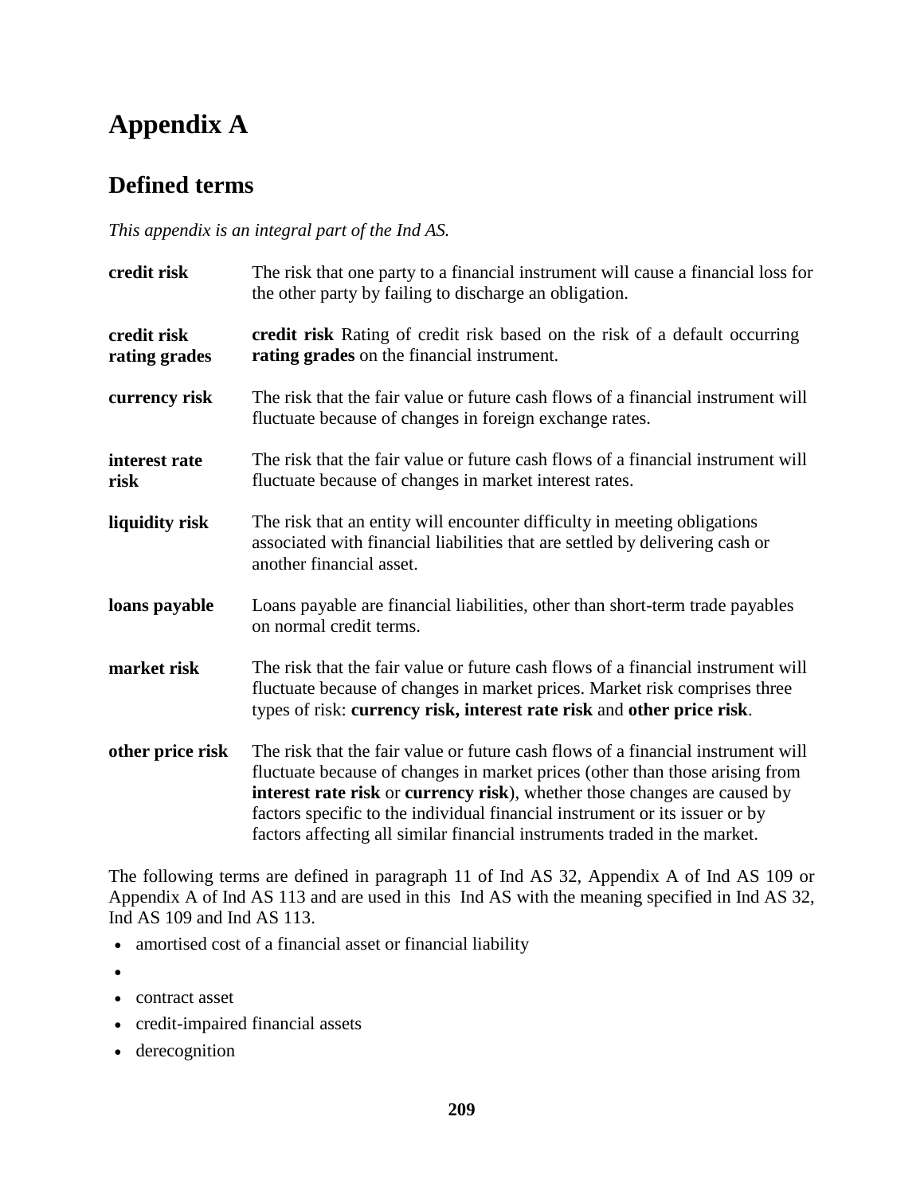# Appendix A

## Defined terms

*This appendix is an integral part of the Ind AS.*

| | |
|---|---|
| **credit risk** | The risk that one party to a financial instrument will cause a financial loss for the other party by failing to discharge an obligation. |
| **credit risk rating grades** | **credit risk** Rating of credit risk based on the risk of a default occurring **rating grades** on the financial instrument. |
| **currency risk** | The risk that the fair value or future cash flows of a financial instrument will fluctuate because of changes in foreign exchange rates. |
| **interest rate risk** | The risk that the fair value or future cash flows of a financial instrument will fluctuate because of changes in market interest rates. |
| **liquidity risk** | The risk that an entity will encounter difficulty in meeting obligations associated with financial liabilities that are settled by delivering cash or another financial asset. |
| **loans payable** | Loans payable are financial liabilities, other than short-term trade payables on normal credit terms. |
| **market risk** | The risk that the fair value or future cash flows of a financial instrument will fluctuate because of changes in market prices. Market risk comprises three types of risk: **currency risk, interest rate risk** and **other price risk**. |
| **other price risk** | The risk that the fair value or future cash flows of a financial instrument will fluctuate because of changes in market prices (other than those arising from **interest rate risk** or **currency risk**), whether those changes are caused by factors specific to the individual financial instrument or its issuer or by factors affecting all similar financial instruments traded in the market. |

The following terms are defined in paragraph 11 of Ind AS 32, Appendix A of Ind AS 109 or Appendix A of Ind AS 113 and are used in this Ind AS with the meaning specified in Ind AS 32, Ind AS 109 and Ind AS 113.

- amortised cost of a financial asset or financial liability
- 
- contract asset
- credit-impaired financial assets
- derecognition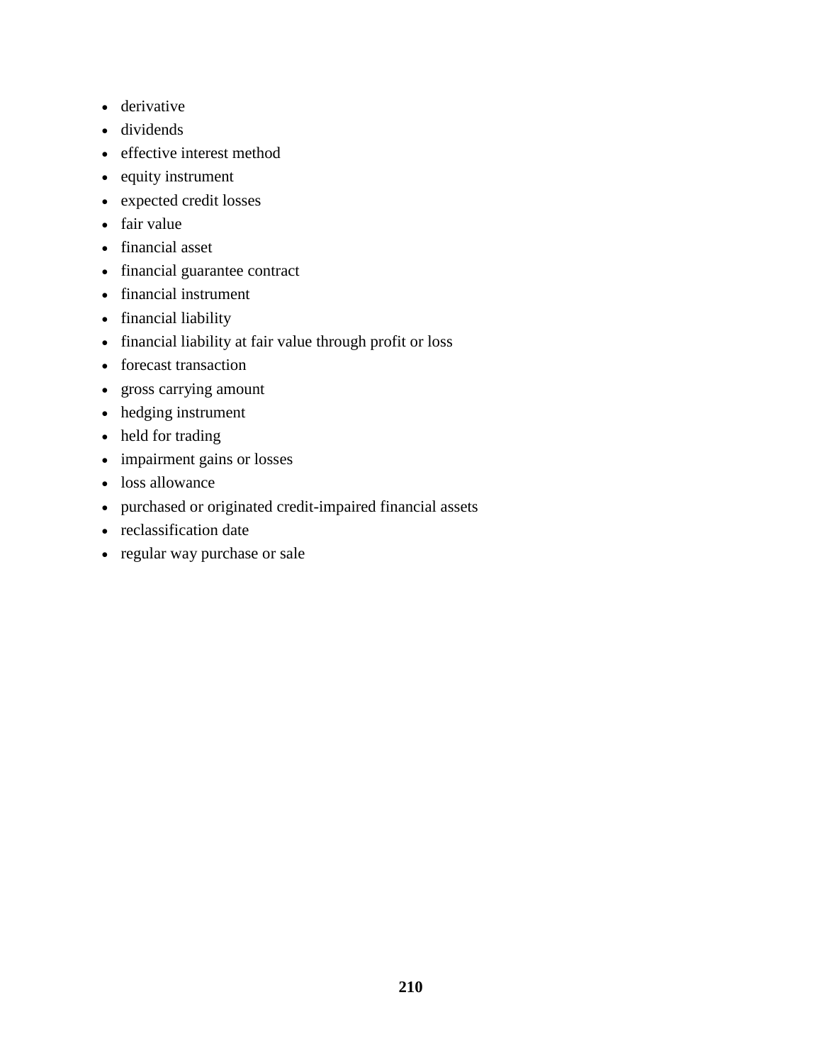- derivative
- dividends
- effective interest method
- equity instrument
- expected credit losses
- fair value
- financial asset
- financial guarantee contract
- financial instrument
- financial liability
- financial liability at fair value through profit or loss
- forecast transaction
- gross carrying amount
- hedging instrument
- held for trading
- impairment gains or losses
- loss allowance
- purchased or originated credit-impaired financial assets
- reclassification date
- regular way purchase or sale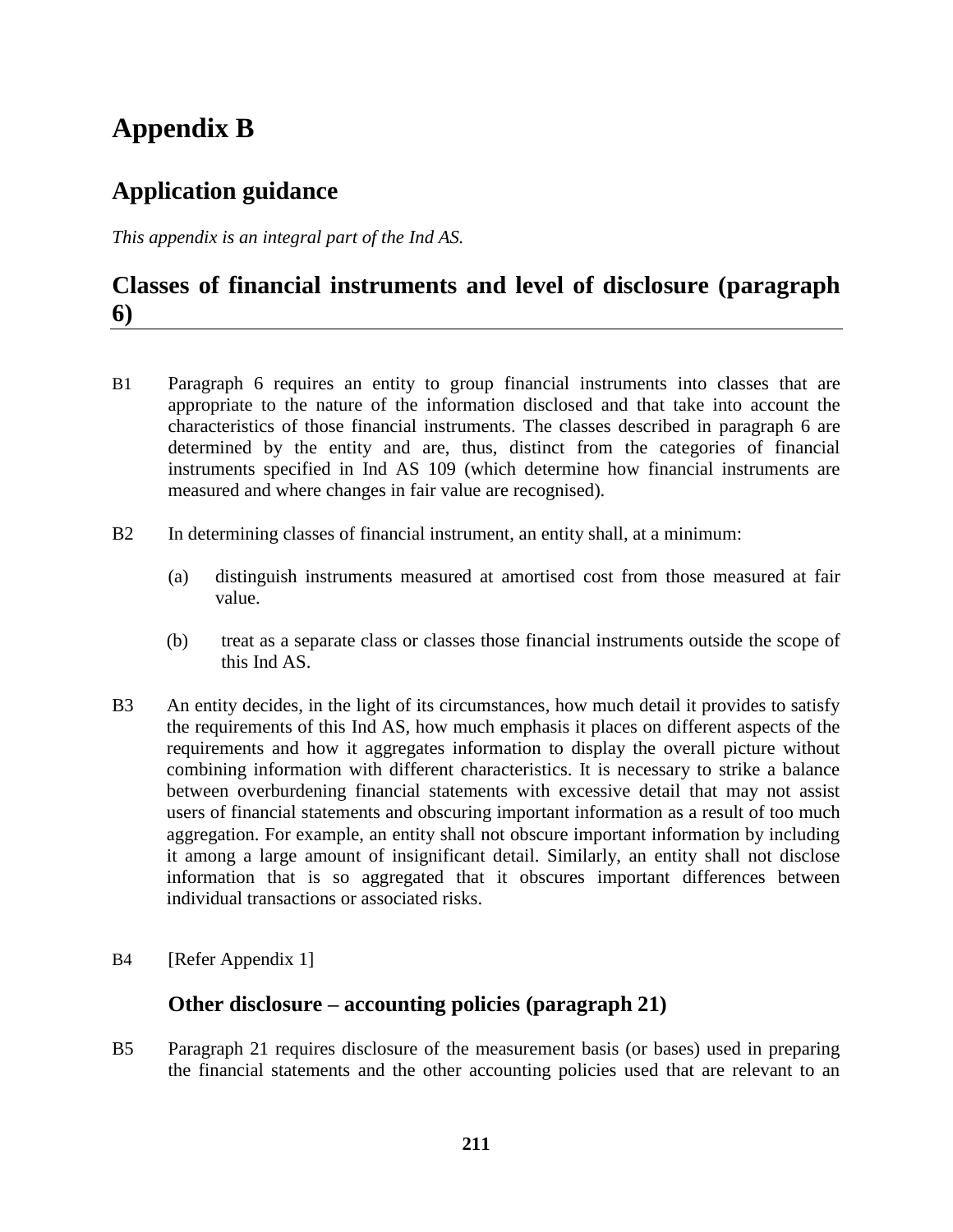# Appendix B

## Application guidance

*This appendix is an integral part of the Ind AS.*

## Classes of financial instruments and level of disclosure (paragraph 6)

B1 Paragraph 6 requires an entity to group financial instruments into classes that are appropriate to the nature of the information disclosed and that take into account the characteristics of those financial instruments. The classes described in paragraph 6 are determined by the entity and are, thus, distinct from the categories of financial instruments specified in Ind AS 109 (which determine how financial instruments are measured and where changes in fair value are recognised).

B2 In determining classes of financial instrument, an entity shall, at a minimum:

(a) distinguish instruments measured at amortised cost from those measured at fair value.

(b) treat as a separate class or classes those financial instruments outside the scope of this Ind AS.

B3 An entity decides, in the light of its circumstances, how much detail it provides to satisfy the requirements of this Ind AS, how much emphasis it places on different aspects of the requirements and how it aggregates information to display the overall picture without combining information with different characteristics. It is necessary to strike a balance between overburdening financial statements with excessive detail that may not assist users of financial statements and obscuring important information as a result of too much aggregation. For example, an entity shall not obscure important information by including it among a large amount of insignificant detail. Similarly, an entity shall not disclose information that is so aggregated that it obscures important differences between individual transactions or associated risks.

B4 [Refer Appendix 1]

### Other disclosure – accounting policies (paragraph 21)

B5 Paragraph 21 requires disclosure of the measurement basis (or bases) used in preparing the financial statements and the other accounting policies used that are relevant to an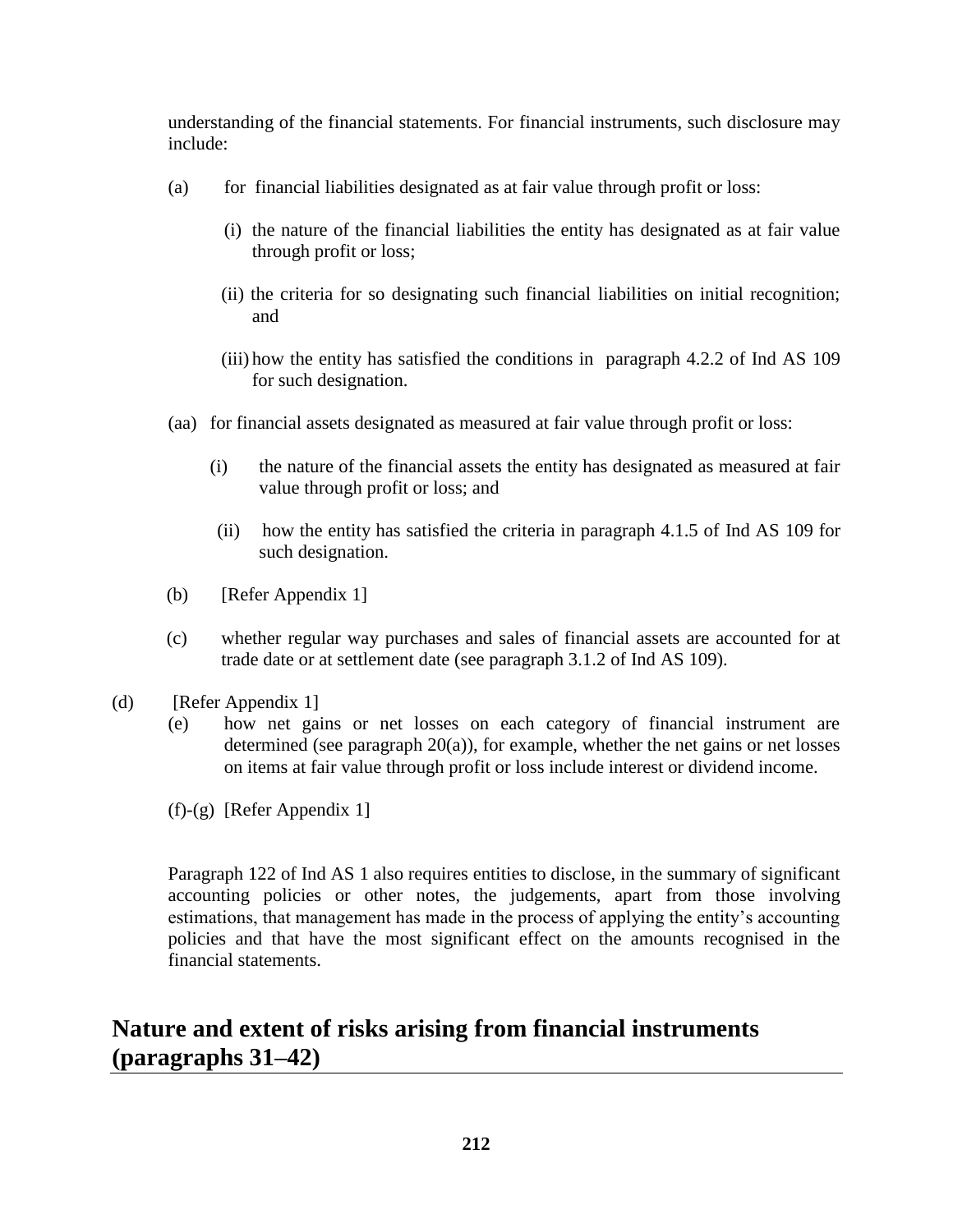understanding of the financial statements. For financial instruments, such disclosure may include:

(a) for financial liabilities designated as at fair value through profit or loss:

   (i) the nature of the financial liabilities the entity has designated as at fair value through profit or loss;

   (ii) the criteria for so designating such financial liabilities on initial recognition; and

   (iii) how the entity has satisfied the conditions in paragraph 4.2.2 of Ind AS 109 for such designation.

(aa) for financial assets designated as measured at fair value through profit or loss:

   (i) the nature of the financial assets the entity has designated as measured at fair value through profit or loss; and

   (ii) how the entity has satisfied the criteria in paragraph 4.1.5 of Ind AS 109 for such designation.

(b) [Refer Appendix 1]

(c) whether regular way purchases and sales of financial assets are accounted for at trade date or at settlement date (see paragraph 3.1.2 of Ind AS 109).

(d) [Refer Appendix 1]

(e) how net gains or net losses on each category of financial instrument are determined (see paragraph 20(a)), for example, whether the net gains or net losses on items at fair value through profit or loss include interest or dividend income.

(f)-(g) [Refer Appendix 1]

Paragraph 122 of Ind AS 1 also requires entities to disclose, in the summary of significant accounting policies or other notes, the judgements, apart from those involving estimations, that management has made in the process of applying the entity's accounting policies and that have the most significant effect on the amounts recognised in the financial statements.

## Nature and extent of risks arising from financial instruments (paragraphs 31–42)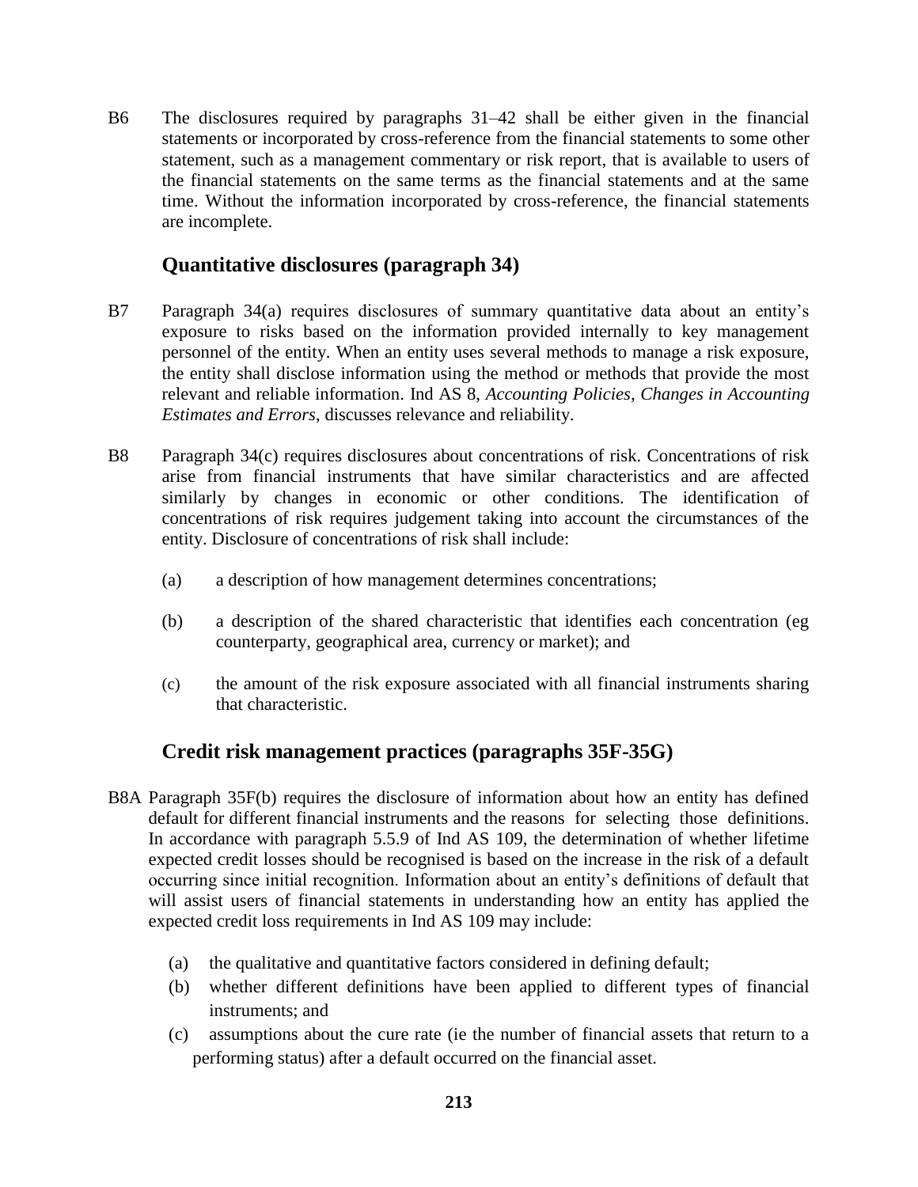B6 The disclosures required by paragraphs 31–42 shall be either given in the financial statements or incorporated by cross-reference from the financial statements to some other statement, such as a management commentary or risk report, that is available to users of the financial statements on the same terms as the financial statements and at the same time. Without the information incorporated by cross-reference, the financial statements are incomplete.

## Quantitative disclosures (paragraph 34)

B7 Paragraph 34(a) requires disclosures of summary quantitative data about an entity's exposure to risks based on the information provided internally to key management personnel of the entity. When an entity uses several methods to manage a risk exposure, the entity shall disclose information using the method or methods that provide the most relevant and reliable information. Ind AS 8, *Accounting Policies, Changes in Accounting Estimates and Errors*, discusses relevance and reliability.

B8 Paragraph 34(c) requires disclosures about concentrations of risk. Concentrations of risk arise from financial instruments that have similar characteristics and are affected similarly by changes in economic or other conditions. The identification of concentrations of risk requires judgement taking into account the circumstances of the entity. Disclosure of concentrations of risk shall include:

(a) a description of how management determines concentrations;

(b) a description of the shared characteristic that identifies each concentration (eg counterparty, geographical area, currency or market); and

(c) the amount of the risk exposure associated with all financial instruments sharing that characteristic.

## Credit risk management practices (paragraphs 35F-35G)

B8A Paragraph 35F(b) requires the disclosure of information about how an entity has defined default for different financial instruments and the reasons for selecting those definitions. In accordance with paragraph 5.5.9 of Ind AS 109, the determination of whether lifetime expected credit losses should be recognised is based on the increase in the risk of a default occurring since initial recognition. Information about an entity's definitions of default that will assist users of financial statements in understanding how an entity has applied the expected credit loss requirements in Ind AS 109 may include:

(a) the qualitative and quantitative factors considered in defining default;

(b) whether different definitions have been applied to different types of financial instruments; and

(c) assumptions about the cure rate (ie the number of financial assets that return to a performing status) after a default occurred on the financial asset.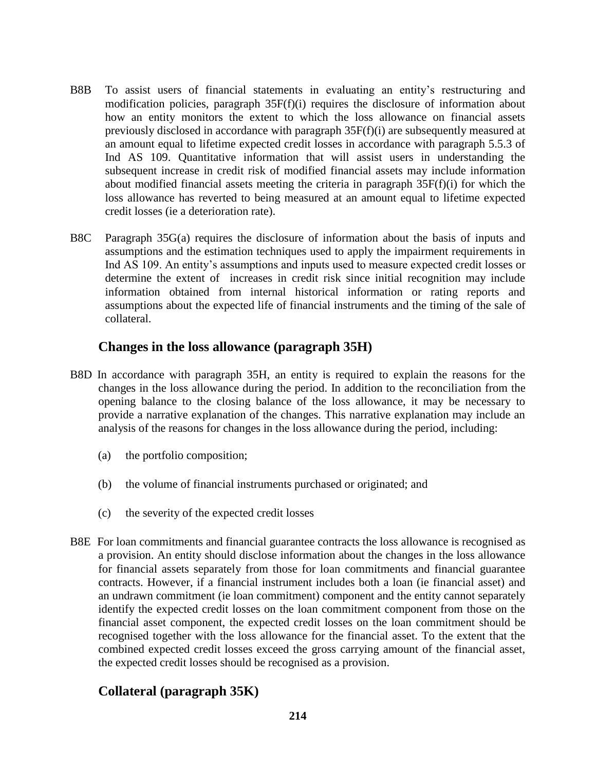B8B To assist users of financial statements in evaluating an entity's restructuring and modification policies, paragraph 35F(f)(i) requires the disclosure of information about how an entity monitors the extent to which the loss allowance on financial assets previously disclosed in accordance with paragraph 35F(f)(i) are subsequently measured at an amount equal to lifetime expected credit losses in accordance with paragraph 5.5.3 of Ind AS 109. Quantitative information that will assist users in understanding the subsequent increase in credit risk of modified financial assets may include information about modified financial assets meeting the criteria in paragraph 35F(f)(i) for which the loss allowance has reverted to being measured at an amount equal to lifetime expected credit losses (ie a deterioration rate).

B8C Paragraph 35G(a) requires the disclosure of information about the basis of inputs and assumptions and the estimation techniques used to apply the impairment requirements in Ind AS 109. An entity's assumptions and inputs used to measure expected credit losses or determine the extent of increases in credit risk since initial recognition may include information obtained from internal historical information or rating reports and assumptions about the expected life of financial instruments and the timing of the sale of collateral.

## Changes in the loss allowance (paragraph 35H)

B8D In accordance with paragraph 35H, an entity is required to explain the reasons for the changes in the loss allowance during the period. In addition to the reconciliation from the opening balance to the closing balance of the loss allowance, it may be necessary to provide a narrative explanation of the changes. This narrative explanation may include an analysis of the reasons for changes in the loss allowance during the period, including:

(a) the portfolio composition;

(b) the volume of financial instruments purchased or originated; and

(c) the severity of the expected credit losses

B8E For loan commitments and financial guarantee contracts the loss allowance is recognised as a provision. An entity should disclose information about the changes in the loss allowance for financial assets separately from those for loan commitments and financial guarantee contracts. However, if a financial instrument includes both a loan (ie financial asset) and an undrawn commitment (ie loan commitment) component and the entity cannot separately identify the expected credit losses on the loan commitment component from those on the financial asset component, the expected credit losses on the loan commitment should be recognised together with the loss allowance for the financial asset. To the extent that the combined expected credit losses exceed the gross carrying amount of the financial asset, the expected credit losses should be recognised as a provision.

## Collateral (paragraph 35K)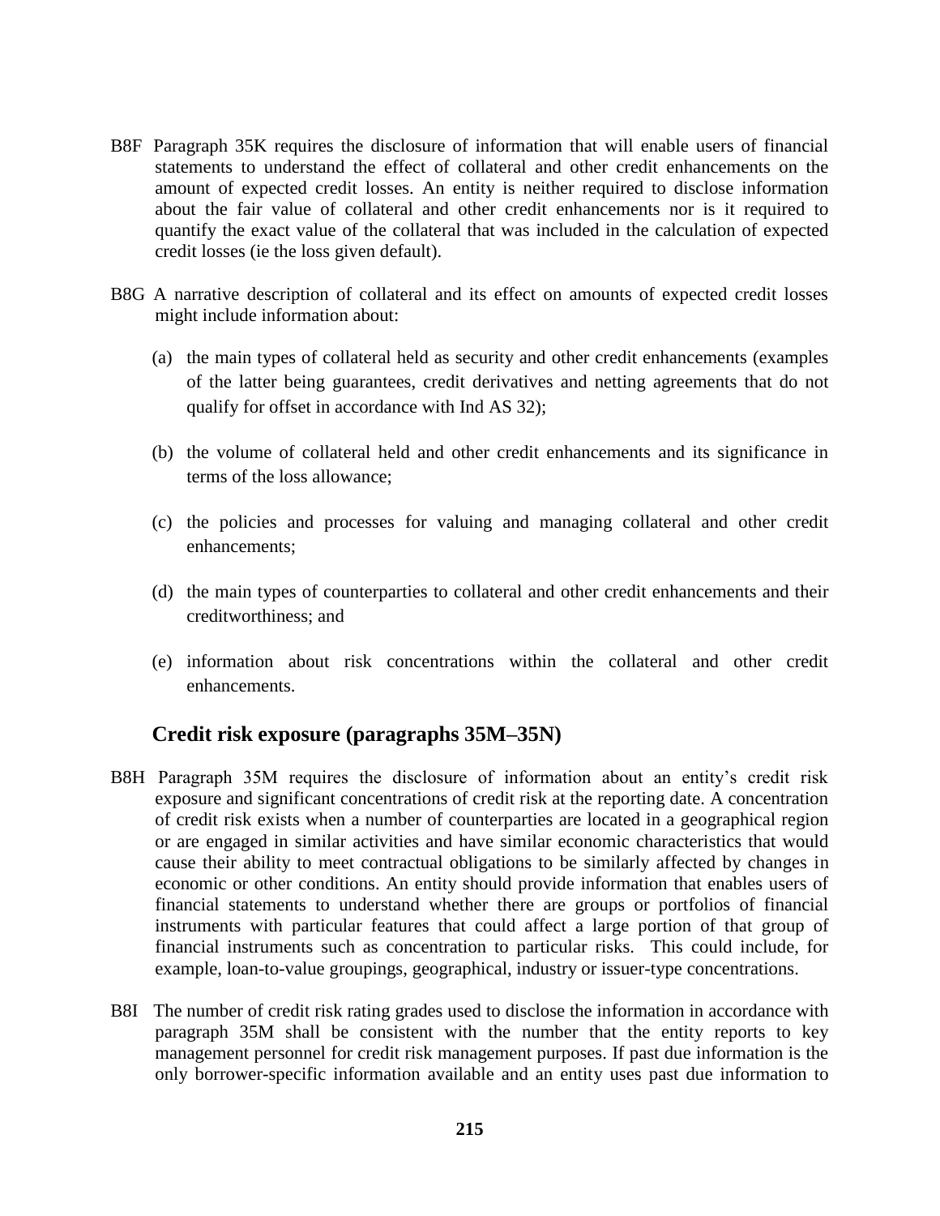B8F Paragraph 35K requires the disclosure of information that will enable users of financial statements to understand the effect of collateral and other credit enhancements on the amount of expected credit losses. An entity is neither required to disclose information about the fair value of collateral and other credit enhancements nor is it required to quantify the exact value of the collateral that was included in the calculation of expected credit losses (ie the loss given default).

B8G A narrative description of collateral and its effect on amounts of expected credit losses might include information about:

(a) the main types of collateral held as security and other credit enhancements (examples of the latter being guarantees, credit derivatives and netting agreements that do not qualify for offset in accordance with Ind AS 32);

(b) the volume of collateral held and other credit enhancements and its significance in terms of the loss allowance;

(c) the policies and processes for valuing and managing collateral and other credit enhancements;

(d) the main types of counterparties to collateral and other credit enhancements and their creditworthiness; and

(e) information about risk concentrations within the collateral and other credit enhancements.

## Credit risk exposure (paragraphs 35M–35N)

B8H Paragraph 35M requires the disclosure of information about an entity's credit risk exposure and significant concentrations of credit risk at the reporting date. A concentration of credit risk exists when a number of counterparties are located in a geographical region or are engaged in similar activities and have similar economic characteristics that would cause their ability to meet contractual obligations to be similarly affected by changes in economic or other conditions. An entity should provide information that enables users of financial statements to understand whether there are groups or portfolios of financial instruments with particular features that could affect a large portion of that group of financial instruments such as concentration to particular risks. This could include, for example, loan-to-value groupings, geographical, industry or issuer-type concentrations.

B8I The number of credit risk rating grades used to disclose the information in accordance with paragraph 35M shall be consistent with the number that the entity reports to key management personnel for credit risk management purposes. If past due information is the only borrower-specific information available and an entity uses past due information to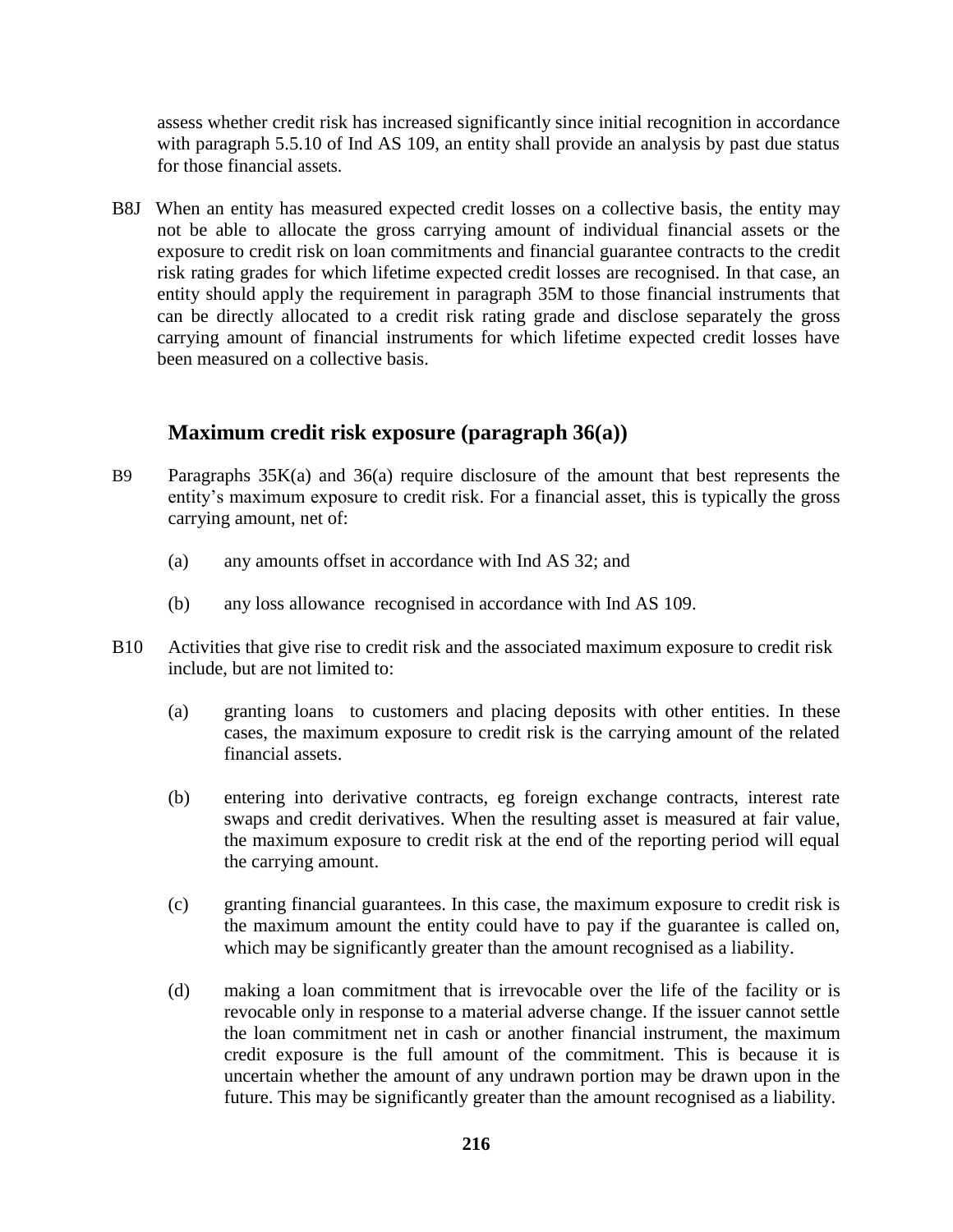assess whether credit risk has increased significantly since initial recognition in accordance with paragraph 5.5.10 of Ind AS 109, an entity shall provide an analysis by past due status for those financial assets.

B8J When an entity has measured expected credit losses on a collective basis, the entity may not be able to allocate the gross carrying amount of individual financial assets or the exposure to credit risk on loan commitments and financial guarantee contracts to the credit risk rating grades for which lifetime expected credit losses are recognised. In that case, an entity should apply the requirement in paragraph 35M to those financial instruments that can be directly allocated to a credit risk rating grade and disclose separately the gross carrying amount of financial instruments for which lifetime expected credit losses have been measured on a collective basis.

## Maximum credit risk exposure (paragraph 36(a))

B9 Paragraphs 35K(a) and 36(a) require disclosure of the amount that best represents the entity's maximum exposure to credit risk. For a financial asset, this is typically the gross carrying amount, net of:

(a) any amounts offset in accordance with Ind AS 32; and

(b) any loss allowance recognised in accordance with Ind AS 109.

B10 Activities that give rise to credit risk and the associated maximum exposure to credit risk include, but are not limited to:

(a) granting loans to customers and placing deposits with other entities. In these cases, the maximum exposure to credit risk is the carrying amount of the related financial assets.

(b) entering into derivative contracts, eg foreign exchange contracts, interest rate swaps and credit derivatives. When the resulting asset is measured at fair value, the maximum exposure to credit risk at the end of the reporting period will equal the carrying amount.

(c) granting financial guarantees. In this case, the maximum exposure to credit risk is the maximum amount the entity could have to pay if the guarantee is called on, which may be significantly greater than the amount recognised as a liability.

(d) making a loan commitment that is irrevocable over the life of the facility or is revocable only in response to a material adverse change. If the issuer cannot settle the loan commitment net in cash or another financial instrument, the maximum credit exposure is the full amount of the commitment. This is because it is uncertain whether the amount of any undrawn portion may be drawn upon in the future. This may be significantly greater than the amount recognised as a liability.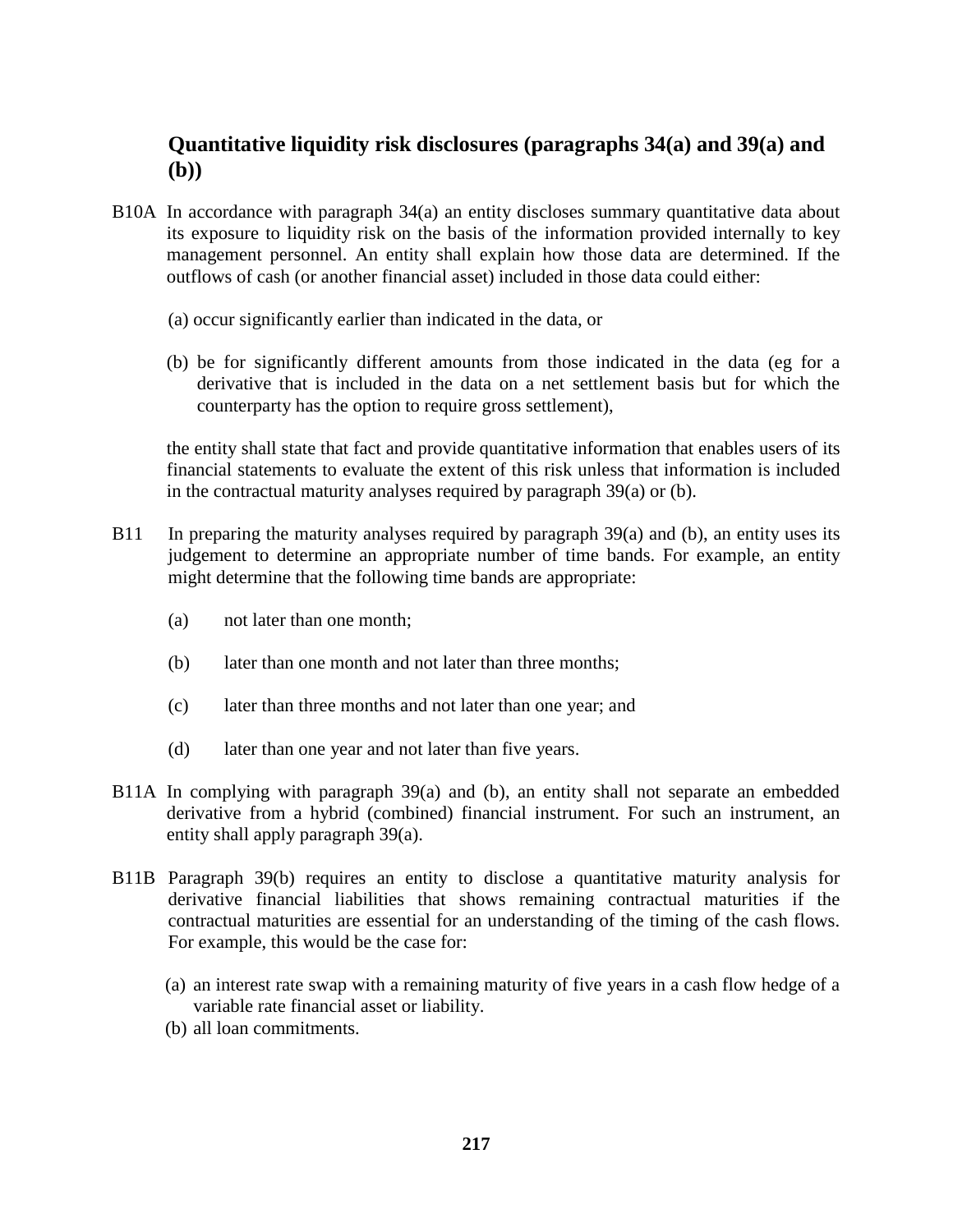## Quantitative liquidity risk disclosures (paragraphs 34(a) and 39(a) and (b))

B10A In accordance with paragraph 34(a) an entity discloses summary quantitative data about its exposure to liquidity risk on the basis of the information provided internally to key management personnel. An entity shall explain how those data are determined. If the outflows of cash (or another financial asset) included in those data could either:

(a) occur significantly earlier than indicated in the data, or

(b) be for significantly different amounts from those indicated in the data (eg for a derivative that is included in the data on a net settlement basis but for which the counterparty has the option to require gross settlement),

the entity shall state that fact and provide quantitative information that enables users of its financial statements to evaluate the extent of this risk unless that information is included in the contractual maturity analyses required by paragraph 39(a) or (b).

B11 In preparing the maturity analyses required by paragraph 39(a) and (b), an entity uses its judgement to determine an appropriate number of time bands. For example, an entity might determine that the following time bands are appropriate:

(a) not later than one month;

(b) later than one month and not later than three months;

(c) later than three months and not later than one year; and

(d) later than one year and not later than five years.

B11A In complying with paragraph 39(a) and (b), an entity shall not separate an embedded derivative from a hybrid (combined) financial instrument. For such an instrument, an entity shall apply paragraph 39(a).

B11B Paragraph 39(b) requires an entity to disclose a quantitative maturity analysis for derivative financial liabilities that shows remaining contractual maturities if the contractual maturities are essential for an understanding of the timing of the cash flows. For example, this would be the case for:

(a) an interest rate swap with a remaining maturity of five years in a cash flow hedge of a variable rate financial asset or liability.

(b) all loan commitments.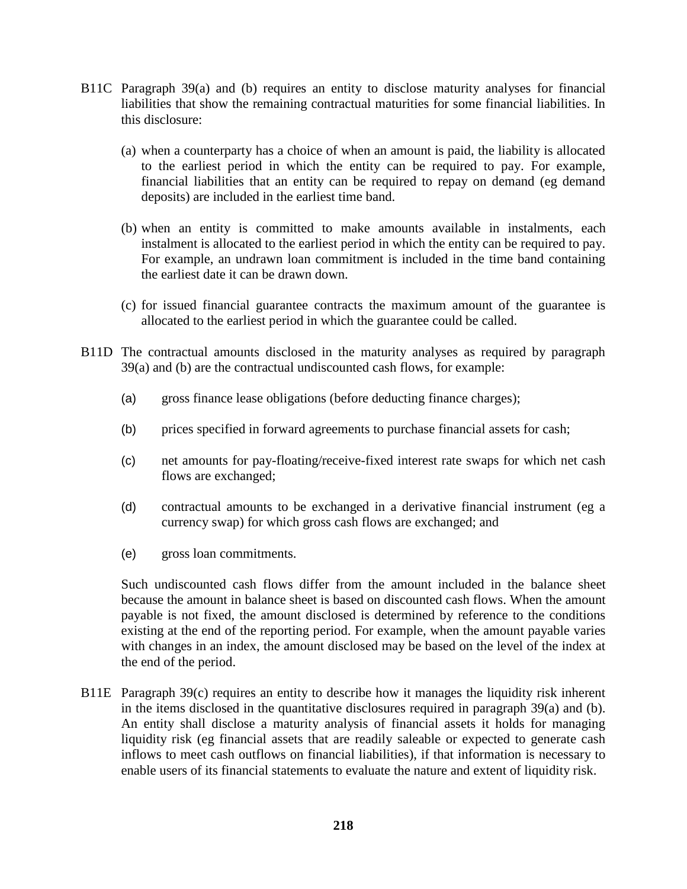B11C Paragraph 39(a) and (b) requires an entity to disclose maturity analyses for financial liabilities that show the remaining contractual maturities for some financial liabilities. In this disclosure:

(a) when a counterparty has a choice of when an amount is paid, the liability is allocated to the earliest period in which the entity can be required to pay. For example, financial liabilities that an entity can be required to repay on demand (eg demand deposits) are included in the earliest time band.

(b) when an entity is committed to make amounts available in instalments, each instalment is allocated to the earliest period in which the entity can be required to pay. For example, an undrawn loan commitment is included in the time band containing the earliest date it can be drawn down.

(c) for issued financial guarantee contracts the maximum amount of the guarantee is allocated to the earliest period in which the guarantee could be called.

B11D The contractual amounts disclosed in the maturity analyses as required by paragraph 39(a) and (b) are the contractual undiscounted cash flows, for example:

(a) gross finance lease obligations (before deducting finance charges);

(b) prices specified in forward agreements to purchase financial assets for cash;

(c) net amounts for pay-floating/receive-fixed interest rate swaps for which net cash flows are exchanged;

(d) contractual amounts to be exchanged in a derivative financial instrument (eg a currency swap) for which gross cash flows are exchanged; and

(e) gross loan commitments.

Such undiscounted cash flows differ from the amount included in the balance sheet because the amount in balance sheet is based on discounted cash flows. When the amount payable is not fixed, the amount disclosed is determined by reference to the conditions existing at the end of the reporting period. For example, when the amount payable varies with changes in an index, the amount disclosed may be based on the level of the index at the end of the period.

B11E Paragraph 39(c) requires an entity to describe how it manages the liquidity risk inherent in the items disclosed in the quantitative disclosures required in paragraph 39(a) and (b). An entity shall disclose a maturity analysis of financial assets it holds for managing liquidity risk (eg financial assets that are readily saleable or expected to generate cash inflows to meet cash outflows on financial liabilities), if that information is necessary to enable users of its financial statements to evaluate the nature and extent of liquidity risk.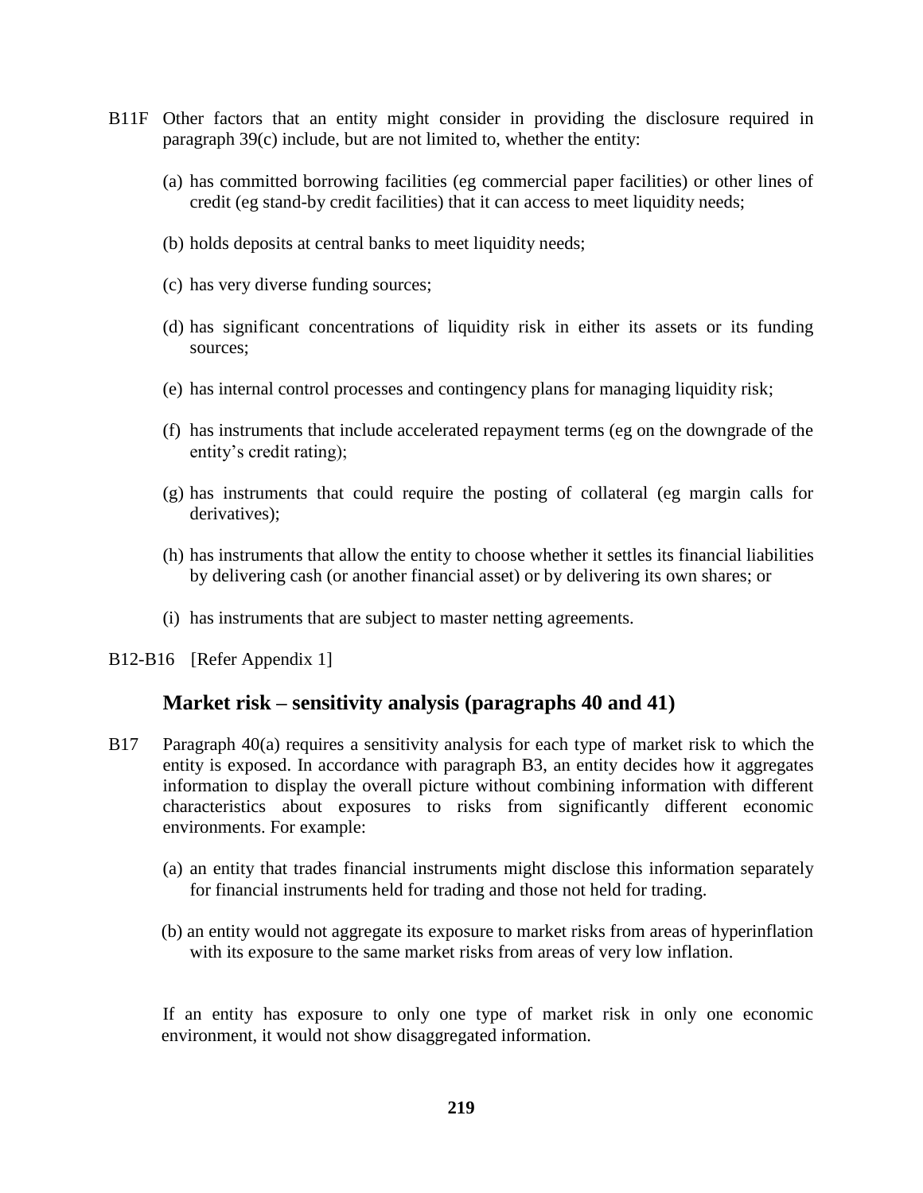B11F Other factors that an entity might consider in providing the disclosure required in paragraph 39(c) include, but are not limited to, whether the entity:

(a) has committed borrowing facilities (eg commercial paper facilities) or other lines of credit (eg stand-by credit facilities) that it can access to meet liquidity needs;

(b) holds deposits at central banks to meet liquidity needs;

(c) has very diverse funding sources;

(d) has significant concentrations of liquidity risk in either its assets or its funding sources;

(e) has internal control processes and contingency plans for managing liquidity risk;

(f) has instruments that include accelerated repayment terms (eg on the downgrade of the entity's credit rating);

(g) has instruments that could require the posting of collateral (eg margin calls for derivatives);

(h) has instruments that allow the entity to choose whether it settles its financial liabilities by delivering cash (or another financial asset) or by delivering its own shares; or

(i) has instruments that are subject to master netting agreements.

B12-B16 [Refer Appendix 1]

## Market risk – sensitivity analysis (paragraphs 40 and 41)

B17 Paragraph 40(a) requires a sensitivity analysis for each type of market risk to which the entity is exposed. In accordance with paragraph B3, an entity decides how it aggregates information to display the overall picture without combining information with different characteristics about exposures to risks from significantly different economic environments. For example:

(a) an entity that trades financial instruments might disclose this information separately for financial instruments held for trading and those not held for trading.

(b) an entity would not aggregate its exposure to market risks from areas of hyperinflation with its exposure to the same market risks from areas of very low inflation.

If an entity has exposure to only one type of market risk in only one economic environment, it would not show disaggregated information.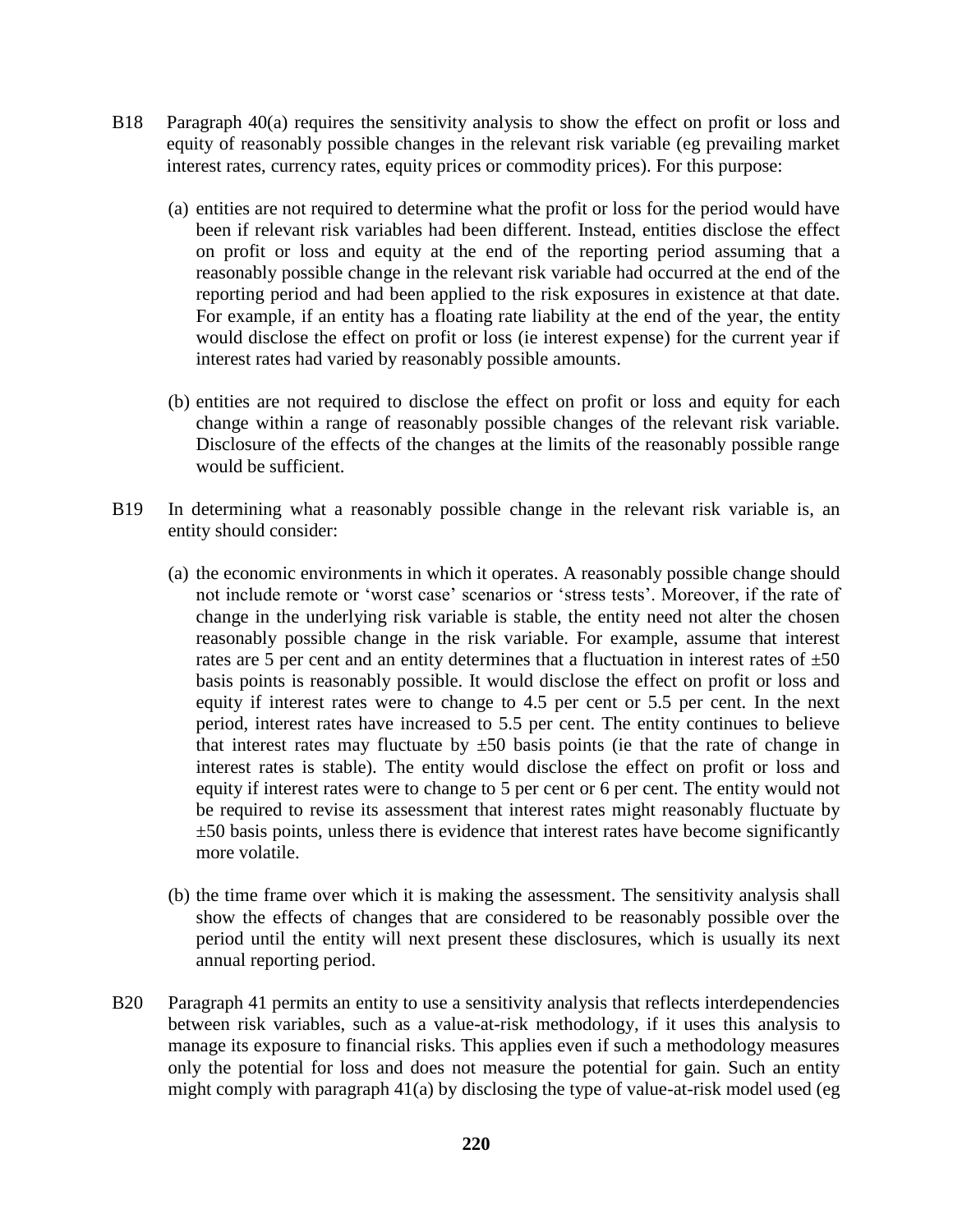B18 Paragraph 40(a) requires the sensitivity analysis to show the effect on profit or loss and equity of reasonably possible changes in the relevant risk variable (eg prevailing market interest rates, currency rates, equity prices or commodity prices). For this purpose:

(a) entities are not required to determine what the profit or loss for the period would have been if relevant risk variables had been different. Instead, entities disclose the effect on profit or loss and equity at the end of the reporting period assuming that a reasonably possible change in the relevant risk variable had occurred at the end of the reporting period and had been applied to the risk exposures in existence at that date. For example, if an entity has a floating rate liability at the end of the year, the entity would disclose the effect on profit or loss (ie interest expense) for the current year if interest rates had varied by reasonably possible amounts.

(b) entities are not required to disclose the effect on profit or loss and equity for each change within a range of reasonably possible changes of the relevant risk variable. Disclosure of the effects of the changes at the limits of the reasonably possible range would be sufficient.

B19 In determining what a reasonably possible change in the relevant risk variable is, an entity should consider:

(a) the economic environments in which it operates. A reasonably possible change should not include remote 'worst case' scenarios or 'stress tests'. Moreover, if the rate of change in the underlying risk variable is stable, the entity need not alter the chosen reasonably possible change in the risk variable. For example, assume that interest rates are 5 per cent and an entity determines that a fluctuation in interest rates of ±50 basis points is reasonably possible. It would disclose the effect on profit or loss and equity if interest rates were to change to 4.5 per cent or 5.5 per cent. In the next period, interest rates have increased to 5.5 per cent. The entity continues to believe that interest rates may fluctuate by ±50 basis points (ie that the rate of change in interest rates is stable). The entity would disclose the effect on profit or loss and equity if interest rates were to change to 5 per cent or 6 per cent. The entity would not be required to revise its assessment that interest rates might reasonably fluctuate by ±50 basis points, unless there is evidence that interest rates have become significantly more volatile.

(b) the time frame over which it is making the assessment. The sensitivity analysis shall show the effects of changes that are considered to be reasonably possible over the period until the entity will next present these disclosures, which is usually its next annual reporting period.

B20 Paragraph 41 permits an entity to use a sensitivity analysis that reflects interdependencies between risk variables, such as a value-at-risk methodology, if it uses this analysis to manage its exposure to financial risks. This applies even if such a methodology measures only the potential for loss and does not measure the potential for gain. Such an entity might comply with paragraph 41(a) by disclosing the type of value-at-risk model used (eg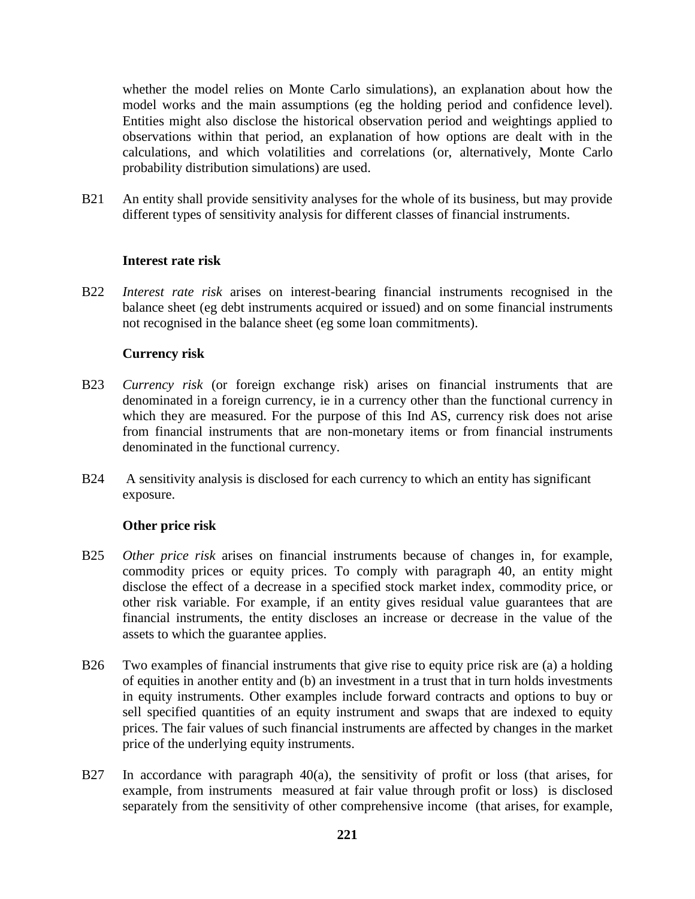whether the model relies on Monte Carlo simulations), an explanation about how the model works and the main assumptions (eg the holding period and confidence level). Entities might also disclose the historical observation period and weightings applied to observations within that period, an explanation of how options are dealt with in the calculations, and which volatilities and correlations (or, alternatively, Monte Carlo probability distribution simulations) are used.

B21 An entity shall provide sensitivity analyses for the whole of its business, but may provide different types of sensitivity analysis for different classes of financial instruments.

**Interest rate risk**

B22 *Interest rate risk* arises on interest-bearing financial instruments recognised in the balance sheet (eg debt instruments acquired or issued) and on some financial instruments not recognised in the balance sheet (eg some loan commitments).

**Currency risk**

B23 *Currency risk* (or foreign exchange risk) arises on financial instruments that are denominated in a foreign currency, ie in a currency other than the functional currency in which they are measured. For the purpose of this Ind AS, currency risk does not arise from financial instruments that are non-monetary items or from financial instruments denominated in the functional currency.

B24 A sensitivity analysis is disclosed for each currency to which an entity has significant exposure.

**Other price risk**

B25 *Other price risk* arises on financial instruments because of changes in, for example, commodity prices or equity prices. To comply with paragraph 40, an entity might disclose the effect of a decrease in a specified stock market index, commodity price, or other risk variable. For example, if an entity gives residual value guarantees that are financial instruments, the entity discloses an increase or decrease in the value of the assets to which the guarantee applies.

B26 Two examples of financial instruments that give rise to equity price risk are (a) a holding of equities in another entity and (b) an investment in a trust that in turn holds investments in equity instruments. Other examples include forward contracts and options to buy or sell specified quantities of an equity instrument and swaps that are indexed to equity prices. The fair values of such financial instruments are affected by changes in the market price of the underlying equity instruments.

B27 In accordance with paragraph 40(a), the sensitivity of profit or loss (that arises, for example, from instruments measured at fair value through profit or loss) is disclosed separately from the sensitivity of other comprehensive income (that arises, for example,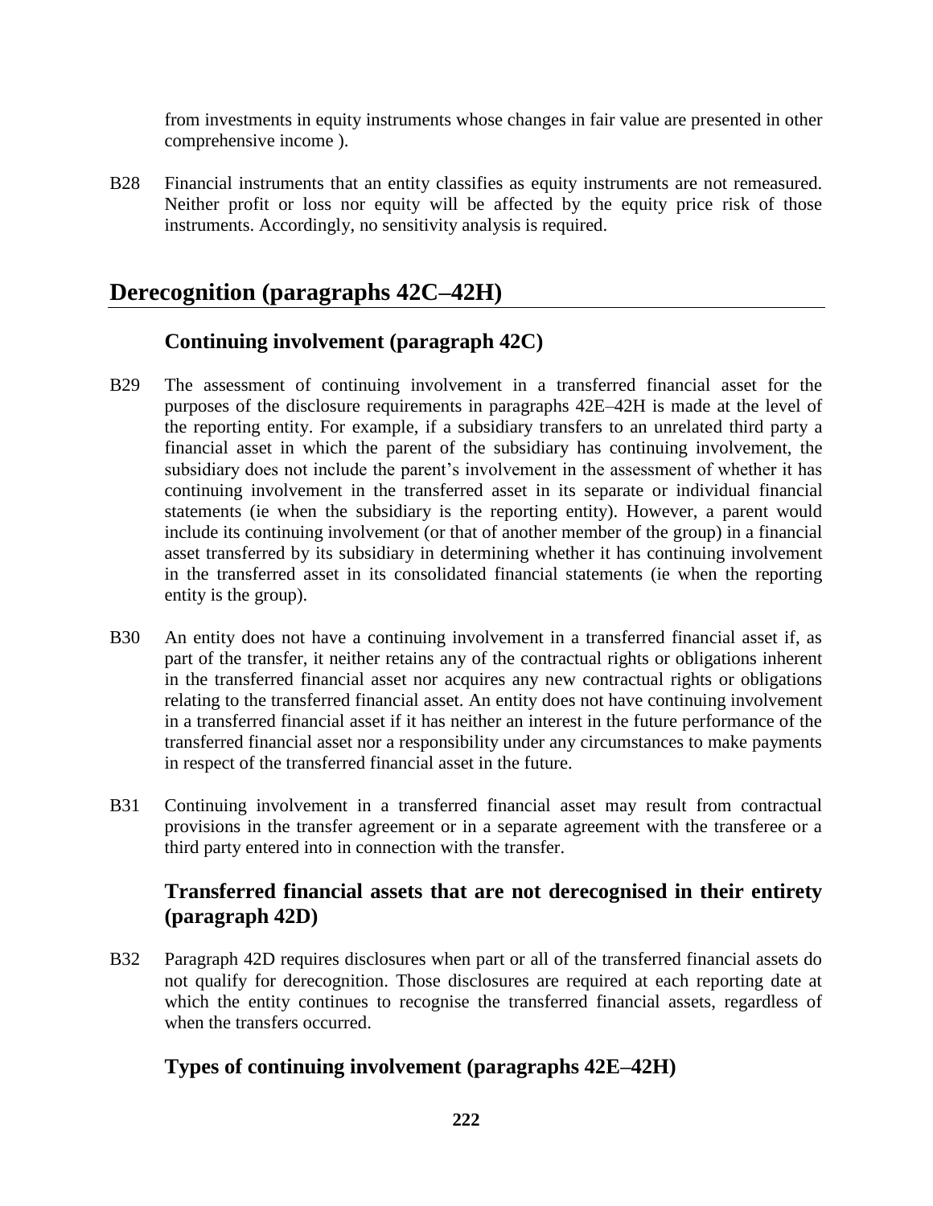from investments in equity instruments whose changes in fair value are presented in other comprehensive income ).

B28 Financial instruments that an entity classifies as equity instruments are not remeasured. Neither profit or loss nor equity will be affected by the equity price risk of those instruments. Accordingly, no sensitivity analysis is required.

## Derecognition (paragraphs 42C–42H)

### Continuing involvement (paragraph 42C)

B29 The assessment of continuing involvement in a transferred financial asset for the purposes of the disclosure requirements in paragraphs 42E–42H is made at the level of the reporting entity. For example, if a subsidiary transfers to an unrelated third party a financial asset in which the parent of the subsidiary has continuing involvement, the subsidiary does not include the parent's involvement in the assessment of whether it has continuing involvement in the transferred asset in its separate or individual financial statements (ie when the subsidiary is the reporting entity). However, a parent would include its continuing involvement (or that of another member of the group) in a financial asset transferred by its subsidiary in determining whether it has continuing involvement in the transferred asset in its consolidated financial statements (ie when the reporting entity is the group).

B30 An entity does not have a continuing involvement in a transferred financial asset if, as part of the transfer, it neither retains any of the contractual rights or obligations inherent in the transferred financial asset nor acquires any new contractual rights or obligations relating to the transferred financial asset. An entity does not have continuing involvement in a transferred financial asset if it has neither an interest in the future performance of the transferred financial asset nor a responsibility under any circumstances to make payments in respect of the transferred financial asset in the future.

B31 Continuing involvement in a transferred financial asset may result from contractual provisions in the transfer agreement or in a separate agreement with the transferee or a third party entered into in connection with the transfer.

### Transferred financial assets that are not derecognised in their entirety (paragraph 42D)

B32 Paragraph 42D requires disclosures when part or all of the transferred financial assets do not qualify for derecognition. Those disclosures are required at each reporting date at which the entity continues to recognise the transferred financial assets, regardless of when the transfers occurred.

### Types of continuing involvement (paragraphs 42E–42H)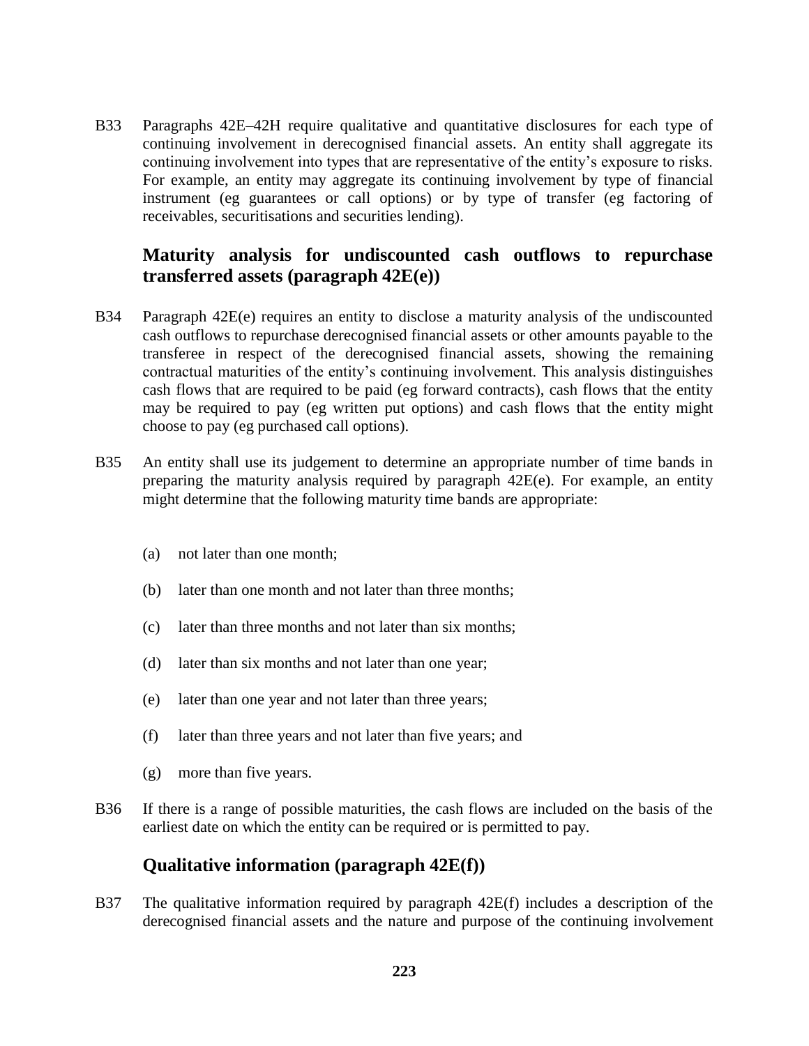B33 Paragraphs 42E–42H require qualitative and quantitative disclosures for each type of continuing involvement in derecognised financial assets. An entity shall aggregate its continuing involvement into types that are representative of the entity's exposure to risks. For example, an entity may aggregate its continuing involvement by type of financial instrument (eg guarantees or call options) or by type of transfer (eg factoring of receivables, securitisations and securities lending).

### Maturity analysis for undiscounted cash outflows to repurchase transferred assets (paragraph 42E(e))

B34 Paragraph 42E(e) requires an entity to disclose a maturity analysis of the undiscounted cash outflows to repurchase derecognised financial assets or other amounts payable to the transferee in respect of the derecognised financial assets, showing the remaining contractual maturities of the entity's continuing involvement. This analysis distinguishes cash flows that are required to be paid (eg forward contracts), cash flows that the entity may be required to pay (eg written put options) and cash flows that the entity might choose to pay (eg purchased call options).

B35 An entity shall use its judgement to determine an appropriate number of time bands in preparing the maturity analysis required by paragraph 42E(e). For example, an entity might determine that the following maturity time bands are appropriate:

(a) not later than one month;

(b) later than one month and not later than three months;

(c) later than three months and not later than six months;

(d) later than six months and not later than one year;

(e) later than one year and not later than three years;

(f) later than three years and not later than five years; and

(g) more than five years.

B36 If there is a range of possible maturities, the cash flows are included on the basis of the earliest date on which the entity can be required or is permitted to pay.

### Qualitative information (paragraph 42E(f))

B37 The qualitative information required by paragraph 42E(f) includes a description of the derecognised financial assets and the nature and purpose of the continuing involvement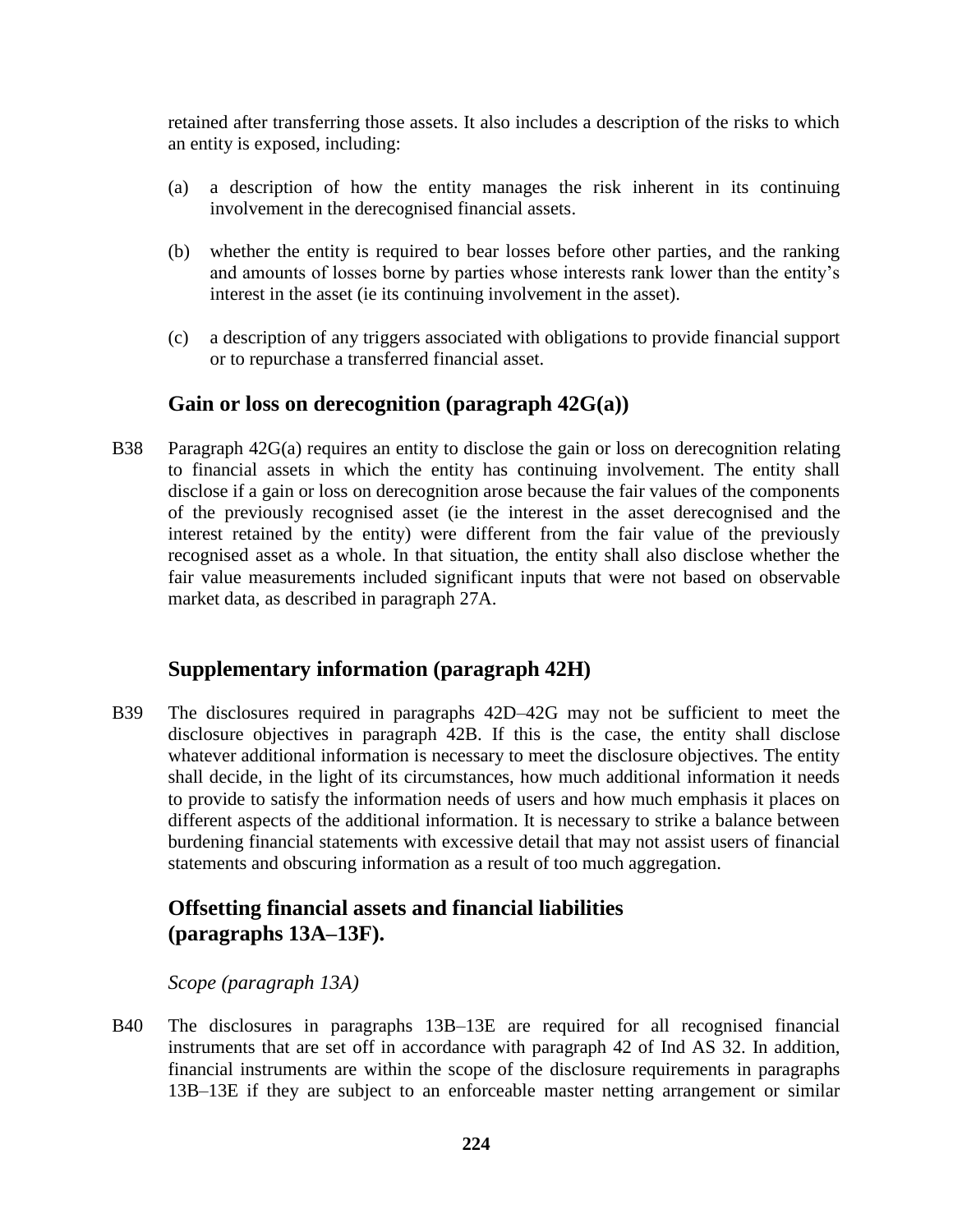retained after transferring those assets. It also includes a description of the risks to which an entity is exposed, including:

(a) a description of how the entity manages the risk inherent in its continuing involvement in the derecognised financial assets.

(b) whether the entity is required to bear losses before other parties, and the ranking and amounts of losses borne by parties whose interests rank lower than the entity's interest in the asset (ie its continuing involvement in the asset).

(c) a description of any triggers associated with obligations to provide financial support or to repurchase a transferred financial asset.

## Gain or loss on derecognition (paragraph 42G(a))

B38 Paragraph 42G(a) requires an entity to disclose the gain or loss on derecognition relating to financial assets in which the entity has continuing involvement. The entity shall disclose if a gain or loss on derecognition arose because the fair values of the components of the previously recognised asset (ie the interest in the asset derecognised and the interest retained by the entity) were different from the fair value of the previously recognised asset as a whole. In that situation, the entity shall also disclose whether the fair value measurements included significant inputs that were not based on observable market data, as described in paragraph 27A.

## Supplementary information (paragraph 42H)

B39 The disclosures required in paragraphs 42D–42G may not be sufficient to meet the disclosure objectives in paragraph 42B. If this is the case, the entity shall disclose whatever additional information is necessary to meet the disclosure objectives. The entity shall decide, in the light of its circumstances, how much additional information it needs to provide to satisfy the information needs of users and how much emphasis it places on different aspects of the additional information. It is necessary to strike a balance between burdening financial statements with excessive detail that may not assist users of financial statements and obscuring information as a result of too much aggregation.

## Offsetting financial assets and financial liabilities (paragraphs 13A–13F).

*Scope (paragraph 13A)*

B40 The disclosures in paragraphs 13B–13E are required for all recognised financial instruments that are set off in accordance with paragraph 42 of Ind AS 32. In addition, financial instruments are within the scope of the disclosure requirements in paragraphs 13B–13E if they are subject to an enforceable master netting arrangement or similar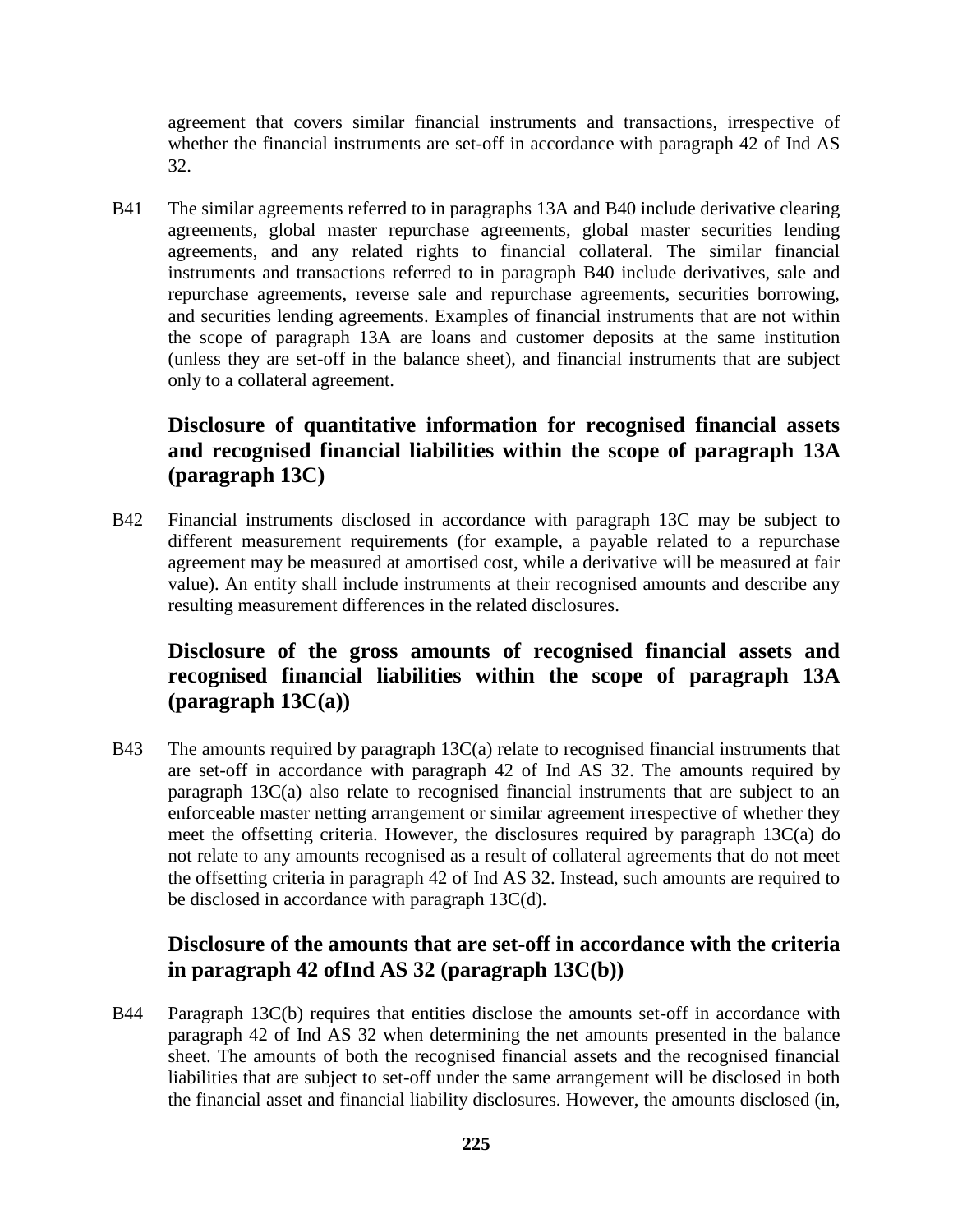agreement that covers similar financial instruments and transactions, irrespective of whether the financial instruments are set-off in accordance with paragraph 42 of Ind AS 32.

B41 The similar agreements referred to in paragraphs 13A and B40 include derivative clearing agreements, global master repurchase agreements, global master securities lending agreements, and any related rights to financial collateral. The similar financial instruments and transactions referred to in paragraph B40 include derivatives, sale and repurchase agreements, reverse sale and repurchase agreements, securities borrowing, and securities lending agreements. Examples of financial instruments that are not within the scope of paragraph 13A are loans and customer deposits at the same institution (unless they are set-off in the balance sheet), and financial instruments that are subject only to a collateral agreement.

## Disclosure of quantitative information for recognised financial assets and recognised financial liabilities within the scope of paragraph 13A (paragraph 13C)

B42 Financial instruments disclosed in accordance with paragraph 13C may be subject to different measurement requirements (for example, a payable related to a repurchase agreement may be measured at amortised cost, while a derivative will be measured at fair value). An entity shall include instruments at their recognised amounts and describe any resulting measurement differences in the related disclosures.

## Disclosure of the gross amounts of recognised financial assets and recognised financial liabilities within the scope of paragraph 13A (paragraph 13C(a))

B43 The amounts required by paragraph 13C(a) relate to recognised financial instruments that are set-off in accordance with paragraph 42 of Ind AS 32. The amounts required by paragraph 13C(a) also relate to recognised financial instruments that are subject to an enforceable master netting arrangement or similar agreement irrespective of whether they meet the offsetting criteria. However, the disclosures required by paragraph 13C(a) do not relate to any amounts recognised as a result of collateral agreements that do not meet the offsetting criteria in paragraph 42 of Ind AS 32. Instead, such amounts are required to be disclosed in accordance with paragraph 13C(d).

## Disclosure of the amounts that are set-off in accordance with the criteria in paragraph 42 ofInd AS 32 (paragraph 13C(b))

B44 Paragraph 13C(b) requires that entities disclose the amounts set-off in accordance with paragraph 42 of Ind AS 32 when determining the net amounts presented in the balance sheet. The amounts of both the recognised financial assets and the recognised financial liabilities that are subject to set-off under the same arrangement will be disclosed in both the financial asset and financial liability disclosures. However, the amounts disclosed (in,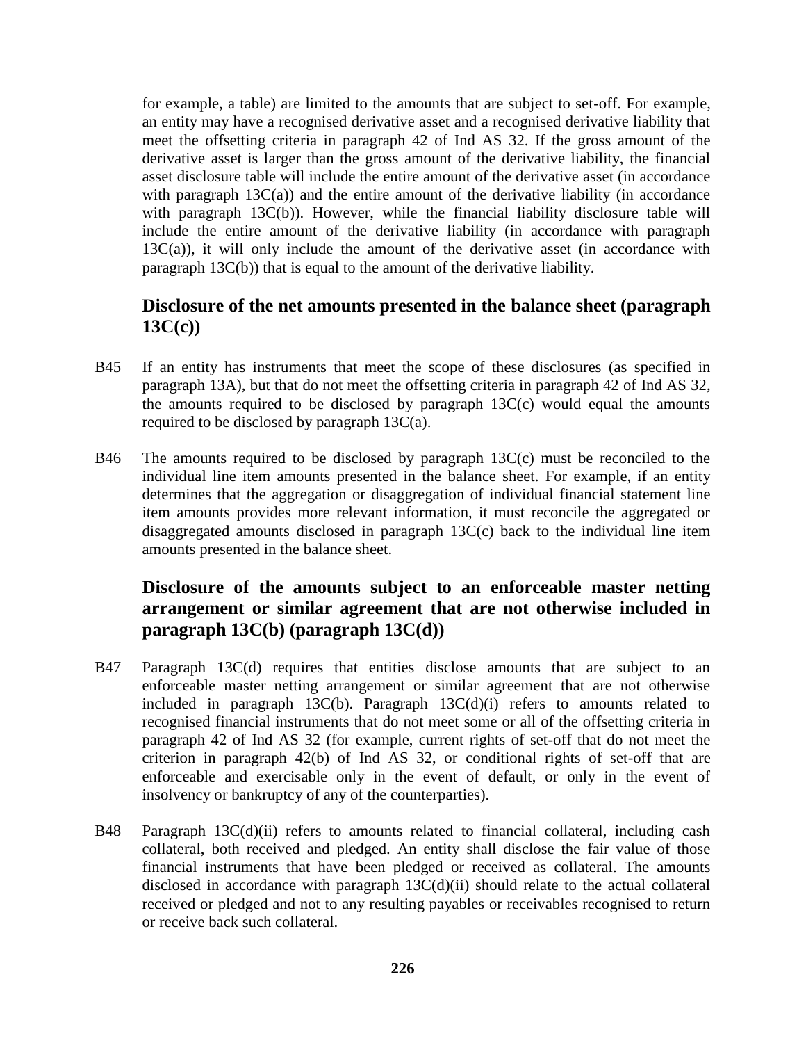for example, a table) are limited to the amounts that are subject to set-off. For example, an entity may have a recognised derivative asset and a recognised derivative liability that meet the offsetting criteria in paragraph 42 of Ind AS 32. If the gross amount of the derivative asset is larger than the gross amount of the derivative liability, the financial asset disclosure table will include the entire amount of the derivative asset (in accordance with paragraph 13C(a)) and the entire amount of the derivative liability (in accordance with paragraph 13C(b)). However, while the financial liability disclosure table will include the entire amount of the derivative liability (in accordance with paragraph 13C(a)), it will only include the amount of the derivative asset (in accordance with paragraph 13C(b)) that is equal to the amount of the derivative liability.

## Disclosure of the net amounts presented in the balance sheet (paragraph 13C(c))

B45 If an entity has instruments that meet the scope of these disclosures (as specified in paragraph 13A), but that do not meet the offsetting criteria in paragraph 42 of Ind AS 32, the amounts required to be disclosed by paragraph 13C(c) would equal the amounts required to be disclosed by paragraph 13C(a).

B46 The amounts required to be disclosed by paragraph 13C(c) must be reconciled to the individual line item amounts presented in the balance sheet. For example, if an entity determines that the aggregation or disaggregation of individual financial statement line item amounts provides more relevant information, it must reconcile the aggregated or disaggregated amounts disclosed in paragraph 13C(c) back to the individual line item amounts presented in the balance sheet.

## Disclosure of the amounts subject to an enforceable master netting arrangement or similar agreement that are not otherwise included in paragraph 13C(b) (paragraph 13C(d))

B47 Paragraph 13C(d) requires that entities disclose amounts that are subject to an enforceable master netting arrangement or similar agreement that are not otherwise included in paragraph 13C(b). Paragraph 13C(d)(i) refers to amounts related to recognised financial instruments that do not meet some or all of the offsetting criteria in paragraph 42 of Ind AS 32 (for example, current rights of set-off that do not meet the criterion in paragraph 42(b) of Ind AS 32, or conditional rights of set-off that are enforceable and exercisable only in the event of default, or only in the event of insolvency or bankruptcy of any of the counterparties).

B48 Paragraph 13C(d)(ii) refers to amounts related to financial collateral, including cash collateral, both received and pledged. An entity shall disclose the fair value of those financial instruments that have been pledged or received as collateral. The amounts disclosed in accordance with paragraph 13C(d)(ii) should relate to the actual collateral received or pledged and not to any resulting payables or receivables recognised to return or receive back such collateral.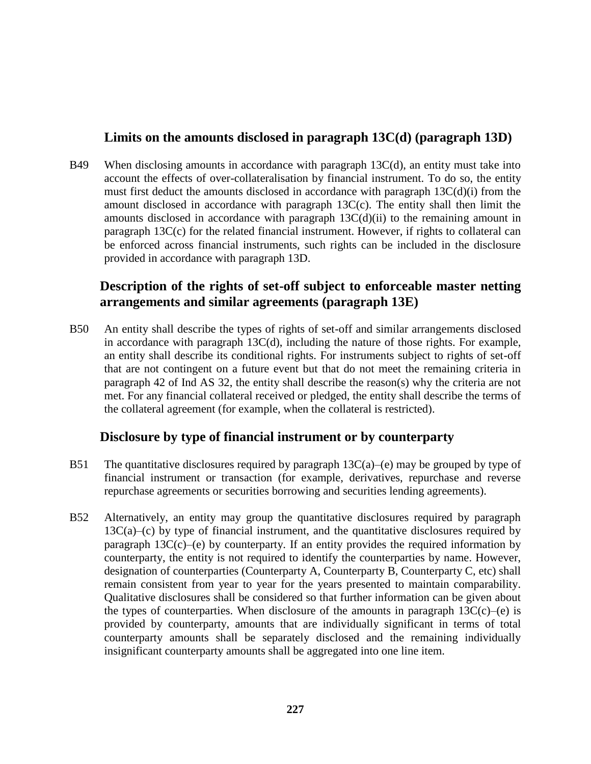### Limits on the amounts disclosed in paragraph 13C(d) (paragraph 13D)

B49 When disclosing amounts in accordance with paragraph 13C(d), an entity must take into account the effects of over-collateralisation by financial instrument. To do so, the entity must first deduct the amounts disclosed in accordance with paragraph 13C(d)(i) from the amount disclosed in accordance with paragraph 13C(c). The entity shall then limit the amounts disclosed in accordance with paragraph 13C(d)(ii) to the remaining amount in paragraph 13C(c) for the related financial instrument. However, if rights to collateral can be enforced across financial instruments, such rights can be included in the disclosure provided in accordance with paragraph 13D.

### Description of the rights of set-off subject to enforceable master netting arrangements and similar agreements (paragraph 13E)

B50 An entity shall describe the types of rights of set-off and similar arrangements disclosed in accordance with paragraph 13C(d), including the nature of those rights. For example, an entity shall describe its conditional rights. For instruments subject to rights of set-off that are not contingent on a future event but that do not meet the remaining criteria in paragraph 42 of Ind AS 32, the entity shall describe the reason(s) why the criteria are not met. For any financial collateral received or pledged, the entity shall describe the terms of the collateral agreement (for example, when the collateral is restricted).

### Disclosure by type of financial instrument or by counterparty

B51 The quantitative disclosures required by paragraph 13C(a)–(e) may be grouped by type of financial instrument or transaction (for example, derivatives, repurchase and reverse repurchase agreements or securities borrowing and securities lending agreements).

B52 Alternatively, an entity may group the quantitative disclosures required by paragraph 13C(a)–(c) by type of financial instrument, and the quantitative disclosures required by paragraph 13C(c)–(e) by counterparty. If an entity provides the required information by counterparty, the entity is not required to identify the counterparties by name. However, designation of counterparties (Counterparty A, Counterparty B, Counterparty C, etc) shall remain consistent from year to year for the years presented to maintain comparability. Qualitative disclosures shall be considered so that further information can be given about the types of counterparties. When disclosure of the amounts in paragraph 13C(c)–(e) is provided by counterparty, amounts that are individually significant in terms of total counterparty amounts shall be separately disclosed and the remaining individually insignificant counterparty amounts shall be aggregated into one line item.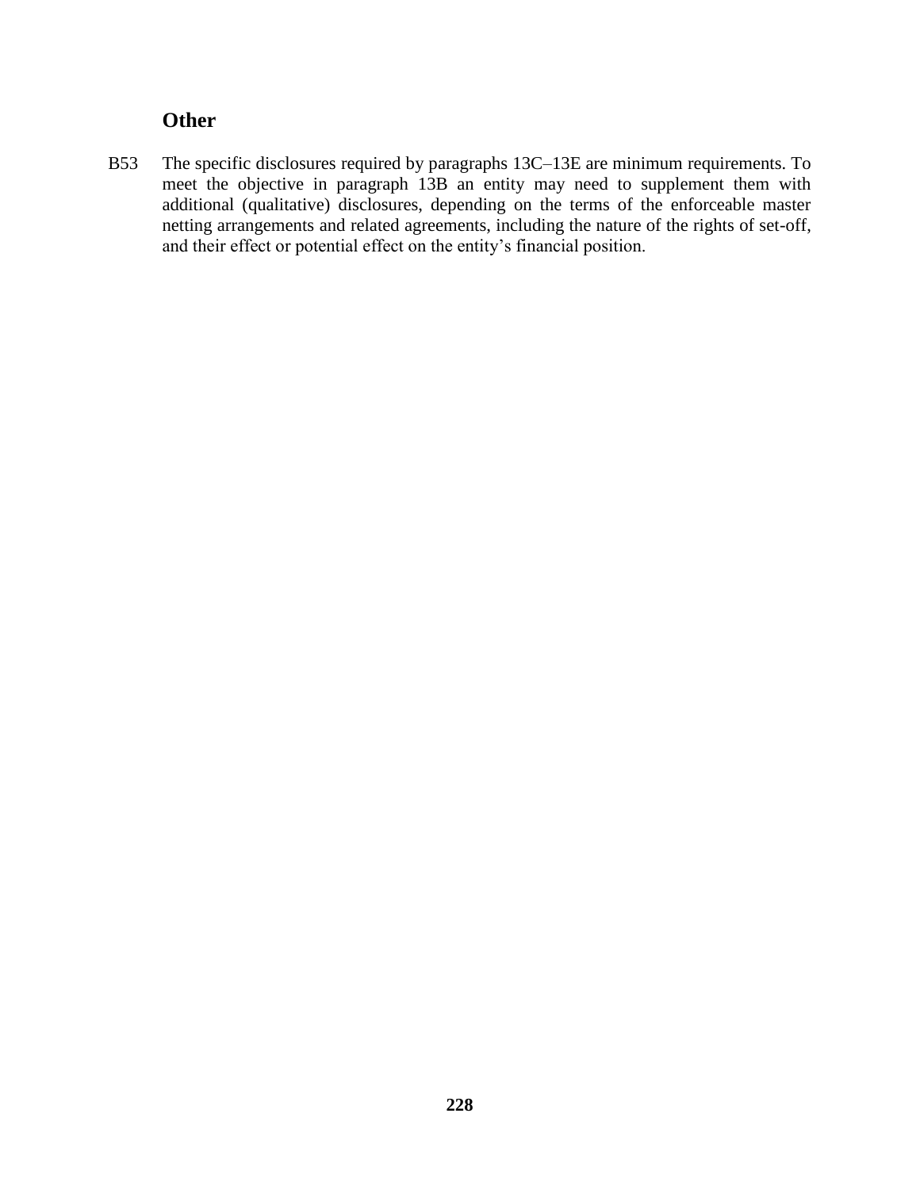### Other

B53 The specific disclosures required by paragraphs 13C–13E are minimum requirements. To meet the objective in paragraph 13B an entity may need to supplement them with additional (qualitative) disclosures, depending on the terms of the enforceable master netting arrangements and related agreements, including the nature of the rights of set-off, and their effect or potential effect on the entity's financial position.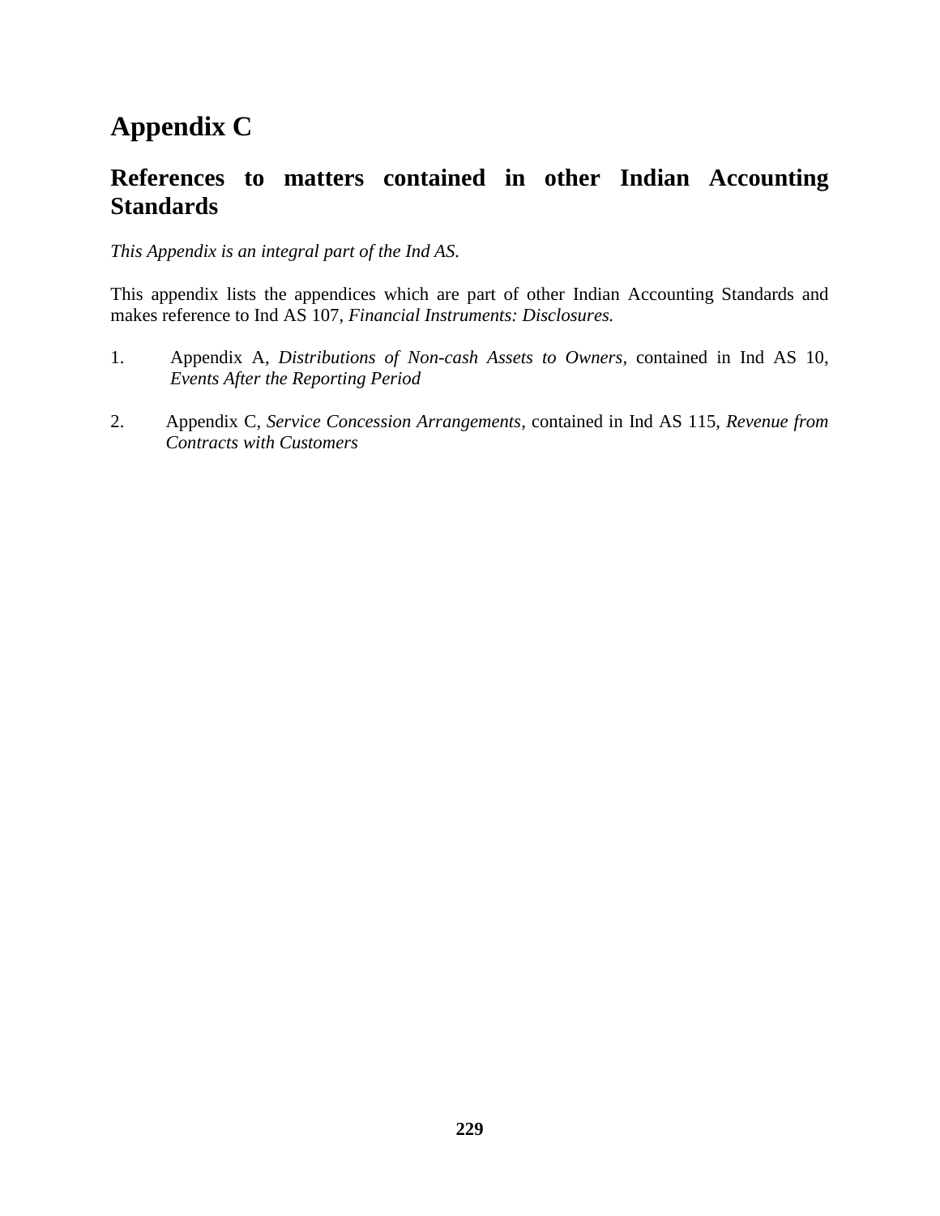# Appendix C

## References to matters contained in other Indian Accounting Standards

*This Appendix is an integral part of the Ind AS.*

This appendix lists the appendices which are part of other Indian Accounting Standards and makes reference to Ind AS 107, *Financial Instruments: Disclosures.*

1. Appendix A, *Distributions of Non-cash Assets to Owners*, contained in Ind AS 10, *Events After the Reporting Period*

2. Appendix C, *Service Concession Arrangements*, contained in Ind AS 115, *Revenue from Contracts with Customers*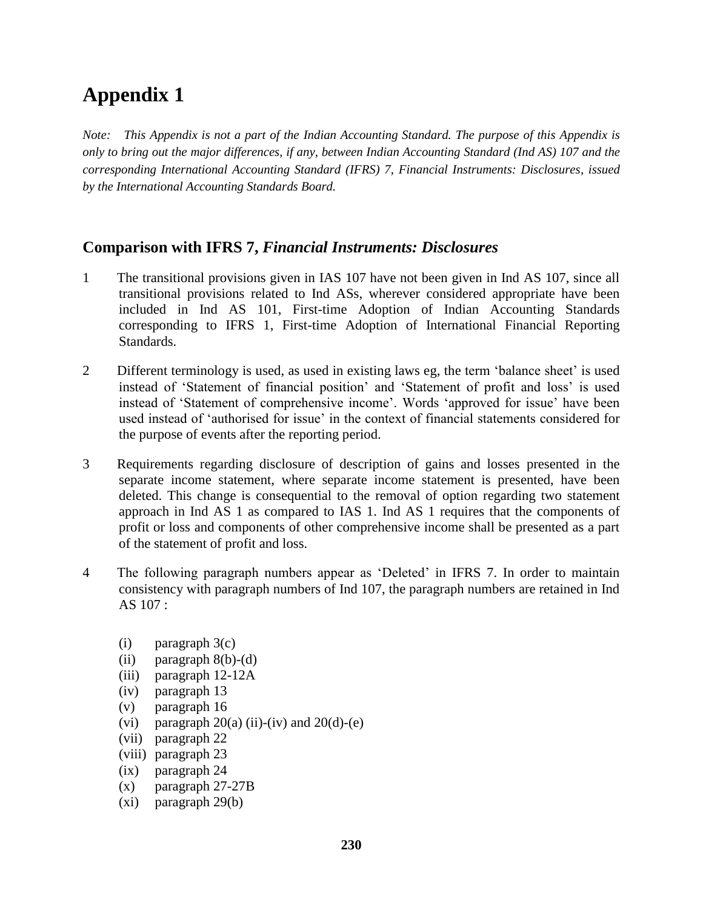# Appendix 1

*Note: This Appendix is not a part of the Indian Accounting Standard. The purpose of this Appendix is only to bring out the major differences, if any, between Indian Accounting Standard (Ind AS) 107 and the corresponding International Accounting Standard (IFRS) 7, Financial Instruments: Disclosures, issued by the International Accounting Standards Board.*

## Comparison with IFRS 7, *Financial Instruments: Disclosures*

1 The transitional provisions given in IAS 107 have not been given in Ind AS 107, since all transitional provisions related to Ind ASs, wherever considered appropriate have been included in Ind AS 101, First-time Adoption of Indian Accounting Standards corresponding to IFRS 1, First-time Adoption of International Financial Reporting Standards.

2 Different terminology is used, as used in existing laws eg, the term 'balance sheet' is used instead of 'Statement of financial position' and 'Statement of profit and loss' is used instead of 'Statement of comprehensive income'. Words 'approved for issue' have been used instead of 'authorised for issue' in the context of financial statements considered for the purpose of events after the reporting period.

3 Requirements regarding disclosure of description of gains and losses presented in the separate income statement, where separate income statement is presented, have been deleted. This change is consequential to the removal of option regarding two statement approach in Ind AS 1 as compared to IAS 1. Ind AS 1 requires that the components of profit or loss and components of other comprehensive income shall be presented as a part of the statement of profit and loss.

4 The following paragraph numbers appear as 'Deleted' in IFRS 7. In order to maintain consistency with paragraph numbers of Ind 107, the paragraph numbers are retained in Ind AS 107 :

(i) paragraph 3(c)
(ii) paragraph 8(b)-(d)
(iii) paragraph 12-12A
(iv) paragraph 13
(v) paragraph 16
(vi) paragraph 20(a) (ii)-(iv) and 20(d)-(e)
(vii) paragraph 22
(viii) paragraph 23
(ix) paragraph 24
(x) paragraph 27-27B
(xi) paragraph 29(b)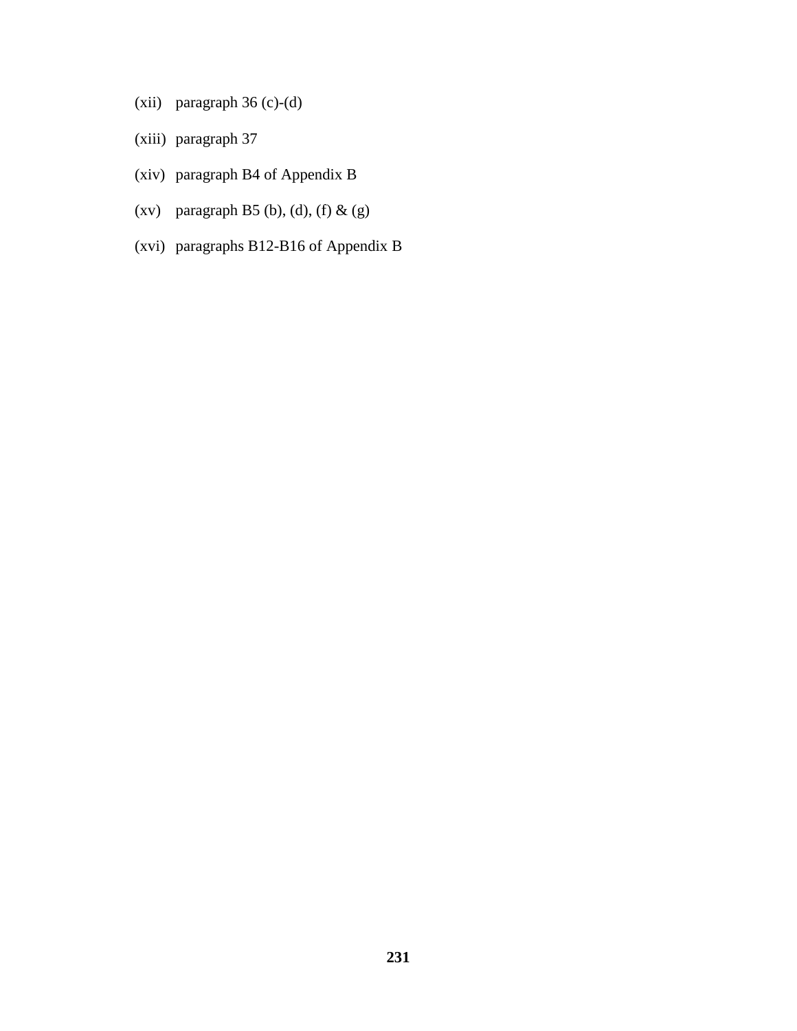(xii) paragraph 36 (c)-(d)

(xiii) paragraph 37

(xiv) paragraph B4 of Appendix B

(xv) paragraph B5 (b), (d), (f) & (g)

(xvi) paragraphs B12-B16 of Appendix B